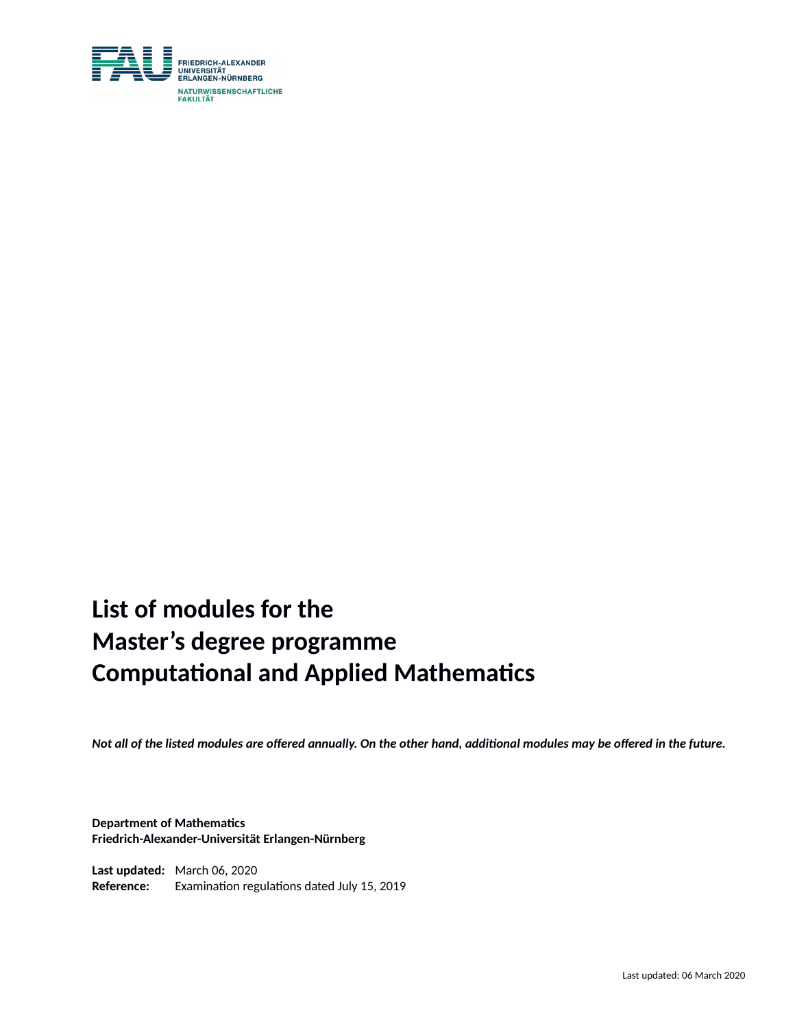FRIEDRICH-ALEXANDER UNIVERSITÄT ERLANGEN-NÜRNBERG

NATURWISSENSCHAFTLICHE FAKULTÄT

# List of modules for the Master's degree programme Computational and Applied Mathematics

***Not all of the listed modules are offered annually. On the other hand, additional modules may be offered in the future.***

**Department of Mathematics**
**Friedrich-Alexander-Universität Erlangen-Nürnberg**

**Last updated:** March 06, 2020
**Reference:** Examination regulations dated July 15, 2019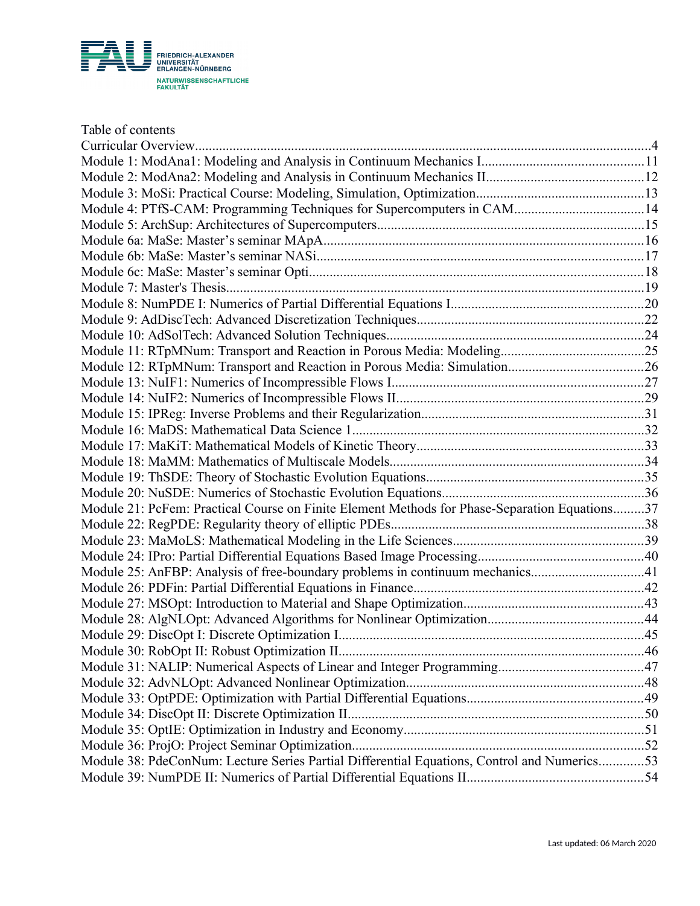Table of contents

- Curricular Overview ... 4
- Module 1: ModAna1: Modeling and Analysis in Continuum Mechanics I ... 11
- Module 2: ModAna2: Modeling and Analysis in Continuum Mechanics II ... 12
- Module 3: MoSi: Practical Course: Modeling, Simulation, Optimization ... 13
- Module 4: PTfS-CAM: Programming Techniques for Supercomputers in CAM ... 14
- Module 5: ArchSup: Architectures of Supercomputers ... 15
- Module 6a: MaSe: Master’s seminar MApA ... 16
- Module 6b: MaSe: Master’s seminar NASi ... 17
- Module 6c: MaSe: Master’s seminar Opti ... 18
- Module 7: Master's Thesis ... 19
- Module 8: NumPDE I: Numerics of Partial Differential Equations I ... 20
- Module 9: AdDiscTech: Advanced Discretization Techniques ... 22
- Module 10: AdSolTech: Advanced Solution Techniques ... 24
- Module 11: RTpMNum: Transport and Reaction in Porous Media: Modeling ... 25
- Module 12: RTpMNum: Transport and Reaction in Porous Media: Simulation ... 26
- Module 13: NuIF1: Numerics of Incompressible Flows I ... 27
- Module 14: NuIF2: Numerics of Incompressible Flows II ... 29
- Module 15: IPReg: Inverse Problems and their Regularization ... 31
- Module 16: MaDS: Mathematical Data Science 1 ... 32
- Module 17: MaKiT: Mathematical Models of Kinetic Theory ... 33
- Module 18: MaMM: Mathematics of Multiscale Models ... 34
- Module 19: ThSDE: Theory of Stochastic Evolution Equations ... 35
- Module 20: NuSDE: Numerics of Stochastic Evolution Equations ... 36
- Module 21: PcFem: Practical Course on Finite Element Methods for Phase-Separation Equations ... 37
- Module 22: RegPDE: Regularity theory of elliptic PDEs ... 38
- Module 23: MaMoLS: Mathematical Modeling in the Life Sciences ... 39
- Module 24: IPro: Partial Differential Equations Based Image Processing ... 40
- Module 25: AnFBP: Analysis of free-boundary problems in continuum mechanics ... 41
- Module 26: PDFin: Partial Differential Equations in Finance ... 42
- Module 27: MSOpt: Introduction to Material and Shape Optimization ... 43
- Module 28: AlgNLOpt: Advanced Algorithms for Nonlinear Optimization ... 44
- Module 29: DiscOpt I: Discrete Optimization I ... 45
- Module 30: RobOpt II: Robust Optimization II ... 46
- Module 31: NALIP: Numerical Aspects of Linear and Integer Programming ... 47
- Module 32: AdvNLOpt: Advanced Nonlinear Optimization ... 48
- Module 33: OptPDE: Optimization with Partial Differential Equations ... 49
- Module 34: DiscOpt II: Discrete Optimization II ... 50
- Module 35: OptIE: Optimization in Industry and Economy ... 51
- Module 36: ProjO: Project Seminar Optimization ... 52
- Module 38: PdeConNum: Lecture Series Partial Differential Equations, Control and Numerics ... 53
- Module 39: NumPDE II: Numerics of Partial Differential Equations II ... 54

Last updated: 06 March 2020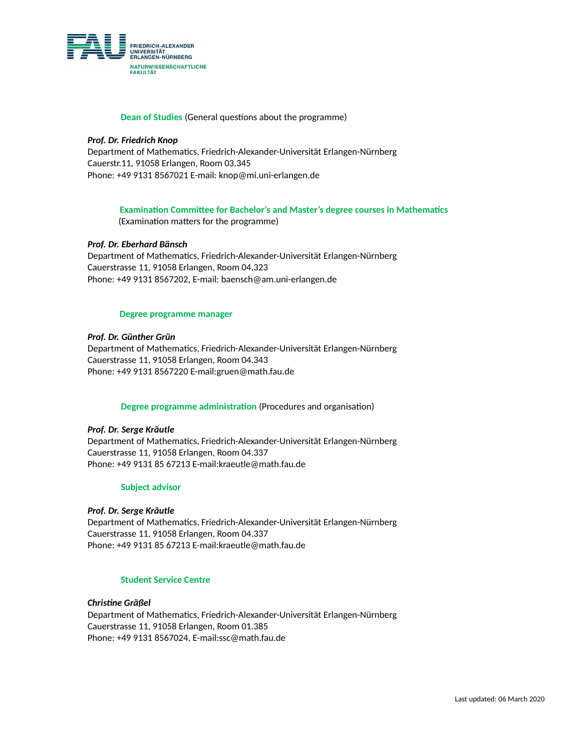FRIEDRICH-ALEXANDER
UNIVERSITÄT
ERLANGEN-NÜRNBERG

NATURWISSENSCHAFTLICHE
FAKULTÄT

**Dean of Studies** (General questions about the programme)

***Prof. Dr. Friedrich Knop***
Department of Mathematics, Friedrich-Alexander-Universität Erlangen-Nürnberg
Cauerstr.11, 91058 Erlangen, Room 03.345
Phone: +49 9131 8567021 E-mail: knop@mi.uni-erlangen.de

**Examination Committee for Bachelor's and Master's degree courses in Mathematics**
(Examination matters for the programme)

***Prof. Dr. Eberhard Bänsch***
Department of Mathematics, Friedrich-Alexander-Universität Erlangen-Nürnberg
Cauerstrasse 11, 91058 Erlangen, Room 04.323
Phone: +49 9131 8567202, E-mail: baensch@am.uni-erlangen.de

**Degree programme manager**

***Prof. Dr. Günther Grün***
Department of Mathematics, Friedrich-Alexander-Universität Erlangen-Nürnberg
Cauerstrasse 11, 91058 Erlangen, Room 04.343
Phone: +49 9131 8567220 E-mail:gruen@math.fau.de

**Degree programme administration** (Procedures and organisation)

***Prof. Dr. Serge Kräutle***
Department of Mathematics, Friedrich-Alexander-Universität Erlangen-Nürnberg
Cauerstrasse 11, 91058 Erlangen, Room 04.337
Phone: +49 9131 85 67213 E-mail:kraeutle@math.fau.de

**Subject advisor**

***Prof. Dr. Serge Kräutle***
Department of Mathematics, Friedrich-Alexander-Universität Erlangen-Nürnberg
Cauerstrasse 11, 91058 Erlangen, Room 04.337
Phone: +49 9131 85 67213 E-mail:kraeutle@math.fau.de

**Student Service Centre**

***Christine Gräßel***
Department of Mathematics, Friedrich-Alexander-Universität Erlangen-Nürnberg
Cauerstrasse 11, 91058 Erlangen, Room 01.385
Phone: +49 9131 8567024, E-mail:ssc@math.fau.de

Last updated: 06 March 2020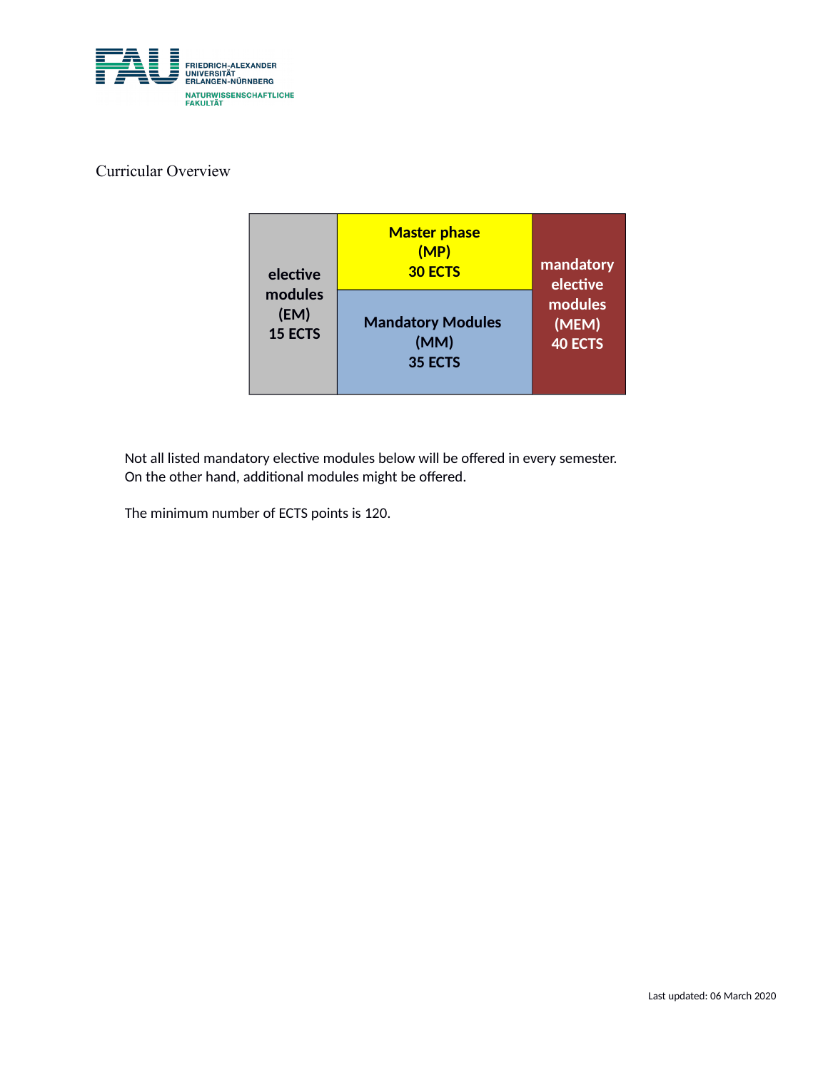Curricular Overview

| elective modules (EM) 15 ECTS | Master phase (MP) 30 ECTS | mandatory elective modules (MEM) 40 ECTS |
|---|---|---|
| | Mandatory Modules (MM) 35 ECTS | |

Not all listed mandatory elective modules below will be offered in every semester.
On the other hand, additional modules might be offered.

The minimum number of ECTS points is 120.

Last updated: 06 March 2020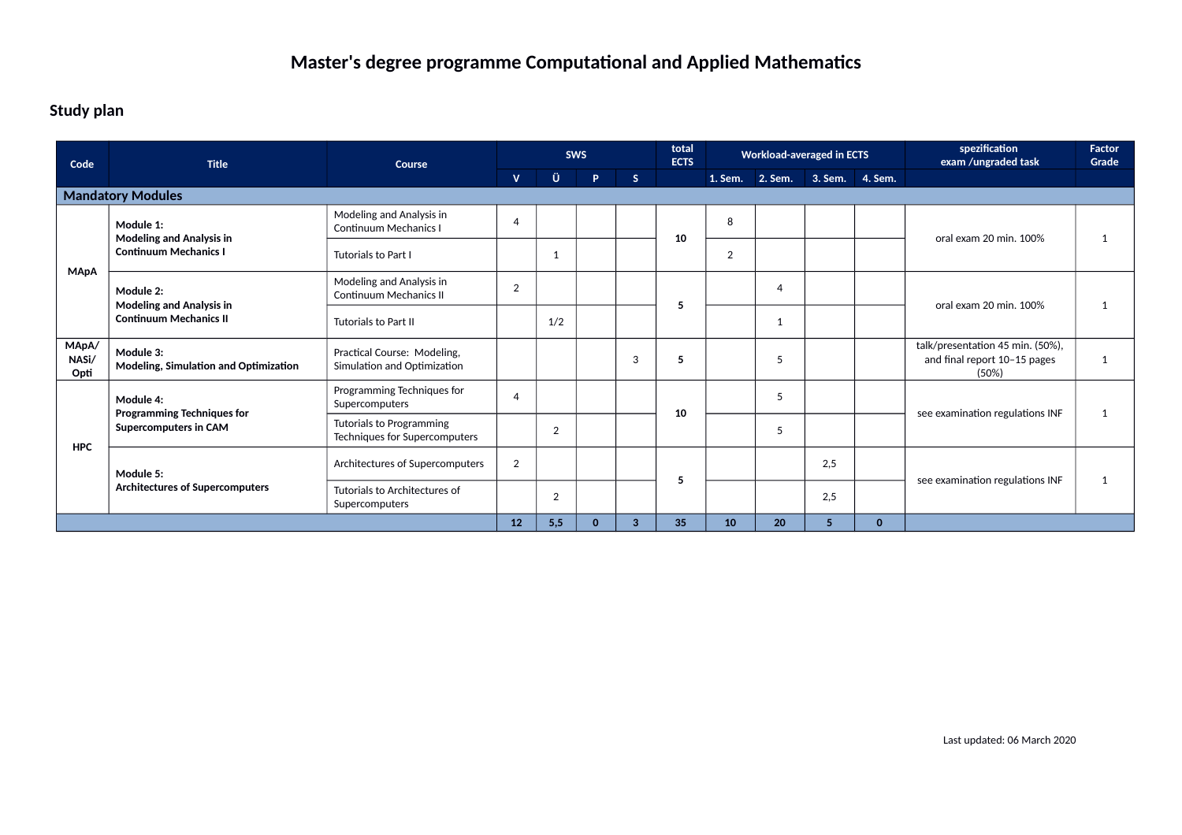# Master's degree programme Computational and Applied Mathematics

## Study plan

| Code | Title | Course | SWS | | | | total ECTS | Workload-averaged in ECTS | | | | spezification exam /ungraded task | Factor Grade |
|---|---|---|---|---|---|---|---|---|---|---|---|---|---|
| | | | V | Ü | P | S | | 1. Sem. | 2. Sem. | 3. Sem. | 4. Sem. | | |
| **Mandatory Modules** | | | | | | | | | | | | | |
| MApA | **Module 1: Modeling and Analysis in Continuum Mechanics I** | Modeling and Analysis in Continuum Mechanics I | 4 | | | | **10** | 8 | | | | oral exam 20 min. 100% | 1 |
| | | Tutorials to Part I | | 1 | | | | 2 | | | | | |
| | **Module 2: Modeling and Analysis in Continuum Mechanics II** | Modeling and Analysis in Continuum Mechanics II | 2 | | | | **5** | | 4 | | | oral exam 20 min. 100% | 1 |
| | | Tutorials to Part II | | 1/2 | | | | | 1 | | | | |
| MApA/ NASi/ Opti | **Module 3: Modeling, Simulation and Optimization** | Practical Course: Modeling, Simulation and Optimization | | | | 3 | **5** | | 5 | | | talk/presentation 45 min. (50%), and final report 10–15 pages (50%) | 1 |
| HPC | **Module 4: Programming Techniques for Supercomputers in CAM** | Programming Techniques for Supercomputers | 4 | | | | **10** | | 5 | | | see examination regulations INF | 1 |
| | | Tutorials to Programming Techniques for Supercomputers | | 2 | | | | | 5 | | | | |
| | **Module 5: Architectures of Supercomputers** | Architectures of Supercomputers | 2 | | | | **5** | | | 2,5 | | see examination regulations INF | 1 |
| | | Tutorials to Architectures of Supercomputers | | 2 | | | | | | 2,5 | | | |
| | | | **12** | **5,5** | **0** | **3** | **35** | **10** | **20** | **5** | **0** | | |

Last updated: 06 March 2020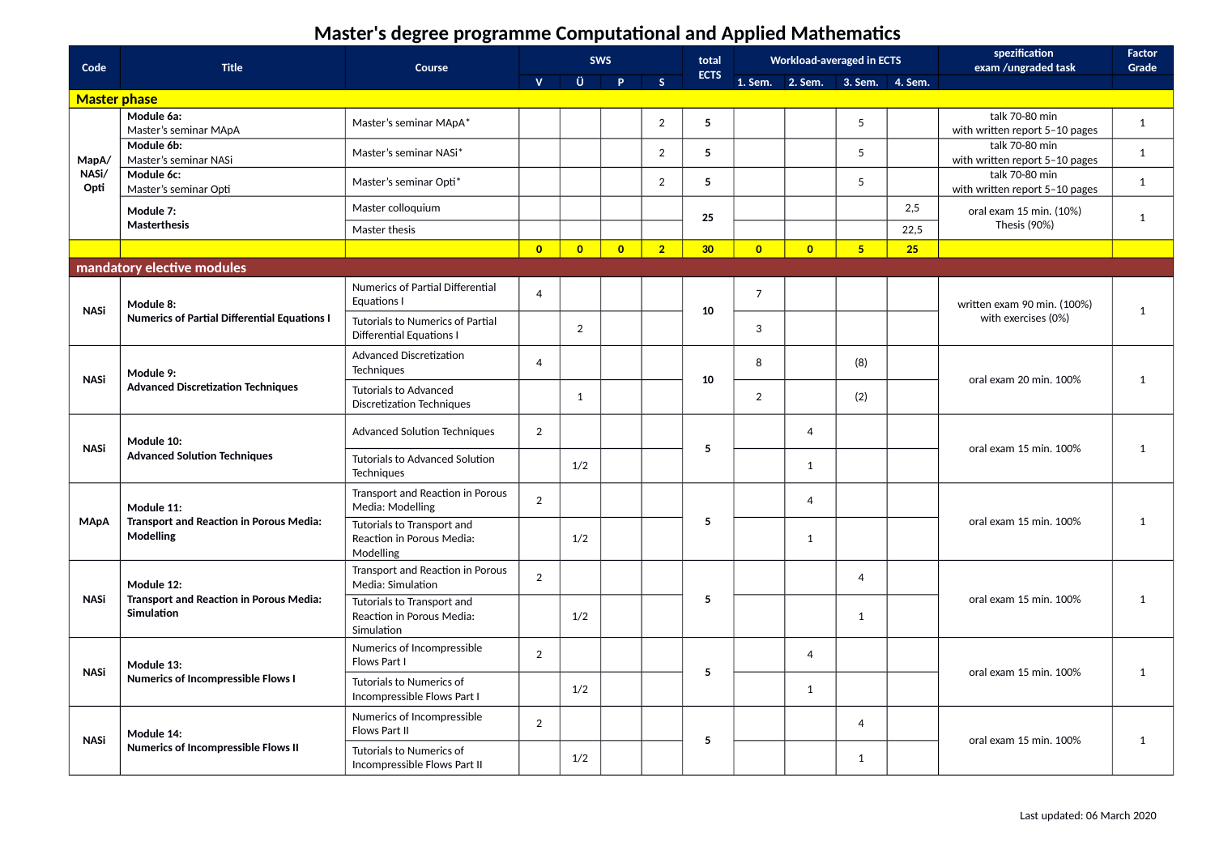# Master's degree programme Computational and Applied Mathematics

| Code | Title | Course | SWS | | | | total ECTS | Workload-averaged in ECTS | | | | spezification exam /ungraded task | Factor Grade |
|---|---|---|---|---|---|---|---|---|---|---|---|---|---|
| | | | V | Ü | P | S | | 1. Sem. | 2. Sem. | 3. Sem. | 4. Sem. | | |
| **Master phase** | | | | | | | | | | | | | |
| **MapA/ NASi/ Opti** | **Module 6a:** Master's seminar MApA | Master's seminar MApA* | | | | 2 | **5** | | | 5 | | talk 70-80 min with written report 5–10 pages | 1 |
| | **Module 6b:** Master's seminar NASi | Master's seminar NASi* | | | | 2 | **5** | | | 5 | | talk 70-80 min with written report 5–10 pages | 1 |
| | **Module 6c:** Master's seminar Opti | Master's seminar Opti* | | | | 2 | **5** | | | 5 | | talk 70-80 min with written report 5–10 pages | 1 |
| | **Module 7: Masterthesis** | Master colloquium | | | | | **25** | | | | 2,5 | oral exam 15 min. (10%) Thesis (90%) | 1 |
| | | Master thesis | | | | | | | | | 22,5 | | |
| | | | **0** | **0** | **0** | **2** | **30** | **0** | **0** | **5** | **25** | | |
| **mandatory elective modules** | | | | | | | | | | | | | |
| **NASi** | **Module 8: Numerics of Partial Differential Equations I** | Numerics of Partial Differential Equations I | 4 | | | | **10** | 7 | | | | written exam 90 min. (100%) with exercises (0%) | 1 |
| | | Tutorials to Numerics of Partial Differential Equations I | | 2 | | | | 3 | | | | | |
| **NASi** | **Module 9: Advanced Discretization Techniques** | Advanced Discretization Techniques | 4 | | | | **10** | 8 | | (8) | | oral exam 20 min. 100% | 1 |
| | | Tutorials to Advanced Discretization Techniques | | 1 | | | | 2 | | (2) | | | |
| **NASi** | **Module 10: Advanced Solution Techniques** | Advanced Solution Techniques | 2 | | | | **5** | | 4 | | | oral exam 15 min. 100% | 1 |
| | | Tutorials to Advanced Solution Techniques | | 1/2 | | | | | 1 | | | | |
| **MApA** | **Module 11: Transport and Reaction in Porous Media: Modelling** | Transport and Reaction in Porous Media: Modelling | 2 | | | | **5** | | 4 | | | oral exam 15 min. 100% | 1 |
| | | Tutorials to Transport and Reaction in Porous Media: Modelling | | 1/2 | | | | | 1 | | | | |
| **NASi** | **Module 12: Transport and Reaction in Porous Media: Simulation** | Transport and Reaction in Porous Media: Simulation | 2 | | | | **5** | | | 4 | | oral exam 15 min. 100% | 1 |
| | | Tutorials to Transport and Reaction in Porous Media: Simulation | | 1/2 | | | | | | 1 | | | |
| **NASi** | **Module 13: Numerics of Incompressible Flows I** | Numerics of Incompressible Flows Part I | 2 | | | | **5** | | 4 | | | oral exam 15 min. 100% | 1 |
| | | Tutorials to Numerics of Incompressible Flows Part I | | 1/2 | | | | | 1 | | | | |
| **NASi** | **Module 14: Numerics of Incompressible Flows II** | Numerics of Incompressible Flows Part II | 2 | | | | **5** | | | 4 | | oral exam 15 min. 100% | 1 |
| | | Tutorials to Numerics of Incompressible Flows Part II | | 1/2 | | | | | | 1 | | | |

Last updated: 06 March 2020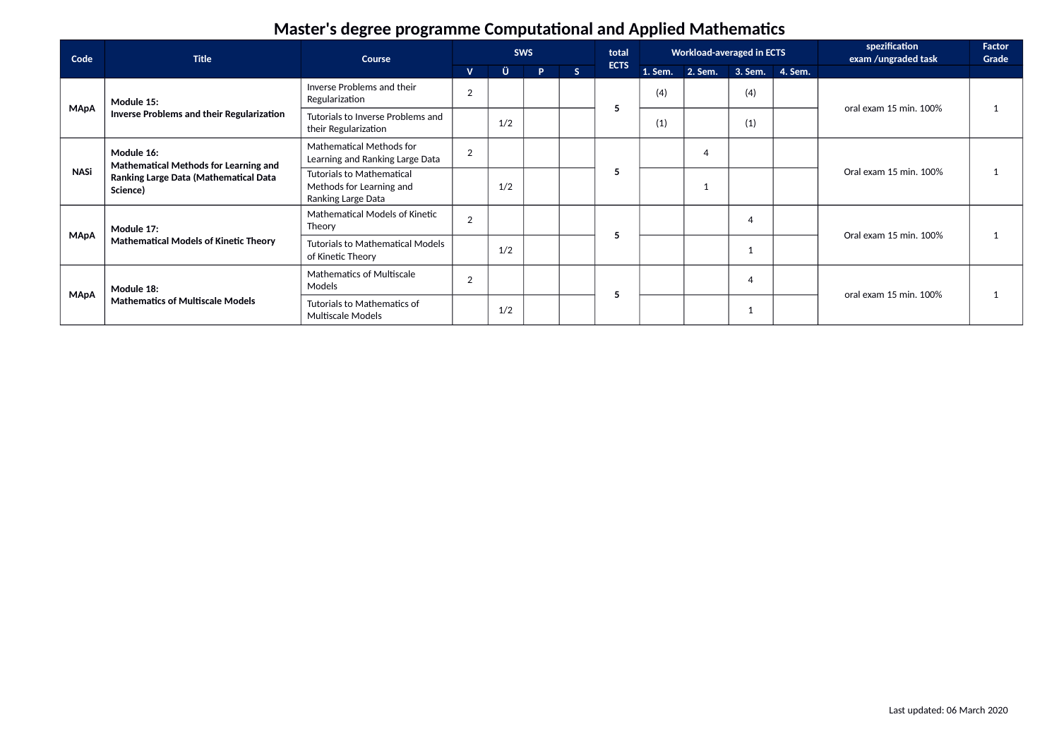# Master's degree programme Computational and Applied Mathematics

| Code | Title | Course | SWS | | | | total ECTS | Workload-averaged in ECTS | | | | spezification exam /ungraded task | Factor Grade |
|---|---|---|---|---|---|---|---|---|---|---|---|---|---|
| | | | V | Ü | P | S | | 1. Sem. | 2. Sem. | 3. Sem. | 4. Sem. | | |
| **MApA** | **Module 15: Inverse Problems and their Regularization** | Inverse Problems and their Regularization | 2 | | | | **5** | (4) | | (4) | | oral exam 15 min. 100% | 1 |
| | | Tutorials to Inverse Problems and their Regularization | | 1/2 | | | | (1) | | (1) | | | |
| **NASi** | **Module 16: Mathematical Methods for Learning and Ranking Large Data (Mathematical Data Science)** | Mathematical Methods for Learning and Ranking Large Data | 2 | | | | **5** | | 4 | | | Oral exam 15 min. 100% | 1 |
| | | Tutorials to Mathematical Methods for Learning and Ranking Large Data | | 1/2 | | | | | 1 | | | | |
| **MApA** | **Module 17: Mathematical Models of Kinetic Theory** | Mathematical Models of Kinetic Theory | 2 | | | | **5** | | | 4 | | Oral exam 15 min. 100% | 1 |
| | | Tutorials to Mathematical Models of Kinetic Theory | | 1/2 | | | | | | 1 | | | |
| **MApA** | **Module 18: Mathematics of Multiscale Models** | Mathematics of Multiscale Models | 2 | | | | **5** | | | 4 | | oral exam 15 min. 100% | 1 |
| | | Tutorials to Mathematics of Multiscale Models | | 1/2 | | | | | | 1 | | | |

Last updated: 06 March 2020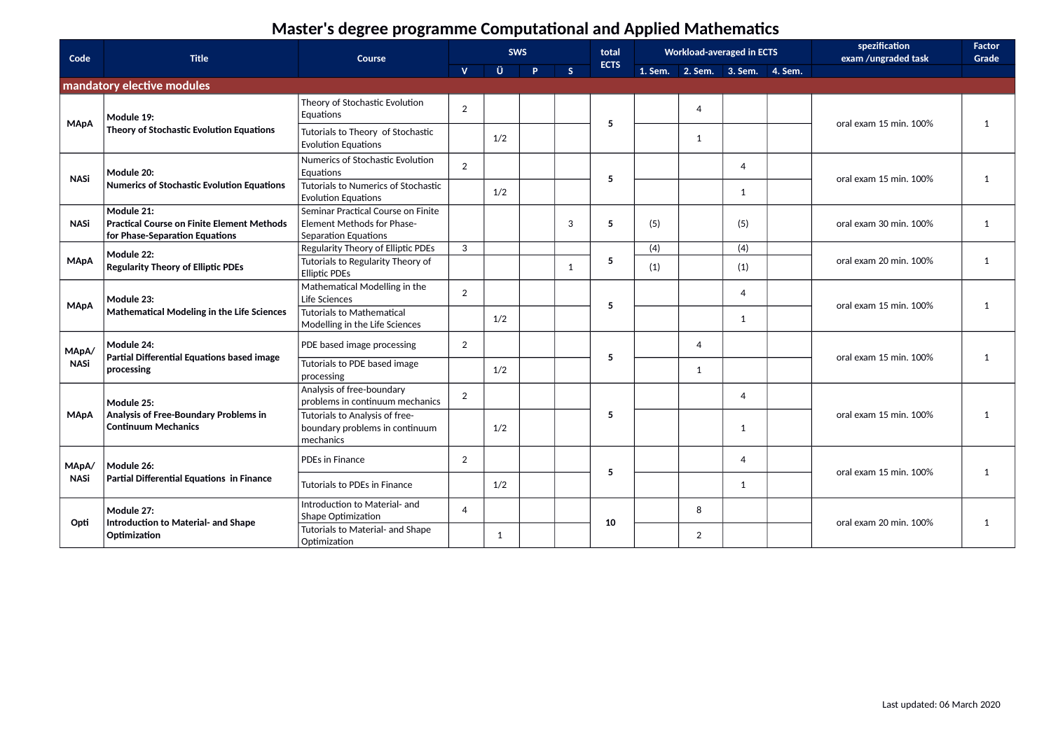# Master's degree programme Computational and Applied Mathematics

| Code | Title | Course | SWS | | | | total ECTS | Workload-averaged in ECTS | | | | spezification exam /ungraded task | Factor Grade |
|---|---|---|---|---|---|---|---|---|---|---|---|---|---|
| | | | V | Ü | P | S | | 1. Sem. | 2. Sem. | 3. Sem. | 4. Sem. | | |
| **mandatory elective modules** | | | | | | | | | | | | | |
| **MApA** | **Module 19: Theory of Stochastic Evolution Equations** | Theory of Stochastic Evolution Equations | 2 | | | | **5** | | 4 | | | oral exam 15 min. 100% | 1 |
| | | Tutorials to Theory of Stochastic Evolution Equations | | 1/2 | | | | | 1 | | | | |
| **NASi** | **Module 20: Numerics of Stochastic Evolution Equations** | Numerics of Stochastic Evolution Equations | 2 | | | | **5** | | | 4 | | oral exam 15 min. 100% | 1 |
| | | Tutorials to Numerics of Stochastic Evolution Equations | | 1/2 | | | | | | 1 | | | |
| **NASi** | **Module 21: Practical Course on Finite Element Methods for Phase-Separation Equations** | Seminar Practical Course on Finite Element Methods for Phase-Separation Equations | | | | 3 | **5** | (5) | | (5) | | oral exam 30 min. 100% | 1 |
| **MApA** | **Module 22: Regularity Theory of Elliptic PDEs** | Regularity Theory of Elliptic PDEs | 3 | | | | **5** | (4) | | (4) | | oral exam 20 min. 100% | 1 |
| | | Tutorials to Regularity Theory of Elliptic PDEs | | | | 1 | | (1) | | (1) | | | |
| **MApA** | **Module 23: Mathematical Modeling in the Life Sciences** | Mathematical Modelling in the Life Sciences | 2 | | | | **5** | | | 4 | | oral exam 15 min. 100% | 1 |
| | | Tutorials to Mathematical Modelling in the Life Sciences | | 1/2 | | | | | | 1 | | | |
| **MApA/ NASi** | **Module 24: Partial Differential Equations based image processing** | PDE based image processing | 2 | | | | **5** | | 4 | | | oral exam 15 min. 100% | 1 |
| | | Tutorials to PDE based image processing | | 1/2 | | | | | 1 | | | | |
| **MApA** | **Module 25: Analysis of Free-Boundary Problems in Continuum Mechanics** | Analysis of free-boundary problems in continuum mechanics | 2 | | | | **5** | | | 4 | | oral exam 15 min. 100% | 1 |
| | | Tutorials to Analysis of free-boundary problems in continuum mechanics | | 1/2 | | | | | | 1 | | | |
| **MApA/ NASi** | **Module 26: Partial Differential Equations in Finance** | PDEs in Finance | 2 | | | | **5** | | | 4 | | oral exam 15 min. 100% | 1 |
| | | Tutorials to PDEs in Finance | | 1/2 | | | | | | 1 | | | |
| **Opti** | **Module 27: Introduction to Material- and Shape Optimization** | Introduction to Material- and Shape Optimization | 4 | | | | **10** | | 8 | | | oral exam 20 min. 100% | 1 |
| | | Tutorials to Material- and Shape Optimization | | 1 | | | | | 2 | | | | |

Last updated: 06 March 2020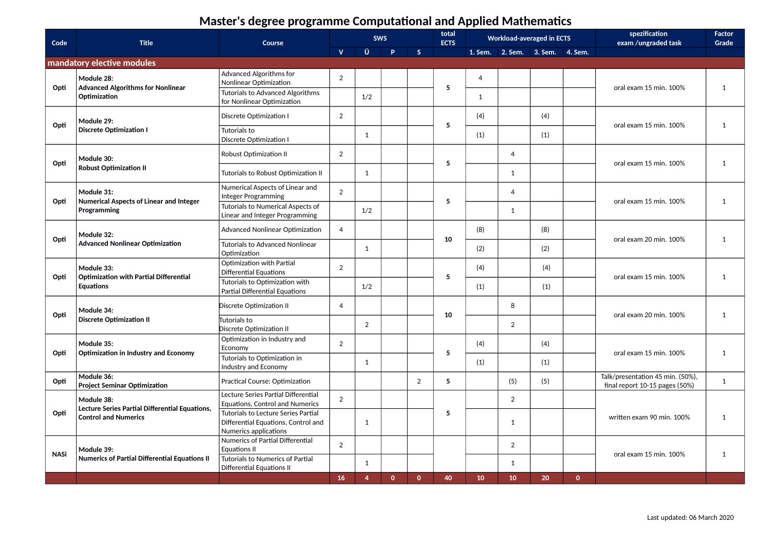# Master's degree programme Computational and Applied Mathematics

| Code | Title | Course | SWS | | | | total ECTS | Workload-averaged in ECTS | | | | spezification exam /ungraded task | Factor Grade |
|---|---|---|---|---|---|---|---|---|---|---|---|---|---|
| | | | V | Ü | P | S | | 1. Sem. | 2. Sem. | 3. Sem. | 4. Sem. | | |
| **mandatory elective modules** | | | | | | | | | | | | | |
| Opti | **Module 28: Advanced Algorithms for Nonlinear Optimization** | Advanced Algorithms for Nonlinear Optimization | 2 | | | | 5 | 4 | | | | oral exam 15 min. 100% | 1 |
| | | Tutorials to Advanced Algorithms for Nonlinear Optimization | | 1/2 | | | | 1 | | | | | |
| Opti | **Module 29: Discrete Optimization I** | Discrete Optimization I | 2 | | | | 5 | (4) | | (4) | | oral exam 15 min. 100% | 1 |
| | | Tutorials to Discrete Optimization I | | 1 | | | | (1) | | (1) | | | |
| Opti | **Module 30: Robust Optimization II** | Robust Optimization II | 2 | | | | 5 | | 4 | | | oral exam 15 min. 100% | 1 |
| | | Tutorials to Robust Optimization II | | 1 | | | | | 1 | | | | |
| Opti | **Module 31: Numerical Aspects of Linear and Integer Programming** | Numerical Aspects of Linear and Integer Programming | 2 | | | | 5 | | 4 | | | oral exam 15 min. 100% | 1 |
| | | Tutorials to Numerical Aspects of Linear and Integer Programming | | 1/2 | | | | | 1 | | | | |
| Opti | **Module 32: Advanced Nonlinear Optimization** | Advanced Nonlinear Optimization | 4 | | | | 10 | (8) | | (8) | | oral exam 20 min. 100% | 1 |
| | | Tutorials to Advanced Nonlinear Optimization | | 1 | | | | (2) | | (2) | | | |
| Opti | **Module 33: Optimization with Partial Differential Equations** | Optimization with Partial Differential Equations | 2 | | | | 5 | (4) | | (4) | | oral exam 15 min. 100% | 1 |
| | | Tutorials to Optimization with Partial Differential Equations | | 1/2 | | | | (1) | | (1) | | | |
| Opti | **Module 34: Discrete Optimization II** | Discrete Optimization II | 4 | | | | 10 | | 8 | | | oral exam 20 min. 100% | 1 |
| | | Tutorials to Discrete Optimization II | | 2 | | | | | 2 | | | | |
| Opti | **Module 35: Optimization in Industry and Economy** | Optimization in Industry and Economy | 2 | | | | 5 | (4) | | (4) | | oral exam 15 min. 100% | 1 |
| | | Tutorials to Optimization in Industry and Economy | | 1 | | | | (1) | | (1) | | | |
| Opti | **Module 36: Project Seminar Optimization** | Practical Course: Optimization | | | | 2 | 5 | | (5) | (5) | | Talk/presentation 45 min. (50%), final report 10-15 pages (50%) | 1 |
| Opti | **Module 38: Lecture Series Partial Differential Equations, Control and Numerics** | Lecture Series Partial Differential Equations, Control and Numerics | 2 | | | | 5 | | 2 | | | written exam 90 min. 100% | 1 |
| | | Tutorials to Lecture Series Partial Differential Equations, Control and Numerics applications | | 1 | | | | | 1 | | | | |
| NASi | **Module 39: Numerics of Partial Differential Equations II** | Numerics of Partial Differential Equations II | 2 | | | | | | 2 | | | oral exam 15 min. 100% | 1 |
| | | Tutorials to Numerics of Partial Differential Equations II | | 1 | | | | | 1 | | | | |
| | | | 16 | 4 | 0 | 0 | 40 | 10 | 10 | 20 | 0 | | |

Last updated: 06 March 2020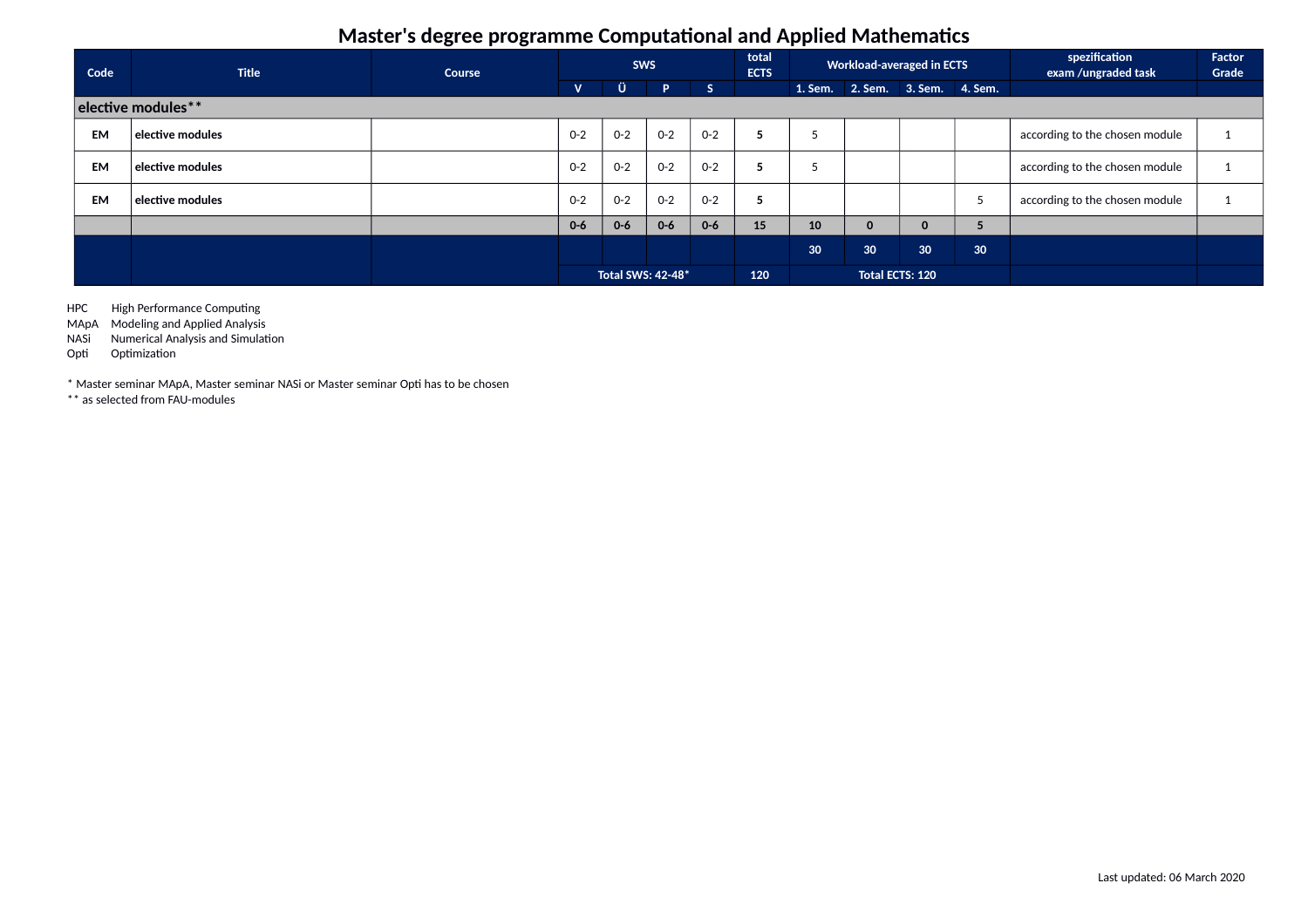# Master's degree programme Computational and Applied Mathematics

| Code | Title | Course | SWS | | | | total ECTS | Workload-averaged in ECTS | | | | spezification exam /ungraded task | Factor Grade |
|---|---|---|---|---|---|---|---|---|---|---|---|---|---|
| | | | V | Ü | P | S | | 1. Sem. | 2. Sem. | 3. Sem. | 4. Sem. | | |
| **elective modules**** | | | | | | | | | | | | | |
| **EM** | **elective modules** | | 0-2 | 0-2 | 0-2 | 0-2 | **5** | 5 | | | | according to the chosen module | 1 |
| **EM** | **elective modules** | | 0-2 | 0-2 | 0-2 | 0-2 | **5** | 5 | | | | according to the chosen module | 1 |
| **EM** | **elective modules** | | 0-2 | 0-2 | 0-2 | 0-2 | **5** | | | | 5 | according to the chosen module | 1 |
| | | | **0-6** | **0-6** | **0-6** | **0-6** | 15 | **10** | **0** | **0** | **5** | | |
| | | | | | | | | 30 | 30 | 30 | 30 | | |
| | | | Total SWS: 42-48* | | | | 120 | Total ECTS: 120 | | | | | |

HPC High Performance Computing
MApA Modeling and Applied Analysis
NASi Numerical Analysis and Simulation
Opti Optimization

* Master seminar MApA, Master seminar NASi or Master seminar Opti has to be chosen
** as selected from FAU-modules

Last updated: 06 March 2020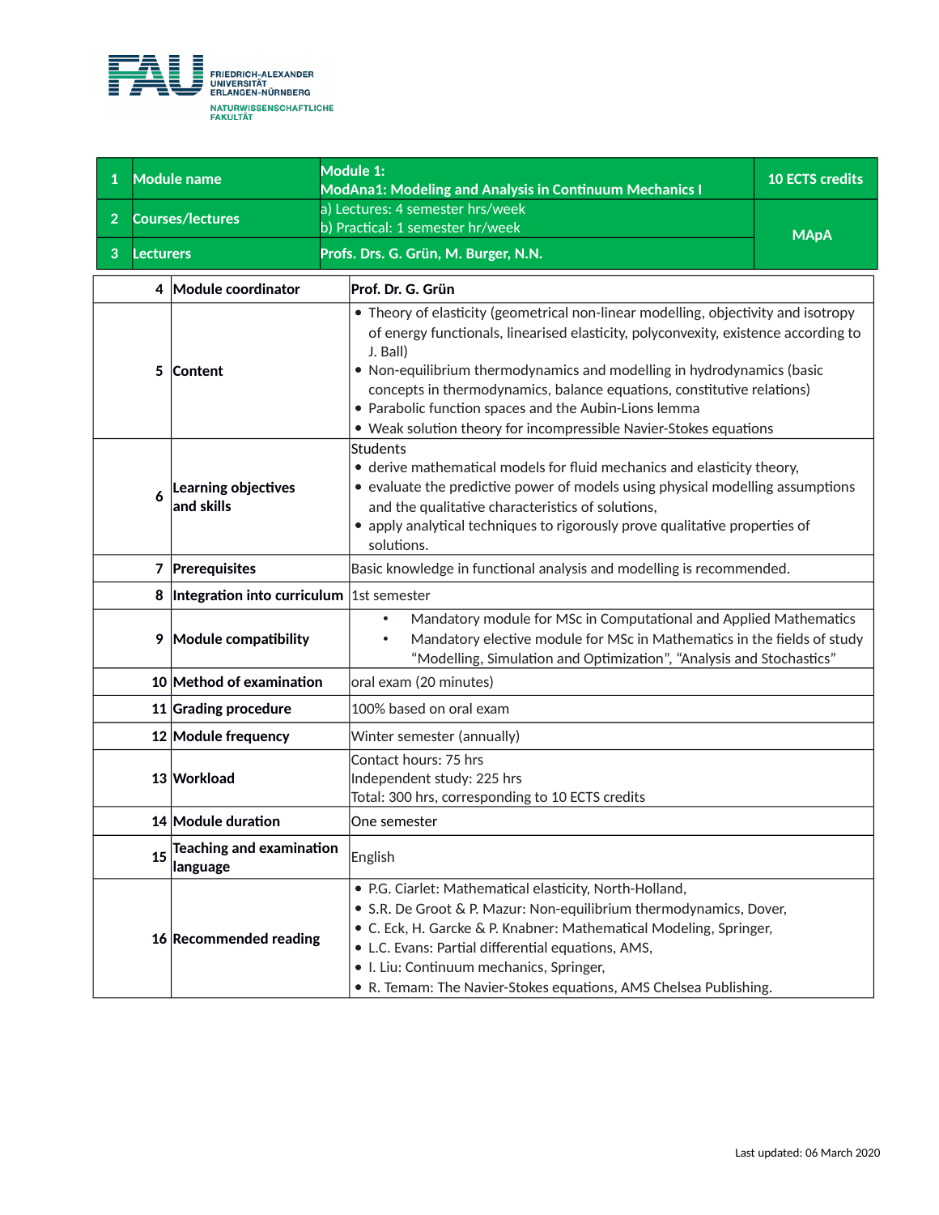| 1 | Module name | Module 1:<br>ModAna1: Modeling and Analysis in Continuum Mechanics I | 10 ECTS credits |
|---|---|---|---|
| 2 | Courses/lectures | a) Lectures: 4 semester hrs/week<br>b) Practical: 1 semester hr/week | MApA |
| 3 | Lecturers | Profs. Drs. G. Grün, M. Burger, N.N. | |

| | | |
|---|---|---|
| 4 | Module coordinator | Prof. Dr. G. Grün |
| 5 | Content | • Theory of elasticity (geometrical non-linear modelling, objectivity and isotropy of energy functionals, linearised elasticity, polyconvexity, existence according to J. Ball)<br>• Non-equilibrium thermodynamics and modelling in hydrodynamics (basic concepts in thermodynamics, balance equations, constitutive relations)<br>• Parabolic function spaces and the Aubin-Lions lemma<br>• Weak solution theory for incompressible Navier-Stokes equations |
| 6 | Learning objectives and skills | Students<br>• derive mathematical models for fluid mechanics and elasticity theory,<br>• evaluate the predictive power of models using physical modelling assumptions and the qualitative characteristics of solutions,<br>• apply analytical techniques to rigorously prove qualitative properties of solutions. |
| 7 | Prerequisites | Basic knowledge in functional analysis and modelling is recommended. |
| 8 | Integration into curriculum | 1st semester |
| 9 | Module compatibility | • Mandatory module for MSc in Computational and Applied Mathematics<br>• Mandatory elective module for MSc in Mathematics in the fields of study "Modelling, Simulation and Optimization", "Analysis and Stochastics" |
| 10 | Method of examination | oral exam (20 minutes) |
| 11 | Grading procedure | 100% based on oral exam |
| 12 | Module frequency | Winter semester (annually) |
| 13 | Workload | Contact hours: 75 hrs<br>Independent study: 225 hrs<br>Total: 300 hrs, corresponding to 10 ECTS credits |
| 14 | Module duration | One semester |
| 15 | Teaching and examination language | English |
| 16 | Recommended reading | • P.G. Ciarlet: Mathematical elasticity, North-Holland,<br>• S.R. De Groot & P. Mazur: Non-equilibrium thermodynamics, Dover,<br>• C. Eck, H. Garcke & P. Knabner: Mathematical Modeling, Springer,<br>• L.C. Evans: Partial differential equations, AMS,<br>• I. Liu: Continuum mechanics, Springer,<br>• R. Temam: The Navier-Stokes equations, AMS Chelsea Publishing. |

Last updated: 06 March 2020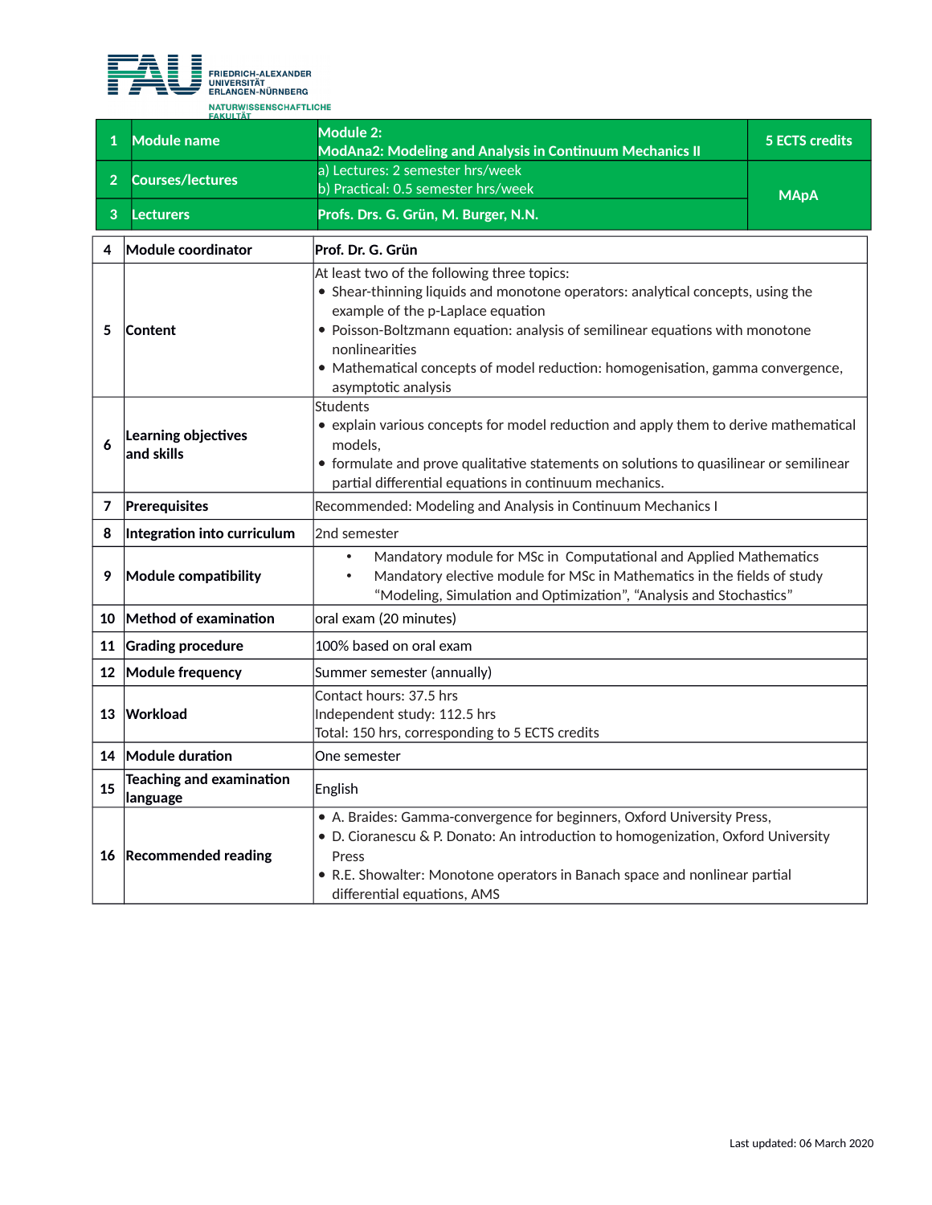FRIEDRICH-ALEXANDER UNIVERSITÄT ERLANGEN-NÜRNBERG

NATURWISSENSCHAFTLICHE FAKULTÄT

| | | | |
|---|---|---|---|
| 1 | **Module name** | **Module 2:<br>ModAna2: Modeling and Analysis in Continuum Mechanics II** | **5 ECTS credits** |
| 2 | **Courses/lectures** | a) Lectures: 2 semester hrs/week<br>b) Practical: 0.5 semester hrs/week | **MApA** |
| 3 | **Lecturers** | **Profs. Drs. G. Grün, M. Burger, N.N.** | |

| | | |
|---|---|---|
| 4 | **Module coordinator** | **Prof. Dr. G. Grün** |
| 5 | **Content** | At least two of the following three topics:<br>• Shear-thinning liquids and monotone operators: analytical concepts, using the example of the p-Laplace equation<br>• Poisson-Boltzmann equation: analysis of semilinear equations with monotone nonlinearities<br>• Mathematical concepts of model reduction: homogenisation, gamma convergence, asymptotic analysis |
| 6 | **Learning objectives and skills** | Students<br>• explain various concepts for model reduction and apply them to derive mathematical models,<br>• formulate and prove qualitative statements on solutions to quasilinear or semilinear partial differential equations in continuum mechanics. |
| 7 | **Prerequisites** | Recommended: Modeling and Analysis in Continuum Mechanics I |
| 8 | **Integration into curriculum** | 2nd semester |
| 9 | **Module compatibility** | • Mandatory module for MSc in Computational and Applied Mathematics<br>• Mandatory elective module for MSc in Mathematics in the fields of study "Modeling, Simulation and Optimization", "Analysis and Stochastics" |
| 10 | **Method of examination** | oral exam (20 minutes) |
| 11 | **Grading procedure** | 100% based on oral exam |
| 12 | **Module frequency** | Summer semester (annually) |
| 13 | **Workload** | Contact hours: 37.5 hrs<br>Independent study: 112.5 hrs<br>Total: 150 hrs, corresponding to 5 ECTS credits |
| 14 | **Module duration** | One semester |
| 15 | **Teaching and examination language** | English |
| 16 | **Recommended reading** | • A. Braides: Gamma-convergence for beginners, Oxford University Press,<br>• D. Cioranescu & P. Donato: An introduction to homogenization, Oxford University Press<br>• R.E. Showalter: Monotone operators in Banach space and nonlinear partial differential equations, AMS |

Last updated: 06 March 2020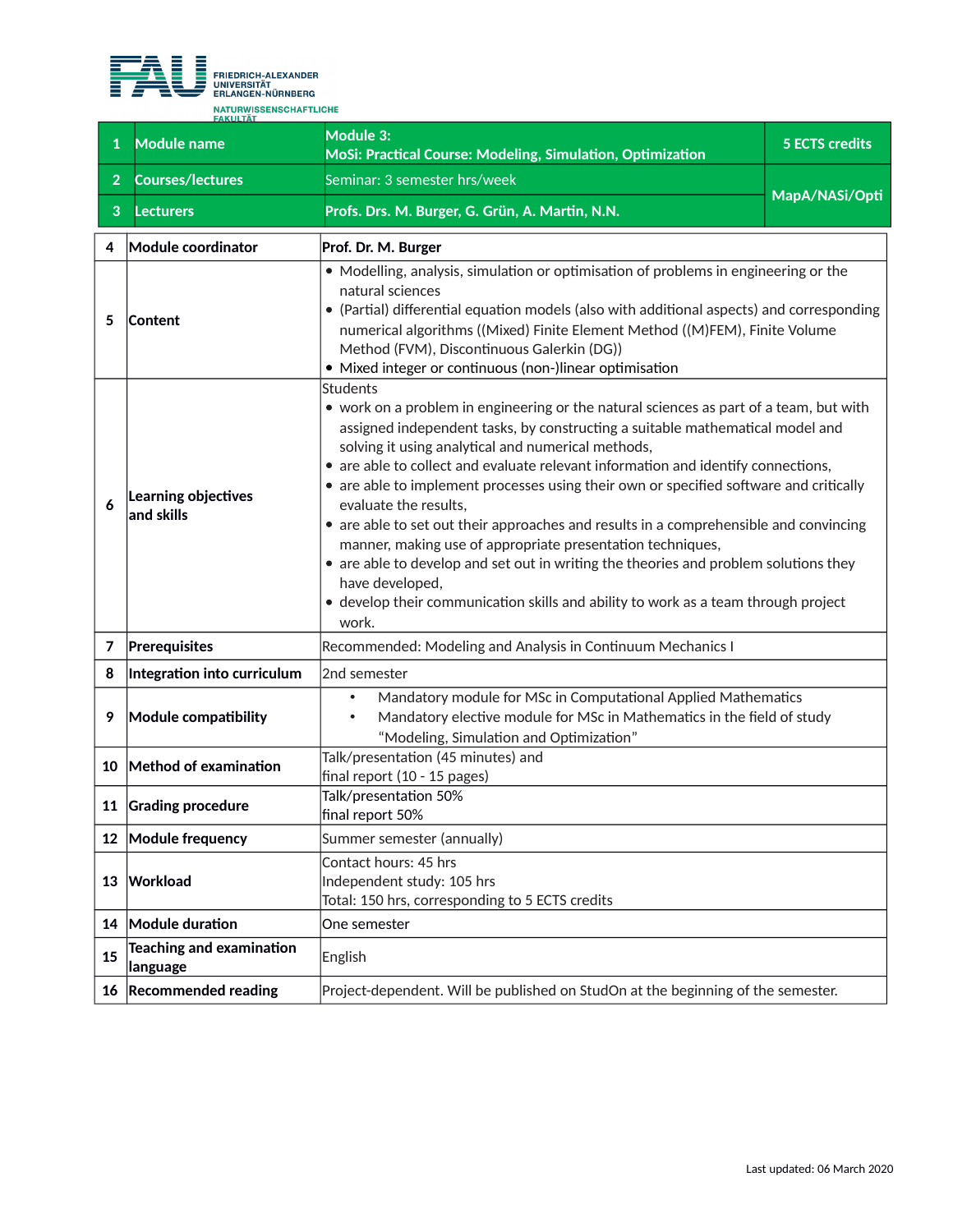| 1 | Module name | Module 3:<br>MoSi: Practical Course: Modeling, Simulation, Optimization | 5 ECTS credits |
|---|---|---|---|
| 2 | Courses/lectures | Seminar: 3 semester hrs/week | MapA/NASi/Opti |
| 3 | Lecturers | Profs. Drs. M. Burger, G. Grün, A. Martin, N.N. | |

| 4 | Module coordinator | Prof. Dr. M. Burger |
|---|---|---|
| 5 | Content | • Modelling, analysis, simulation or optimisation of problems in engineering or the natural sciences<br>• (Partial) differential equation models (also with additional aspects) and corresponding numerical algorithms ((Mixed) Finite Element Method ((M)FEM), Finite Volume Method (FVM), Discontinuous Galerkin (DG))<br>• Mixed integer or continuous (non-)linear optimisation |
| 6 | Learning objectives and skills | Students<br>• work on a problem in engineering or the natural sciences as part of a team, but with assigned independent tasks, by constructing a suitable mathematical model and solving it using analytical and numerical methods,<br>• are able to collect and evaluate relevant information and identify connections,<br>• are able to implement processes using their own or specified software and critically evaluate the results,<br>• are able to set out their approaches and results in a comprehensible and convincing manner, making use of appropriate presentation techniques,<br>• are able to develop and set out in writing the theories and problem solutions they have developed,<br>• develop their communication skills and ability to work as a team through project work. |
| 7 | Prerequisites | Recommended: Modeling and Analysis in Continuum Mechanics I |
| 8 | Integration into curriculum | 2nd semester |
| 9 | Module compatibility | • Mandatory module for MSc in Computational Applied Mathematics<br>• Mandatory elective module for MSc in Mathematics in the field of study "Modeling, Simulation and Optimization" |
| 10 | Method of examination | Talk/presentation (45 minutes) and<br>final report (10 - 15 pages) |
| 11 | Grading procedure | Talk/presentation 50%<br>final report 50% |
| 12 | Module frequency | Summer semester (annually) |
| 13 | Workload | Contact hours: 45 hrs<br>Independent study: 105 hrs<br>Total: 150 hrs, corresponding to 5 ECTS credits |
| 14 | Module duration | One semester |
| 15 | Teaching and examination language | English |
| 16 | Recommended reading | Project-dependent. Will be published on StudOn at the beginning of the semester. |

Last updated: 06 March 2020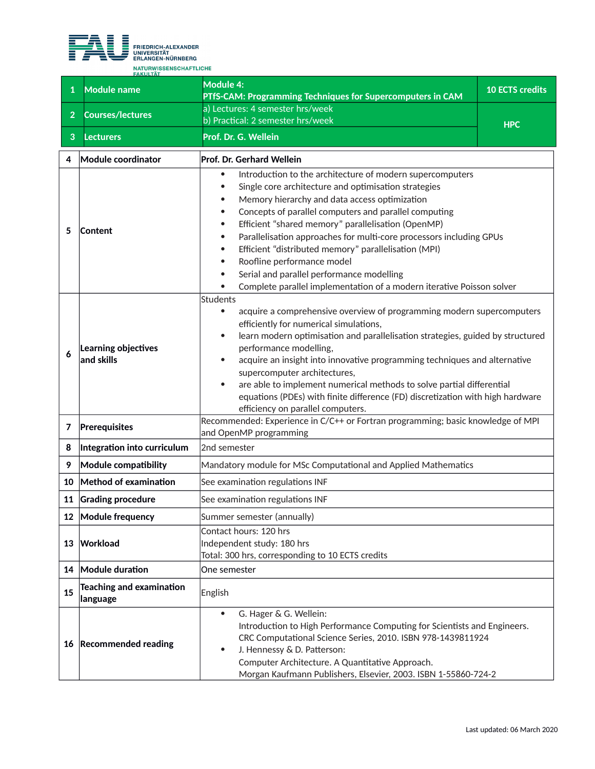FRIEDRICH-ALEXANDER UNIVERSITÄT ERLANGEN-NÜRNBERG
NATURWISSENSCHAFTLICHE FAKULTÄT

| 1 | Module name | Module 4:<br>PTfS-CAM: Programming Techniques for Supercomputers in CAM | 10 ECTS credits |
|---|---|---|---|
| 2 | Courses/lectures | a) Lectures: 4 semester hrs/week<br>b) Practical: 2 semester hrs/week | HPC |
| 3 | Lecturers | Prof. Dr. G. Wellein | |

| | | |
|---|---|---|
| 4 | Module coordinator | Prof. Dr. Gerhard Wellein |
| 5 | Content | • Introduction to the architecture of modern supercomputers<br>• Single core architecture and optimisation strategies<br>• Memory hierarchy and data access optimization<br>• Concepts of parallel computers and parallel computing<br>• Efficient "shared memory" parallelisation (OpenMP)<br>• Parallelisation approaches for multi-core processors including GPUs<br>• Efficient "distributed memory" parallelisation (MPI)<br>• Roofline performance model<br>• Serial and parallel performance modelling<br>• Complete parallel implementation of a modern iterative Poisson solver |
| 6 | Learning objectives and skills | Students<br>• acquire a comprehensive overview of programming modern supercomputers efficiently for numerical simulations,<br>• learn modern optimisation and parallelisation strategies, guided by structured performance modelling,<br>• acquire an insight into innovative programming techniques and alternative supercomputer architectures,<br>• are able to implement numerical methods to solve partial differential equations (PDEs) with finite difference (FD) discretization with high hardware efficiency on parallel computers. |
| 7 | Prerequisites | Recommended: Experience in C/C++ or Fortran programming; basic knowledge of MPI and OpenMP programming |
| 8 | Integration into curriculum | 2nd semester |
| 9 | Module compatibility | Mandatory module for MSc Computational and Applied Mathematics |
| 10 | Method of examination | See examination regulations INF |
| 11 | Grading procedure | See examination regulations INF |
| 12 | Module frequency | Summer semester (annually) |
| 13 | Workload | Contact hours: 120 hrs<br>Independent study: 180 hrs<br>Total: 300 hrs, corresponding to 10 ECTS credits |
| 14 | Module duration | One semester |
| 15 | Teaching and examination language | English |
| 16 | Recommended reading | • G. Hager & G. Wellein:<br>Introduction to High Performance Computing for Scientists and Engineers. CRC Computational Science Series, 2010. ISBN 978-1439811924<br>• J. Hennessy & D. Patterson:<br>Computer Architecture. A Quantitative Approach.<br>Morgan Kaufmann Publishers, Elsevier, 2003. ISBN 1-55860-724-2 |

Last updated: 06 March 2020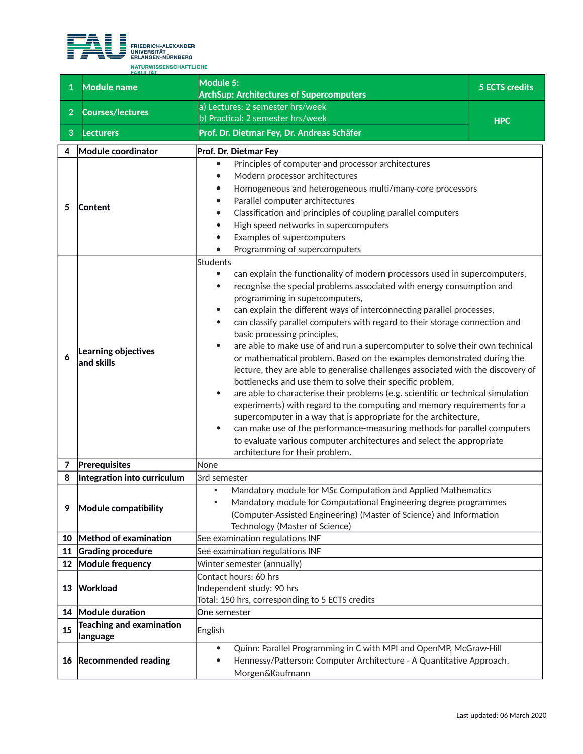FRIEDRICH-ALEXANDER
UNIVERSITÄT
ERLANGEN-NÜRNBERG

NATURWISSENSCHAFTLICHE FAKULTÄT

| | | | |
|---|---|---|---|
| 1 | **Module name** | **Module 5:**<br>**ArchSup: Architectures of Supercomputers** | **5 ECTS credits** |
| 2 | **Courses/lectures** | a) Lectures: 2 semester hrs/week<br>b) Practical: 2 semester hrs/week | **HPC** |
| 3 | **Lecturers** | **Prof. Dr. Dietmar Fey, Dr. Andreas Schäfer** | |

| | | |
|---|---|---|
| 4 | **Module coordinator** | **Prof. Dr. Dietmar Fey** |
| 5 | **Content** | • Principles of computer and processor architectures<br>• Modern processor architectures<br>• Homogeneous and heterogeneous multi/many-core processors<br>• Parallel computer architectures<br>• Classification and principles of coupling parallel computers<br>• High speed networks in supercomputers<br>• Examples of supercomputers<br>• Programming of supercomputers |
| 6 | **Learning objectives and skills** | Students<br>• can explain the functionality of modern processors used in supercomputers,<br>• recognise the special problems associated with energy consumption and programming in supercomputers,<br>• can explain the different ways of interconnecting parallel processes,<br>• can classify parallel computers with regard to their storage connection and basic processing principles,<br>• are able to make use of and run a supercomputer to solve their own technical or mathematical problem. Based on the examples demonstrated during the lecture, they are able to generalise challenges associated with the discovery of bottlenecks and use them to solve their specific problem,<br>• are able to characterise their problems (e.g. scientific or technical simulation experiments) with regard to the computing and memory requirements for a supercomputer in a way that is appropriate for the architecture,<br>• can make use of the performance-measuring methods for parallel computers to evaluate various computer architectures and select the appropriate architecture for their problem. |
| 7 | **Prerequisites** | None |
| 8 | **Integration into curriculum** | 3rd semester |
| 9 | **Module compatibility** | • Mandatory module for MSc Computation and Applied Mathematics<br>• Mandatory module for Computational Engineering degree programmes (Computer-Assisted Engineering) (Master of Science) and Information Technology (Master of Science) |
| 10 | **Method of examination** | See examination regulations INF |
| 11 | **Grading procedure** | See examination regulations INF |
| 12 | **Module frequency** | Winter semester (annually) |
| 13 | **Workload** | Contact hours: 60 hrs<br>Independent study: 90 hrs<br>Total: 150 hrs, corresponding to 5 ECTS credits |
| 14 | **Module duration** | One semester |
| 15 | **Teaching and examination language** | English |
| 16 | **Recommended reading** | • Quinn: Parallel Programming in C with MPI and OpenMP, McGraw-Hill<br>• Hennessy/Patterson: Computer Architecture - A Quantitative Approach, Morgen&Kaufmann |

Last updated: 06 March 2020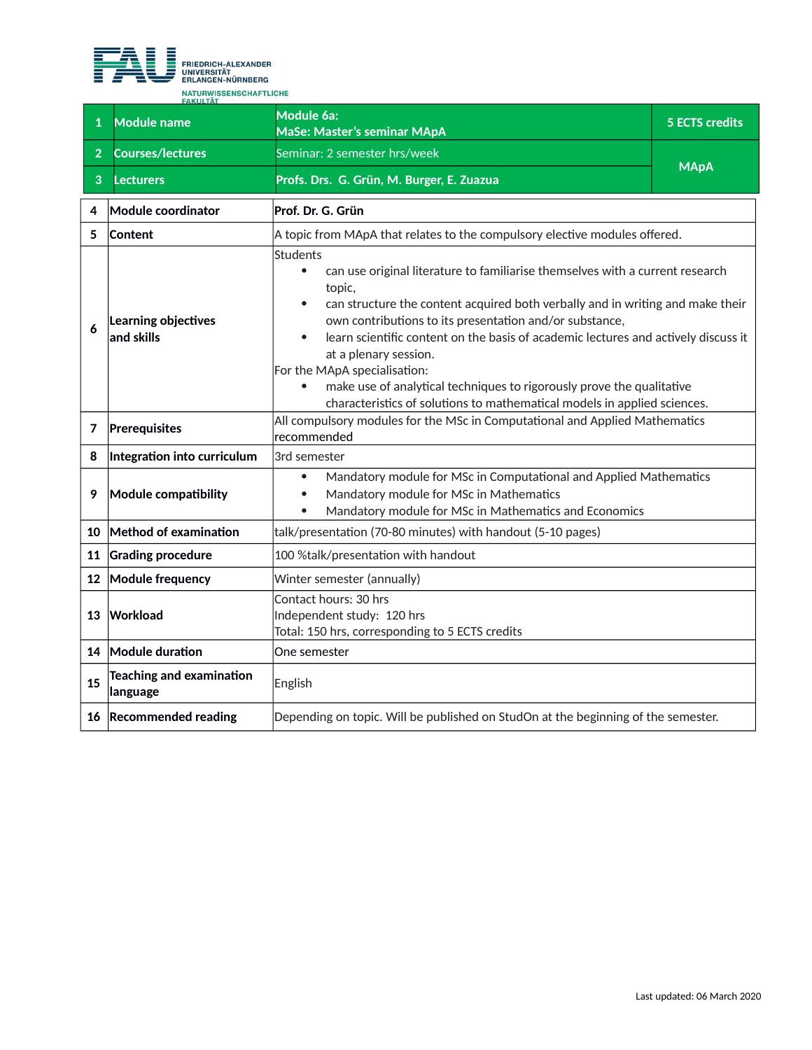| 1 | Module name | Module 6a:<br>MaSe: Master's seminar MApA | 5 ECTS credits |
|---|---|---|---|
| 2 | Courses/lectures | Seminar: 2 semester hrs/week | MApA |
| 3 | Lecturers | Profs. Drs. G. Grün, M. Burger, E. Zuazua | |

| 4 | Module coordinator | Prof. Dr. G. Grün |
|---|---|---|
| 5 | Content | A topic from MApA that relates to the compulsory elective modules offered. |
| 6 | Learning objectives and skills | Students<br>• can use original literature to familiarise themselves with a current research topic,<br>• can structure the content acquired both verbally and in writing and make their own contributions to its presentation and/or substance,<br>• learn scientific content on the basis of academic lectures and actively discuss it at a plenary session.<br>For the MApA specialisation:<br>• make use of analytical techniques to rigorously prove the qualitative characteristics of solutions to mathematical models in applied sciences. |
| 7 | Prerequisites | All compulsory modules for the MSc in Computational and Applied Mathematics recommended |
| 8 | Integration into curriculum | 3rd semester |
| 9 | Module compatibility | • Mandatory module for MSc in Computational and Applied Mathematics<br>• Mandatory module for MSc in Mathematics<br>• Mandatory module for MSc in Mathematics and Economics |
| 10 | Method of examination | talk/presentation (70-80 minutes) with handout (5-10 pages) |
| 11 | Grading procedure | 100 %talk/presentation with handout |
| 12 | Module frequency | Winter semester (annually) |
| 13 | Workload | Contact hours: 30 hrs<br>Independent study: 120 hrs<br>Total: 150 hrs, corresponding to 5 ECTS credits |
| 14 | Module duration | One semester |
| 15 | Teaching and examination language | English |
| 16 | Recommended reading | Depending on topic. Will be published on StudOn at the beginning of the semester. |

Last updated: 06 March 2020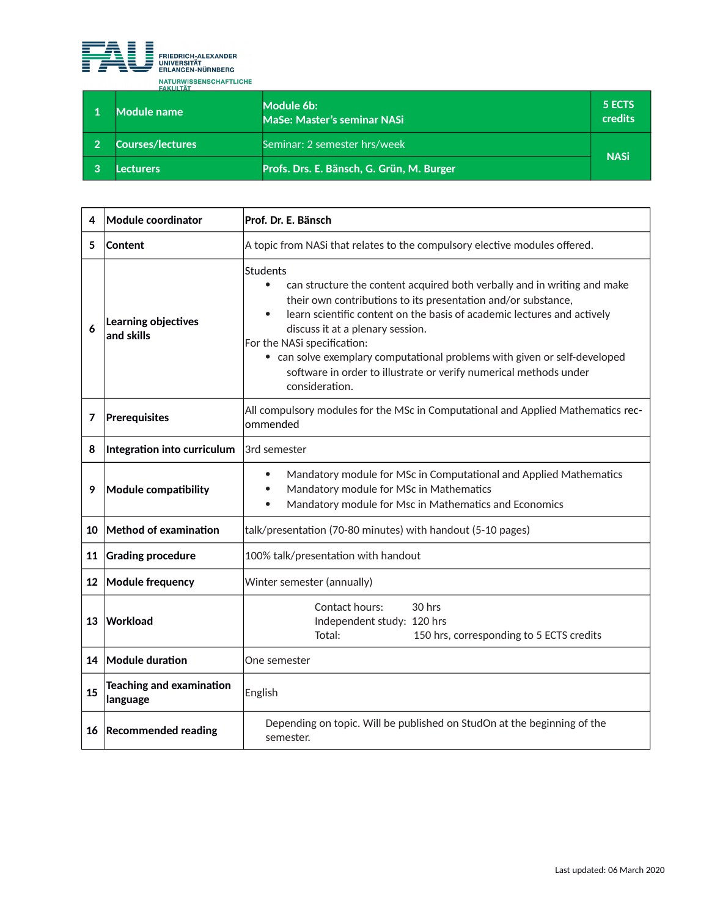FRIEDRICH-ALEXANDER UNIVERSITÄT ERLANGEN-NÜRNBERG

NATURWISSENSCHAFTLICHE FAKULTÄT

| 1 | Module name | Module 6b: MaSe: Master's seminar NASi | 5 ECTS credits |
|---|---|---|---|
| 2 | Courses/lectures | Seminar: 2 semester hrs/week | NASi |
| 3 | Lecturers | Profs. Drs. E. Bänsch, G. Grün, M. Burger | |

| | | |
|---|---|---|
| 4 | **Module coordinator** | **Prof. Dr. E. Bänsch** |
| 5 | **Content** | A topic from NASi that relates to the compulsory elective modules offered. |
| 6 | **Learning objectives and skills** | Students<br>• can structure the content acquired both verbally and in writing and make their own contributions to its presentation and/or substance,<br>• learn scientific content on the basis of academic lectures and actively discuss it at a plenary session.<br>For the NASi specification:<br>• can solve exemplary computational problems with given or self-developed software in order to illustrate or verify numerical methods under consideration. |
| 7 | **Prerequisites** | All compulsory modules for the MSc in Computational and Applied Mathematics recommended |
| 8 | **Integration into curriculum** | 3rd semester |
| 9 | **Module compatibility** | • Mandatory module for MSc in Computational and Applied Mathematics<br>• Mandatory module for MSc in Mathematics<br>• Mandatory module for Msc in Mathematics and Economics |
| 10 | **Method of examination** | talk/presentation (70-80 minutes) with handout (5-10 pages) |
| 11 | **Grading procedure** | 100% talk/presentation with handout |
| 12 | **Module frequency** | Winter semester (annually) |
| 13 | **Workload** | Contact hours: 30 hrs<br>Independent study: 120 hrs<br>Total: 150 hrs, corresponding to 5 ECTS credits |
| 14 | **Module duration** | One semester |
| 15 | **Teaching and examination language** | English |
| 16 | **Recommended reading** | Depending on topic. Will be published on StudOn at the beginning of the semester. |

Last updated: 06 March 2020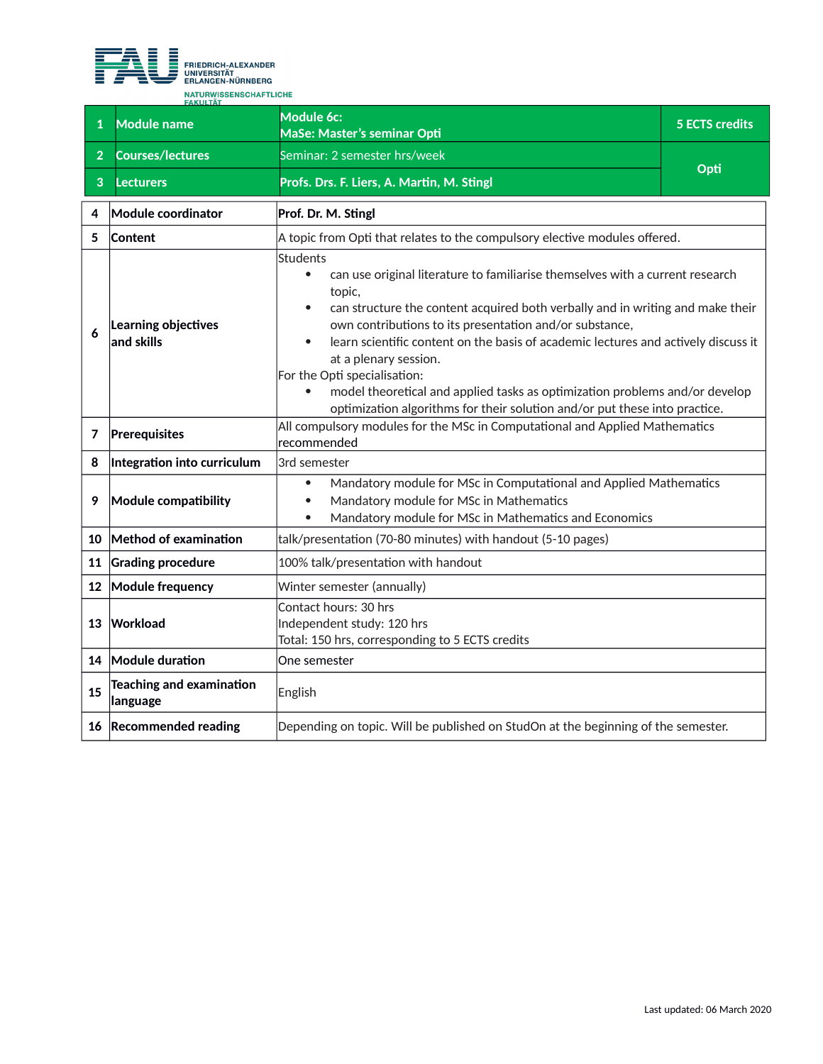FRIEDRICH-ALEXANDER UNIVERSITÄT ERLANGEN-NÜRNBERG
NATURWISSENSCHAFTLICHE FAKULTÄT

| 1 | Module name | Module 6c: MaSe: Master's seminar Opti | 5 ECTS credits |
|---|---|---|---|
| 2 | Courses/lectures | Seminar: 2 semester hrs/week | Opti |
| 3 | Lecturers | **Profs. Drs. F. Liers, A. Martin, M. Stingl** | |

| | | |
|---|---|---|
| 4 | **Module coordinator** | **Prof. Dr. M. Stingl** |
| 5 | **Content** | A topic from Opti that relates to the compulsory elective modules offered. |
| 6 | **Learning objectives and skills** | Students<br>• can use original literature to familiarise themselves with a current research topic,<br>• can structure the content acquired both verbally and in writing and make their own contributions to its presentation and/or substance,<br>• learn scientific content on the basis of academic lectures and actively discuss it at a plenary session.<br>For the Opti specialisation:<br>• model theoretical and applied tasks as optimization problems and/or develop optimization algorithms for their solution and/or put these into practice. |
| 7 | **Prerequisites** | All compulsory modules for the MSc in Computational and Applied Mathematics recommended |
| 8 | **Integration into curriculum** | 3rd semester |
| 9 | **Module compatibility** | • Mandatory module for MSc in Computational and Applied Mathematics<br>• Mandatory module for MSc in Mathematics<br>• Mandatory module for MSc in Mathematics and Economics |
| 10 | **Method of examination** | talk/presentation (70-80 minutes) with handout (5-10 pages) |
| 11 | **Grading procedure** | 100% talk/presentation with handout |
| 12 | **Module frequency** | Winter semester (annually) |
| 13 | **Workload** | Contact hours: 30 hrs<br>Independent study: 120 hrs<br>Total: 150 hrs, corresponding to 5 ECTS credits |
| 14 | **Module duration** | One semester |
| 15 | **Teaching and examination language** | English |
| 16 | **Recommended reading** | Depending on topic. Will be published on StudOn at the beginning of the semester. |

Last updated: 06 March 2020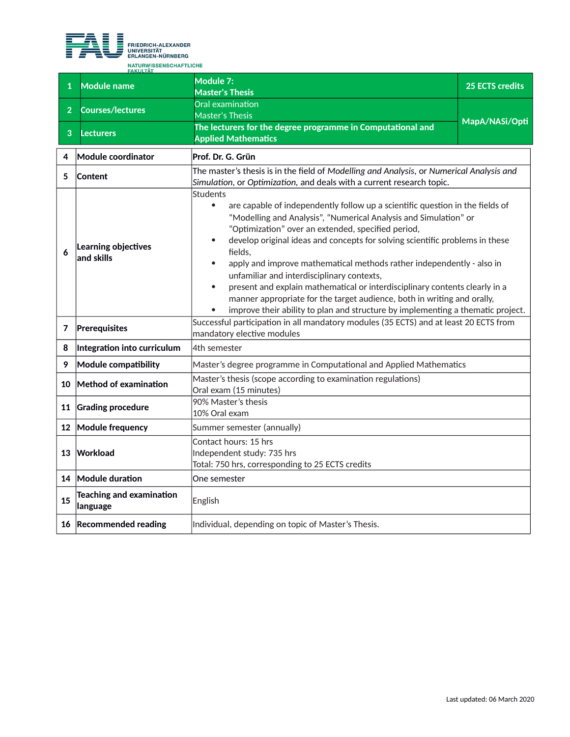FRIEDRICH-ALEXANDER UNIVERSITÄT ERLANGEN-NÜRNBERG
NATURWISSENSCHAFTLICHE FAKULTÄT

| | | | |
|---|---|---|---|
| 1 | **Module name** | **Module 7: Master's Thesis** | **25 ECTS credits** |
| 2 | **Courses/lectures** | Oral examination<br>Master's Thesis | **MapA/NASi/Opti** |
| 3 | **Lecturers** | **The lecturers for the degree programme in Computational and Applied Mathematics** | |

| | | |
|---|---|---|
| 4 | **Module coordinator** | **Prof. Dr. G. Grün** |
| 5 | **Content** | The master's thesis is in the field of *Modelling and Analysis*, or *Numerical Analysis and Simulation*, or *Optimization*, and deals with a current research topic. |
| 6 | **Learning objectives and skills** | Students<br>• are capable of independently follow up a scientific question in the fields of "Modelling and Analysis", "Numerical Analysis and Simulation" or "Optimization" over an extended, specified period,<br>• develop original ideas and concepts for solving scientific problems in these fields,<br>• apply and improve mathematical methods rather independently - also in unfamiliar and interdisciplinary contexts,<br>• present and explain mathematical or interdisciplinary contents clearly in a manner appropriate for the target audience, both in writing and orally,<br>• improve their ability to plan and structure by implementing a thematic project. |
| 7 | **Prerequisites** | Successful participation in all mandatory modules (35 ECTS) and at least 20 ECTS from mandatory elective modules |
| 8 | **Integration into curriculum** | 4th semester |
| 9 | **Module compatibility** | Master's degree programme in Computational and Applied Mathematics |
| 10 | **Method of examination** | Master's thesis (scope according to examination regulations)<br>Oral exam (15 minutes) |
| 11 | **Grading procedure** | 90% Master's thesis<br>10% Oral exam |
| 12 | **Module frequency** | Summer semester (annually) |
| 13 | **Workload** | Contact hours: 15 hrs<br>Independent study: 735 hrs<br>Total: 750 hrs, corresponding to 25 ECTS credits |
| 14 | **Module duration** | One semester |
| 15 | **Teaching and examination language** | English |
| 16 | **Recommended reading** | Individual, depending on topic of Master's Thesis. |

Last updated: 06 March 2020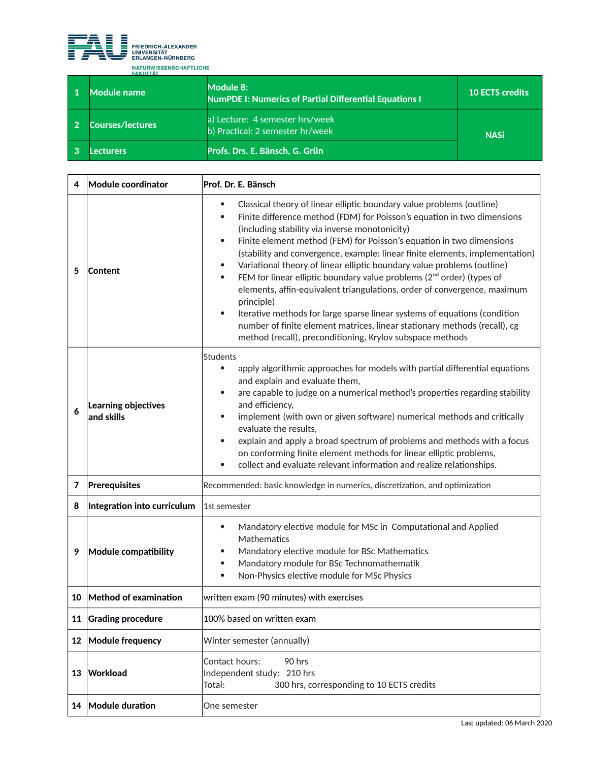FRIEDRICH-ALEXANDER UNIVERSITÄT ERLANGEN-NÜRNBERG
NATURWISSENSCHAFTLICHE FAKULTÄT

| | | | |
|---|---|---|---|
| 1 | **Module name** | **Module 8:**<br>**NumPDE I: Numerics of Partial Differential Equations I** | **10 ECTS credits** |
| 2 | **Courses/lectures** | a) Lecture: 4 semester hrs/week<br>b) Practical: 2 semester hr/week | **NASi** |
| 3 | **Lecturers** | **Profs. Drs. E. Bänsch, G. Grün** | |

| | | |
|---|---|---|
| 4 | **Module coordinator** | **Prof. Dr. E. Bänsch** |
| 5 | **Content** | • Classical theory of linear elliptic boundary value problems (outline)<br>• Finite difference method (FDM) for Poisson's equation in two dimensions (including stability via inverse monotonicity)<br>• Finite element method (FEM) for Poisson's equation in two dimensions (stability and convergence, example: linear finite elements, implementation)<br>• Variational theory of linear elliptic boundary value problems (outline)<br>• FEM for linear elliptic boundary value problems (2nd order) (types of elements, affin-equivalent triangulations, order of convergence, maximum principle)<br>• Iterative methods for large sparse linear systems of equations (condition number of finite element matrices, linear stationary methods (recall), cg method (recall), preconditioning, Krylov subspace methods |
| 6 | **Learning objectives and skills** | Students<br>• apply algorithmic approaches for models with partial differential equations and explain and evaluate them,<br>• are capable to judge on a numerical method's properties regarding stability and efficiency,<br>• implement (with own or given software) numerical methods and critically evaluate the results,<br>• explain and apply a broad spectrum of problems and methods with a focus on conforming finite element methods for linear elliptic problems,<br>• collect and evaluate relevant information and realize relationships. |
| 7 | **Prerequisites** | Recommended: basic knowledge in numerics, discretization, and optimization |
| 8 | **Integration into curriculum** | 1st semester |
| 9 | **Module compatibility** | • Mandatory elective module for MSc in Computational and Applied Mathematics<br>• Mandatory elective module for BSc Mathematics<br>• Mandatory module for BSc Technomathematik<br>• Non-Physics elective module for MSc Physics |
| 10 | **Method of examination** | written exam (90 minutes) with exercises |
| 11 | **Grading procedure** | 100% based on written exam |
| 12 | **Module frequency** | Winter semester (annually) |
| 13 | **Workload** | Contact hours: 90 hrs<br>Independent study: 210 hrs<br>Total: 300 hrs, corresponding to 10 ECTS credits |
| 14 | **Module duration** | One semester |

Last updated: 06 March 2020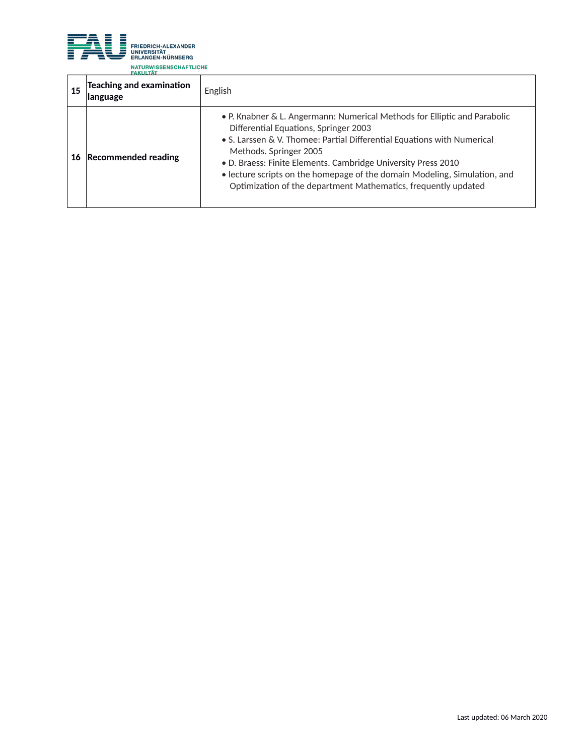| | | |
|---|---|---|
| **15** | **Teaching and examination language** | English |
| **16** | **Recommended reading** | • P. Knabner & L. Angermann: Numerical Methods for Elliptic and Parabolic Differential Equations, Springer 2003<br>• S. Larssen & V. Thomee: Partial Differential Equations with Numerical Methods. Springer 2005<br>• D. Braess: Finite Elements. Cambridge University Press 2010<br>• lecture scripts on the homepage of the domain Modeling, Simulation, and Optimization of the department Mathematics, frequently updated |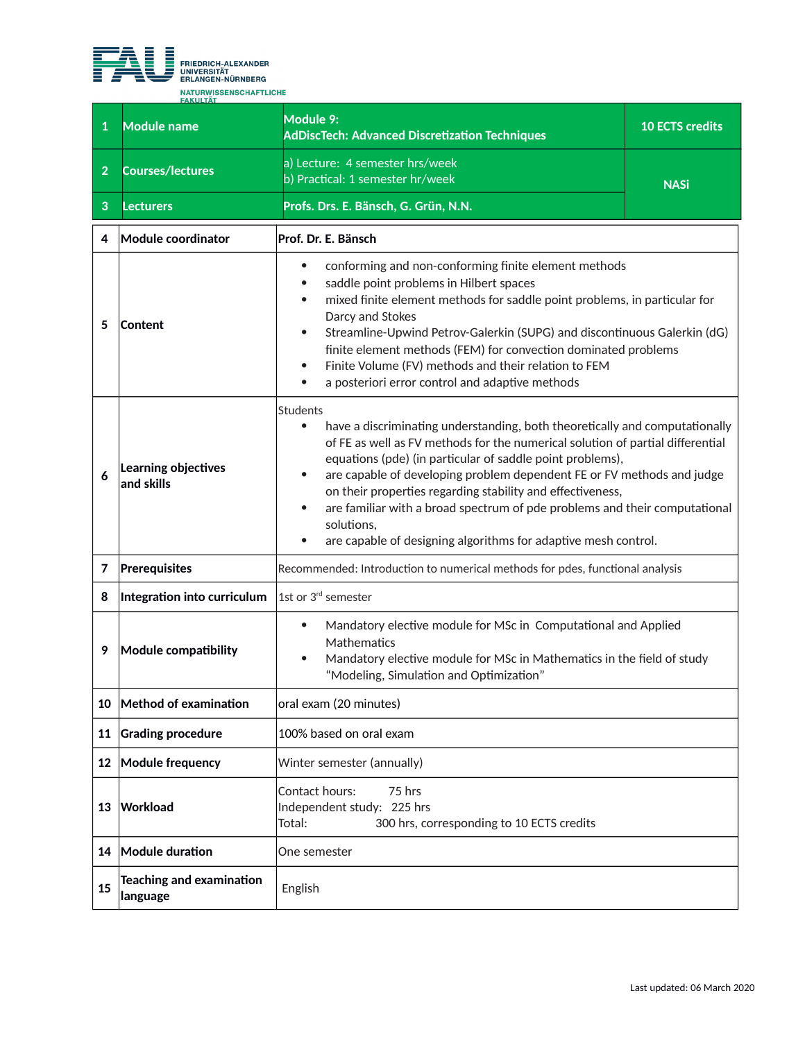| 1 | Module name | Module 9: AdDiscTech: Advanced Discretization Techniques | 10 ECTS credits |
|---|---|---|---|
| 2 | Courses/lectures | a) Lecture: 4 semester hrs/week<br>b) Practical: 1 semester hr/week | NASi |
| 3 | Lecturers | Profs. Drs. E. Bänsch, G. Grün, N.N. | |

| | | |
|---|---|---|
| 4 | **Module coordinator** | **Prof. Dr. E. Bänsch** |
| 5 | **Content** | • conforming and non-conforming finite element methods<br>• saddle point problems in Hilbert spaces<br>• mixed finite element methods for saddle point problems, in particular for Darcy and Stokes<br>• Streamline-Upwind Petrov-Galerkin (SUPG) and discontinuous Galerkin (dG) finite element methods (FEM) for convection dominated problems<br>• Finite Volume (FV) methods and their relation to FEM<br>• a posteriori error control and adaptive methods |
| 6 | **Learning objectives and skills** | Students<br>• have a discriminating understanding, both theoretically and computationally of FE as well as FV methods for the numerical solution of partial differential equations (pde) (in particular of saddle point problems),<br>• are capable of developing problem dependent FE or FV methods and judge on their properties regarding stability and effectiveness,<br>• are familiar with a broad spectrum of pde problems and their computational solutions,<br>• are capable of designing algorithms for adaptive mesh control. |
| 7 | **Prerequisites** | Recommended: Introduction to numerical methods for pdes, functional analysis |
| 8 | **Integration into curriculum** | 1st or 3rd semester |
| 9 | **Module compatibility** | • Mandatory elective module for MSc in Computational and Applied Mathematics<br>• Mandatory elective module for MSc in Mathematics in the field of study “Modeling, Simulation and Optimization” |
| 10 | **Method of examination** | oral exam (20 minutes) |
| 11 | **Grading procedure** | 100% based on oral exam |
| 12 | **Module frequency** | Winter semester (annually) |
| 13 | **Workload** | Contact hours: 75 hrs<br>Independent study: 225 hrs<br>Total: 300 hrs, corresponding to 10 ECTS credits |
| 14 | **Module duration** | One semester |
| 15 | **Teaching and examination language** | English |

Last updated: 06 March 2020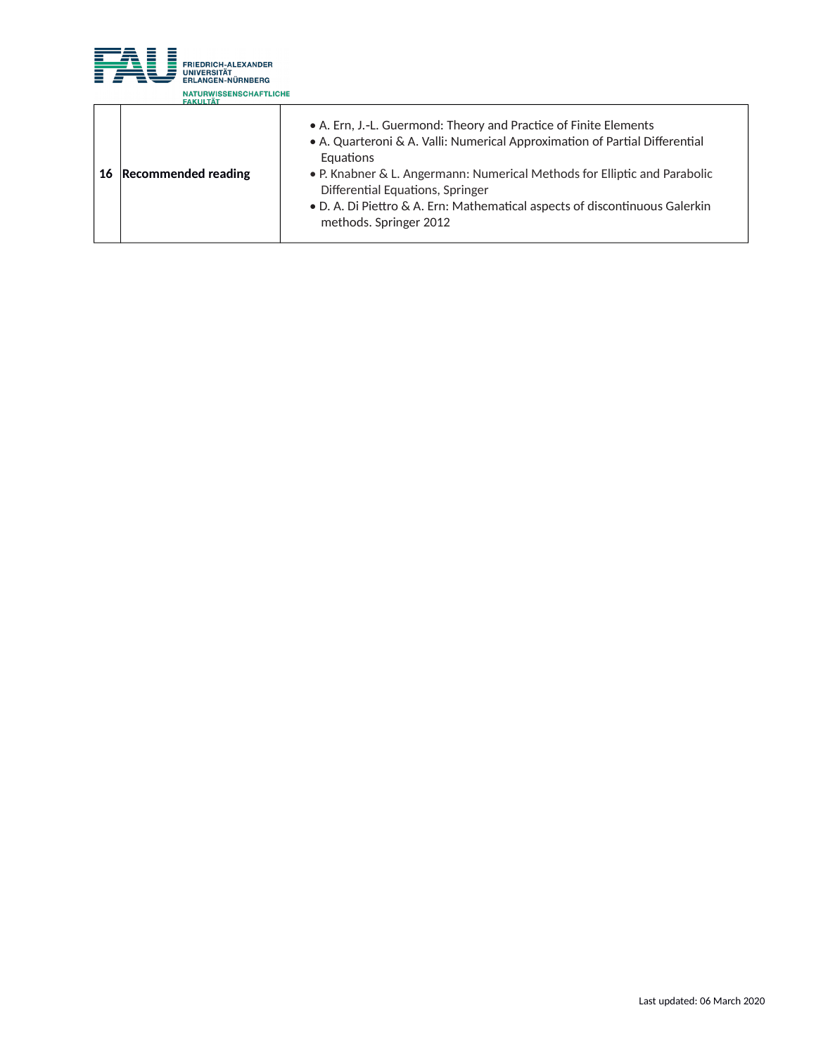| | | |
|---|---|---|
| **16** | **Recommended reading** | • A. Ern, J.-L. Guermond: Theory and Practice of Finite Elements<br>• A. Quarteroni & A. Valli: Numerical Approximation of Partial Differential Equations<br>• P. Knabner & L. Angermann: Numerical Methods for Elliptic and Parabolic Differential Equations, Springer<br>• D. A. Di Piettro & A. Ern: Mathematical aspects of discontinuous Galerkin methods. Springer 2012 |

Last updated: 06 March 2020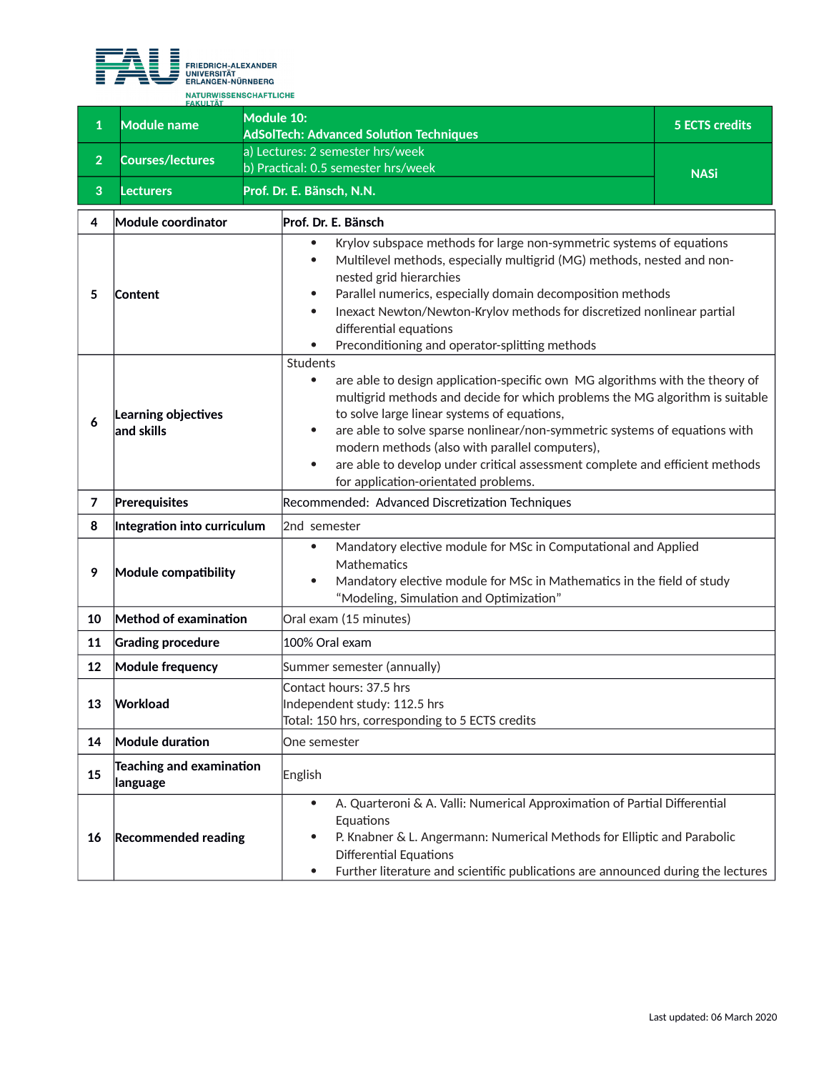| 1 | Module name | Module 10: AdSolTech: Advanced Solution Techniques | 5 ECTS credits |
|---|---|---|---|
| 2 | Courses/lectures | a) Lectures: 2 semester hrs/week<br>b) Practical: 0.5 semester hrs/week | NASi |
| 3 | Lecturers | Prof. Dr. E. Bänsch, N.N. | |

| | | |
|---|---|---|
| 4 | Module coordinator | Prof. Dr. E. Bänsch |
| 5 | Content | • Krylov subspace methods for large non-symmetric systems of equations<br>• Multilevel methods, especially multigrid (MG) methods, nested and non-nested grid hierarchies<br>• Parallel numerics, especially domain decomposition methods<br>• Inexact Newton/Newton-Krylov methods for discretized nonlinear partial differential equations<br>• Preconditioning and operator-splitting methods |
| 6 | Learning objectives and skills | Students<br>• are able to design application-specific own MG algorithms with the theory of multigrid methods and decide for which problems the MG algorithm is suitable to solve large linear systems of equations,<br>• are able to solve sparse nonlinear/non-symmetric systems of equations with modern methods (also with parallel computers),<br>• are able to develop under critical assessment complete and efficient methods for application-orientated problems. |
| 7 | Prerequisites | Recommended: Advanced Discretization Techniques |
| 8 | Integration into curriculum | 2nd semester |
| 9 | Module compatibility | • Mandatory elective module for MSc in Computational and Applied Mathematics<br>• Mandatory elective module for MSc in Mathematics in the field of study "Modeling, Simulation and Optimization" |
| 10 | Method of examination | Oral exam (15 minutes) |
| 11 | Grading procedure | 100% Oral exam |
| 12 | Module frequency | Summer semester (annually) |
| 13 | Workload | Contact hours: 37.5 hrs<br>Independent study: 112.5 hrs<br>Total: 150 hrs, corresponding to 5 ECTS credits |
| 14 | Module duration | One semester |
| 15 | Teaching and examination language | English |
| 16 | Recommended reading | • A. Quarteroni & A. Valli: Numerical Approximation of Partial Differential Equations<br>• P. Knabner & L. Angermann: Numerical Methods for Elliptic and Parabolic Differential Equations<br>• Further literature and scientific publications are announced during the lectures |

Last updated: 06 March 2020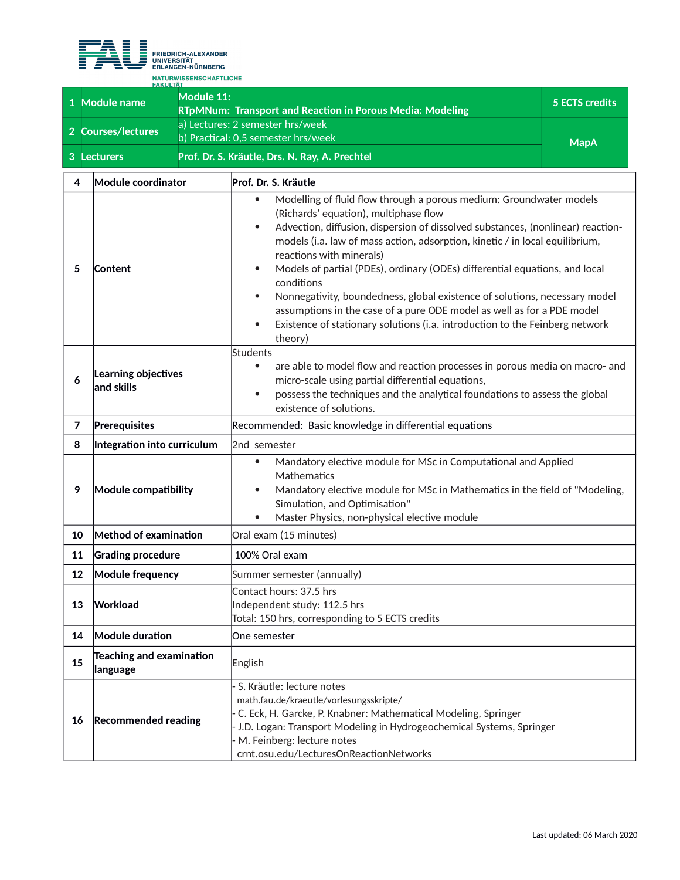| 1 | Module name | Module 11:<br>RTpMNum: Transport and Reaction in Porous Media: Modeling | 5 ECTS credits |
|---|---|---|---|
| 2 | Courses/lectures | a) Lectures: 2 semester hrs/week<br>b) Practical: 0,5 semester hrs/week | MapA |
| 3 | Lecturers | Prof. Dr. S. Kräutle, Drs. N. Ray, A. Prechtel | |

| | | |
|---|---|---|
| 4 | Module coordinator | Prof. Dr. S. Kräutle |
| 5 | Content | • Modelling of fluid flow through a porous medium: Groundwater models (Richards' equation), multiphase flow<br>• Advection, diffusion, dispersion of dissolved substances, (nonlinear) reaction-models (i.a. law of mass action, adsorption, kinetic / in local equilibrium, reactions with minerals)<br>• Models of partial (PDEs), ordinary (ODEs) differential equations, and local conditions<br>• Nonnegativity, boundedness, global existence of solutions, necessary model assumptions in the case of a pure ODE model as well as for a PDE model<br>• Existence of stationary solutions (i.a. introduction to the Feinberg network theory) |
| 6 | Learning objectives and skills | Students<br>• are able to model flow and reaction processes in porous media on macro- and micro-scale using partial differential equations,<br>• possess the techniques and the analytical foundations to assess the global existence of solutions. |
| 7 | Prerequisites | Recommended: Basic knowledge in differential equations |
| 8 | Integration into curriculum | 2nd semester |
| 9 | Module compatibility | • Mandatory elective module for MSc in Computational and Applied Mathematics<br>• Mandatory elective module for MSc in Mathematics in the field of "Modeling, Simulation, and Optimisation"<br>• Master Physics, non-physical elective module |
| 10 | Method of examination | Oral exam (15 minutes) |
| 11 | Grading procedure | 100% Oral exam |
| 12 | Module frequency | Summer semester (annually) |
| 13 | Workload | Contact hours: 37.5 hrs<br>Independent study: 112.5 hrs<br>Total: 150 hrs, corresponding to 5 ECTS credits |
| 14 | Module duration | One semester |
| 15 | Teaching and examination language | English |
| 16 | Recommended reading | - S. Kräutle: lecture notes<br>math.fau.de/kraeutle/vorlesungsskripte/<br>- C. Eck, H. Garcke, P. Knabner: Mathematical Modeling, Springer<br>- J.D. Logan: Transport Modeling in Hydrogeochemical Systems, Springer<br>- M. Feinberg: lecture notes<br>crnt.osu.edu/LecturesOnReactionNetworks |

Last updated: 06 March 2020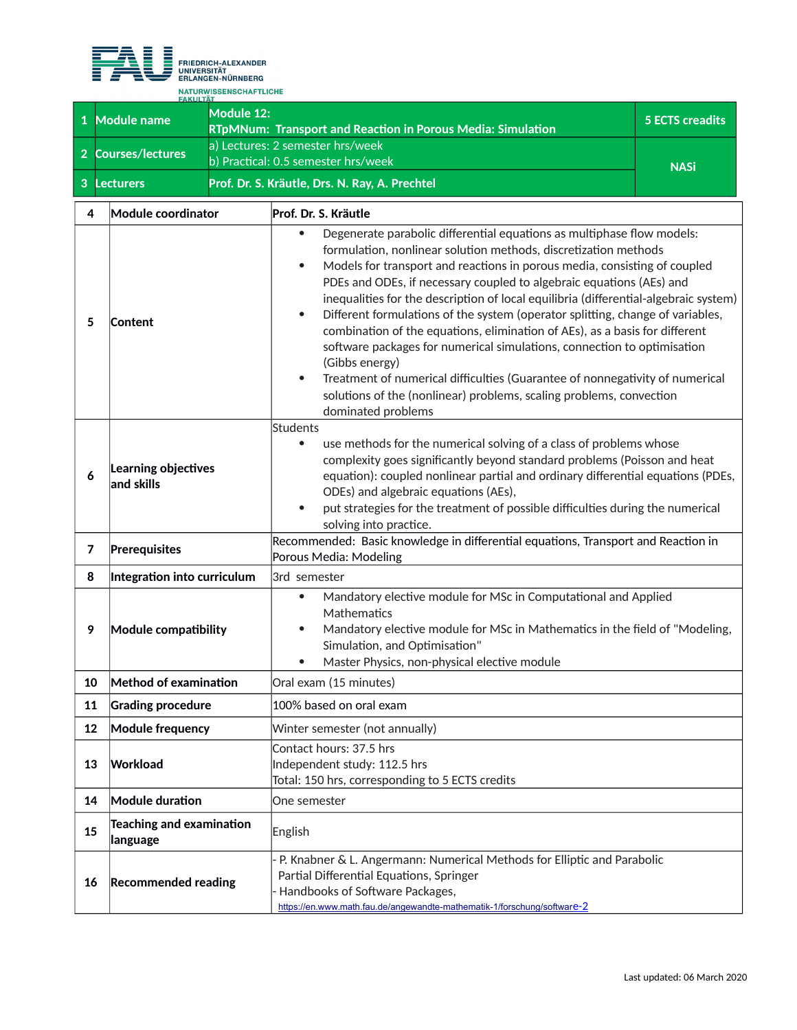FRIEDRICH-ALEXANDER UNIVERSITÄT ERLANGEN-NÜRNBERG
NATURWISSENSCHAFTLICHE FAKULTÄT

| 1 | Module name | Module 12: RTpMNum: Transport and Reaction in Porous Media: Simulation | 5 ECTS creadits |
|---|---|---|---|
| 2 | Courses/lectures | a) Lectures: 2 semester hrs/week<br>b) Practical: 0.5 semester hrs/week | NASi |
| 3 | Lecturers | Prof. Dr. S. Kräutle, Drs. N. Ray, A. Prechtel | |

| | | |
|---|---|---|
| 4 | Module coordinator | Prof. Dr. S. Kräutle |
| 5 | Content | • Degenerate parabolic differential equations as multiphase flow models: formulation, nonlinear solution methods, discretization methods<br>• Models for transport and reactions in porous media, consisting of coupled PDEs and ODEs, if necessary coupled to algebraic equations (AEs) and inequalities for the description of local equilibria (differential-algebraic system)<br>• Different formulations of the system (operator splitting, change of variables, combination of the equations, elimination of AEs), as a basis for different software packages for numerical simulations, connection to optimisation (Gibbs energy)<br>• Treatment of numerical difficulties (Guarantee of nonnegativity of numerical solutions of the (nonlinear) problems, scaling problems, convection dominated problems |
| 6 | Learning objectives and skills | Students<br>• use methods for the numerical solving of a class of problems whose complexity goes significantly beyond standard problems (Poisson and heat equation): coupled nonlinear partial and ordinary differential equations (PDEs, ODEs) and algebraic equations (AEs),<br>• put strategies for the treatment of possible difficulties during the numerical solving into practice. |
| 7 | Prerequisites | Recommended: Basic knowledge in differential equations, Transport and Reaction in Porous Media: Modeling |
| 8 | Integration into curriculum | 3rd semester |
| 9 | Module compatibility | • Mandatory elective module for MSc in Computational and Applied Mathematics<br>• Mandatory elective module for MSc in Mathematics in the field of "Modeling, Simulation, and Optimisation"<br>• Master Physics, non-physical elective module |
| 10 | Method of examination | Oral exam (15 minutes) |
| 11 | Grading procedure | 100% based on oral exam |
| 12 | Module frequency | Winter semester (not annually) |
| 13 | Workload | Contact hours: 37.5 hrs<br>Independent study: 112.5 hrs<br>Total: 150 hrs, corresponding to 5 ECTS credits |
| 14 | Module duration | One semester |
| 15 | Teaching and examination language | English |
| 16 | Recommended reading | - P. Knabner & L. Angermann: Numerical Methods for Elliptic and Parabolic Partial Differential Equations, Springer<br>- Handbooks of Software Packages, https://en.www.math.fau.de/angewandte-mathematik-1/forschung/software-2 |

Last updated: 06 March 2020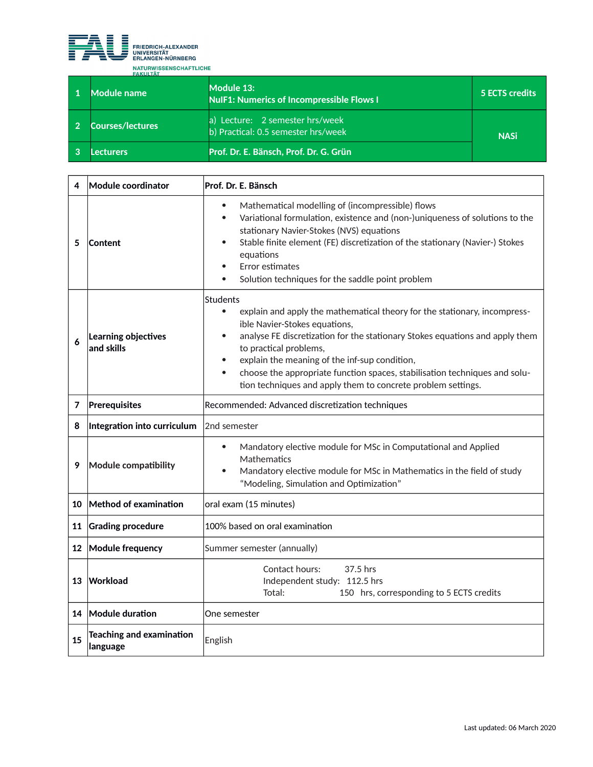FRIEDRICH-ALEXANDER UNIVERSITÄT ERLANGEN-NÜRNBERG

NATURWISSENSCHAFTLICHE FAKULTÄT

| 1 | Module name | Module 13: NuIF1: Numerics of Incompressible Flows I | 5 ECTS credits |
|---|---|---|---|
| 2 | Courses/lectures | a) Lecture: 2 semester hrs/week<br>b) Practical: 0.5 semester hrs/week | NASi |
| 3 | Lecturers | Prof. Dr. E. Bänsch, Prof. Dr. G. Grün | |

| | | |
|---|---|---|
| 4 | **Module coordinator** | **Prof. Dr. E. Bänsch** |
| 5 | **Content** | • Mathematical modelling of (incompressible) flows<br>• Variational formulation, existence and (non-)uniqueness of solutions to the stationary Navier-Stokes (NVS) equations<br>• Stable finite element (FE) discretization of the stationary (Navier-) Stokes equations<br>• Error estimates<br>• Solution techniques for the saddle point problem |
| 6 | **Learning objectives and skills** | Students<br>• explain and apply the mathematical theory for the stationary, incompress-ible Navier-Stokes equations,<br>• analyse FE discretization for the stationary Stokes equations and apply them to practical problems,<br>• explain the meaning of the inf-sup condition,<br>• choose the appropriate function spaces, stabilisation techniques and solu-tion techniques and apply them to concrete problem settings. |
| 7 | **Prerequisites** | Recommended: Advanced discretization techniques |
| 8 | **Integration into curriculum** | 2nd semester |
| 9 | **Module compatibility** | • Mandatory elective module for MSc in Computational and Applied Mathematics<br>• Mandatory elective module for MSc in Mathematics in the field of study "Modeling, Simulation and Optimization" |
| 10 | **Method of examination** | oral exam (15 minutes) |
| 11 | **Grading procedure** | 100% based on oral examination |
| 12 | **Module frequency** | Summer semester (annually) |
| 13 | **Workload** | Contact hours: 37.5 hrs<br>Independent study: 112.5 hrs<br>Total: 150 hrs, corresponding to 5 ECTS credits |
| 14 | **Module duration** | One semester |
| 15 | **Teaching and examination language** | English |

Last updated: 06 March 2020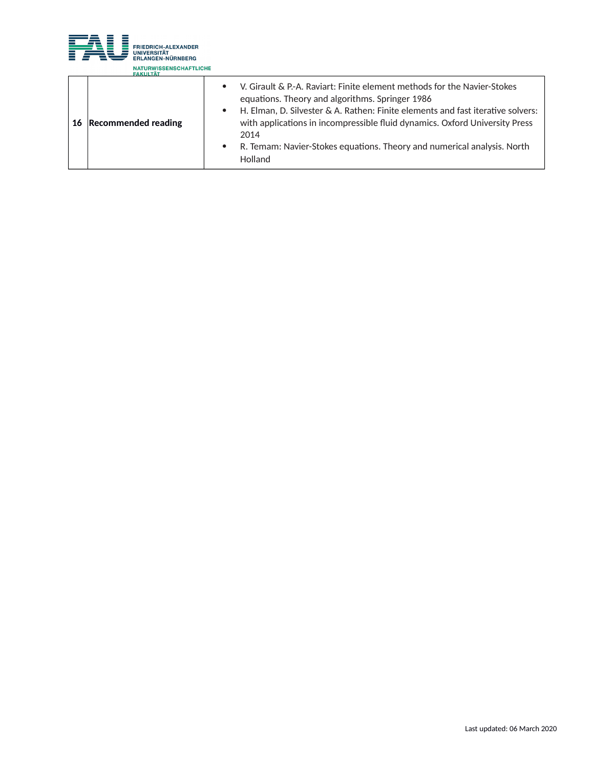| | | |
|---|---|---|
| 16 | **Recommended reading** | • V. Girault & P.-A. Raviart: Finite element methods for the Navier-Stokes equations. Theory and algorithms. Springer 1986<br>• H. Elman, D. Silvester & A. Rathen: Finite elements and fast iterative solvers: with applications in incompressible fluid dynamics. Oxford University Press 2014<br>• R. Temam: Navier-Stokes equations. Theory and numerical analysis. North Holland |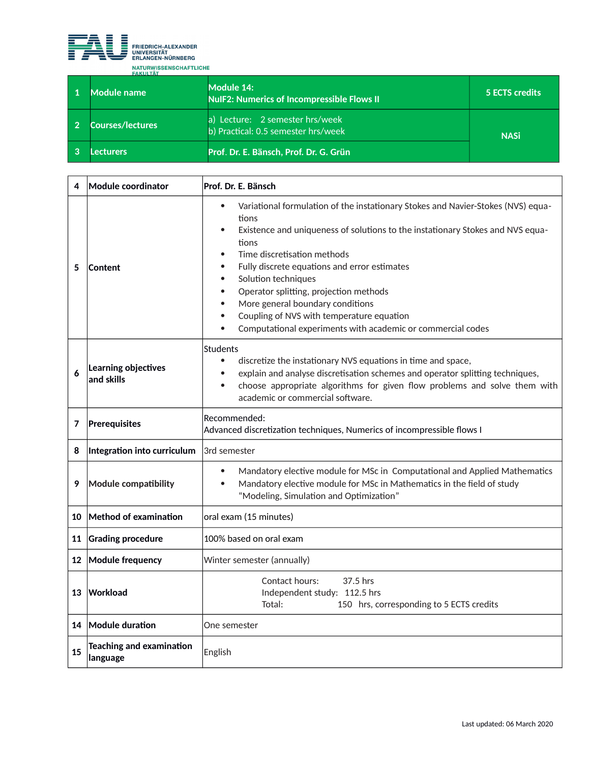FRIEDRICH-ALEXANDER UNIVERSITÄT ERLANGEN-NÜRNBERG
NATURWISSENSCHAFTLICHE FAKULTÄT

| 1 | Module name | Module 14: NuIF2: Numerics of Incompressible Flows II | 5 ECTS credits |
|---|---|---|---|
| 2 | Courses/lectures | a) Lecture: 2 semester hrs/week<br>b) Practical: 0.5 semester hrs/week | NASi |
| 3 | Lecturers | Prof. Dr. E. Bänsch, Prof. Dr. G. Grün | |

| | | |
|---|---|---|
| 4 | Module coordinator | Prof. Dr. E. Bänsch |
| 5 | Content | • Variational formulation of the instationary Stokes and Navier-Stokes (NVS) equations<br>• Existence and uniqueness of solutions to the instationary Stokes and NVS equations<br>• Time discretisation methods<br>• Fully discrete equations and error estimates<br>• Solution techniques<br>• Operator splitting, projection methods<br>• More general boundary conditions<br>• Coupling of NVS with temperature equation<br>• Computational experiments with academic or commercial codes |
| 6 | Learning objectives and skills | Students<br>• discretize the instationary NVS equations in time and space,<br>• explain and analyse discretisation schemes and operator splitting techniques,<br>• choose appropriate algorithms for given flow problems and solve them with academic or commercial software. |
| 7 | Prerequisites | Recommended:<br>Advanced discretization techniques, Numerics of incompressible flows I |
| 8 | Integration into curriculum | 3rd semester |
| 9 | Module compatibility | • Mandatory elective module for MSc in Computational and Applied Mathematics<br>• Mandatory elective module for MSc in Mathematics in the field of study "Modeling, Simulation and Optimization" |
| 10 | Method of examination | oral exam (15 minutes) |
| 11 | Grading procedure | 100% based on oral exam |
| 12 | Module frequency | Winter semester (annually) |
| 13 | Workload | Contact hours: 37.5 hrs<br>Independent study: 112.5 hrs<br>Total: 150 hrs, corresponding to 5 ECTS credits |
| 14 | Module duration | One semester |
| 15 | Teaching and examination language | English |

Last updated: 06 March 2020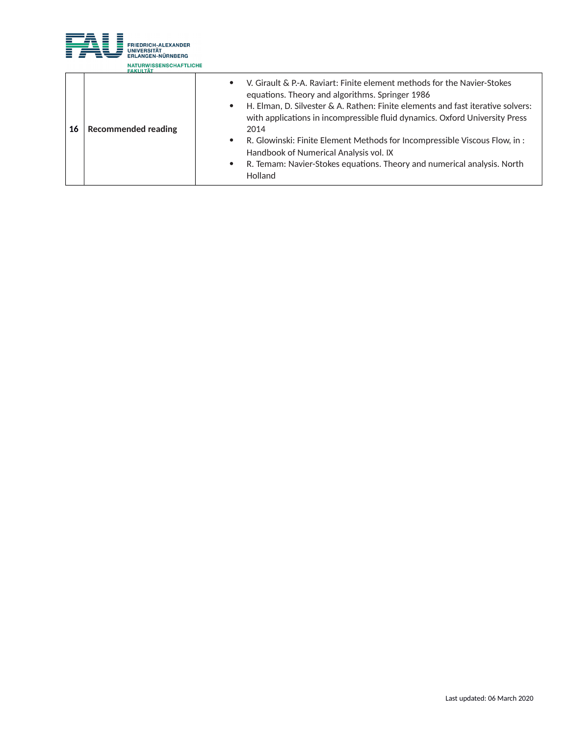| 16 | Recommended reading | • V. Girault & P.-A. Raviart: Finite element methods for the Navier-Stokes equations. Theory and algorithms. Springer 1986<br>• H. Elman, D. Silvester & A. Rathen: Finite elements and fast iterative solvers: with applications in incompressible fluid dynamics. Oxford University Press 2014<br>• R. Glowinski: Finite Element Methods for Incompressible Viscous Flow, in : Handbook of Numerical Analysis vol. IX<br>• R. Temam: Navier-Stokes equations. Theory and numerical analysis. North Holland |
|---|---|---|

Last updated: 06 March 2020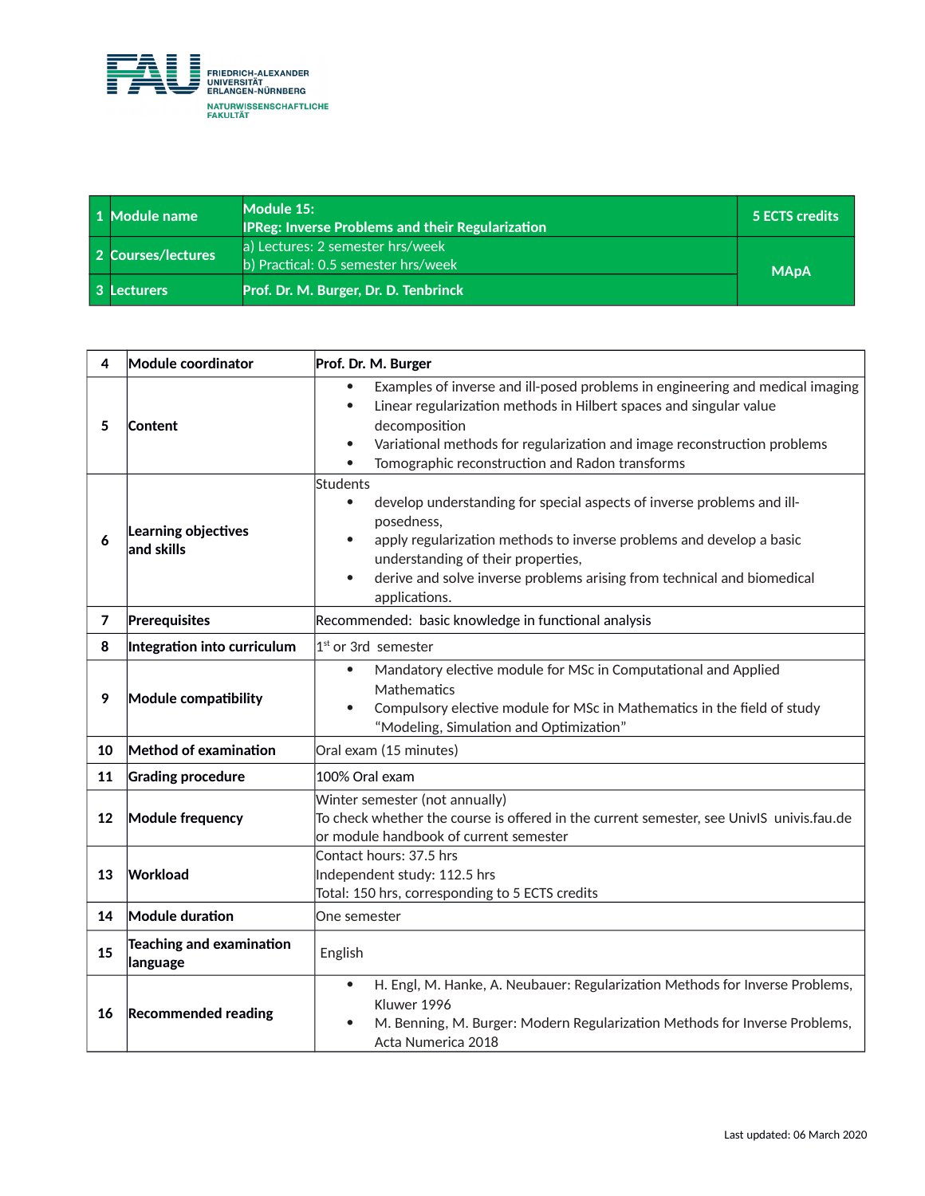FRIEDRICH-ALEXANDER UNIVERSITÄT ERLANGEN-NÜRNBERG
NATURWISSENSCHAFTLICHE FAKULTÄT

| | | | |
|---|---|---|---|
| 1 | **Module name** | **Module 15: IPReg: Inverse Problems and their Regularization** | **5 ECTS credits** |
| 2 | **Courses/lectures** | a) Lectures: 2 semester hrs/week<br>b) Practical: 0.5 semester hrs/week | **MApA** |
| 3 | **Lecturers** | **Prof. Dr. M. Burger, Dr. D. Tenbrinck** | |

| | | |
|---|---|---|
| 4 | **Module coordinator** | **Prof. Dr. M. Burger** |
| 5 | **Content** | • Examples of inverse and ill-posed problems in engineering and medical imaging<br>• Linear regularization methods in Hilbert spaces and singular value decomposition<br>• Variational methods for regularization and image reconstruction problems<br>• Tomographic reconstruction and Radon transforms |
| 6 | **Learning objectives and skills** | Students<br>• develop understanding for special aspects of inverse problems and ill-posedness,<br>• apply regularization methods to inverse problems and develop a basic understanding of their properties,<br>• derive and solve inverse problems arising from technical and biomedical applications. |
| 7 | **Prerequisites** | Recommended: basic knowledge in functional analysis |
| 8 | **Integration into curriculum** | 1st or 3rd semester |
| 9 | **Module compatibility** | • Mandatory elective module for MSc in Computational and Applied Mathematics<br>• Compulsory elective module for MSc in Mathematics in the field of study "Modeling, Simulation and Optimization" |
| 10 | **Method of examination** | Oral exam (15 minutes) |
| 11 | **Grading procedure** | 100% Oral exam |
| 12 | **Module frequency** | Winter semester (not annually)<br>To check whether the course is offered in the current semester, see UnivIS univis.fau.de or module handbook of current semester |
| 13 | **Workload** | Contact hours: 37.5 hrs<br>Independent study: 112.5 hrs<br>Total: 150 hrs, corresponding to 5 ECTS credits |
| 14 | **Module duration** | One semester |
| 15 | **Teaching and examination language** | English |
| 16 | **Recommended reading** | • H. Engl, M. Hanke, A. Neubauer: Regularization Methods for Inverse Problems, Kluwer 1996<br>• M. Benning, M. Burger: Modern Regularization Methods for Inverse Problems, Acta Numerica 2018 |

Last updated: 06 March 2020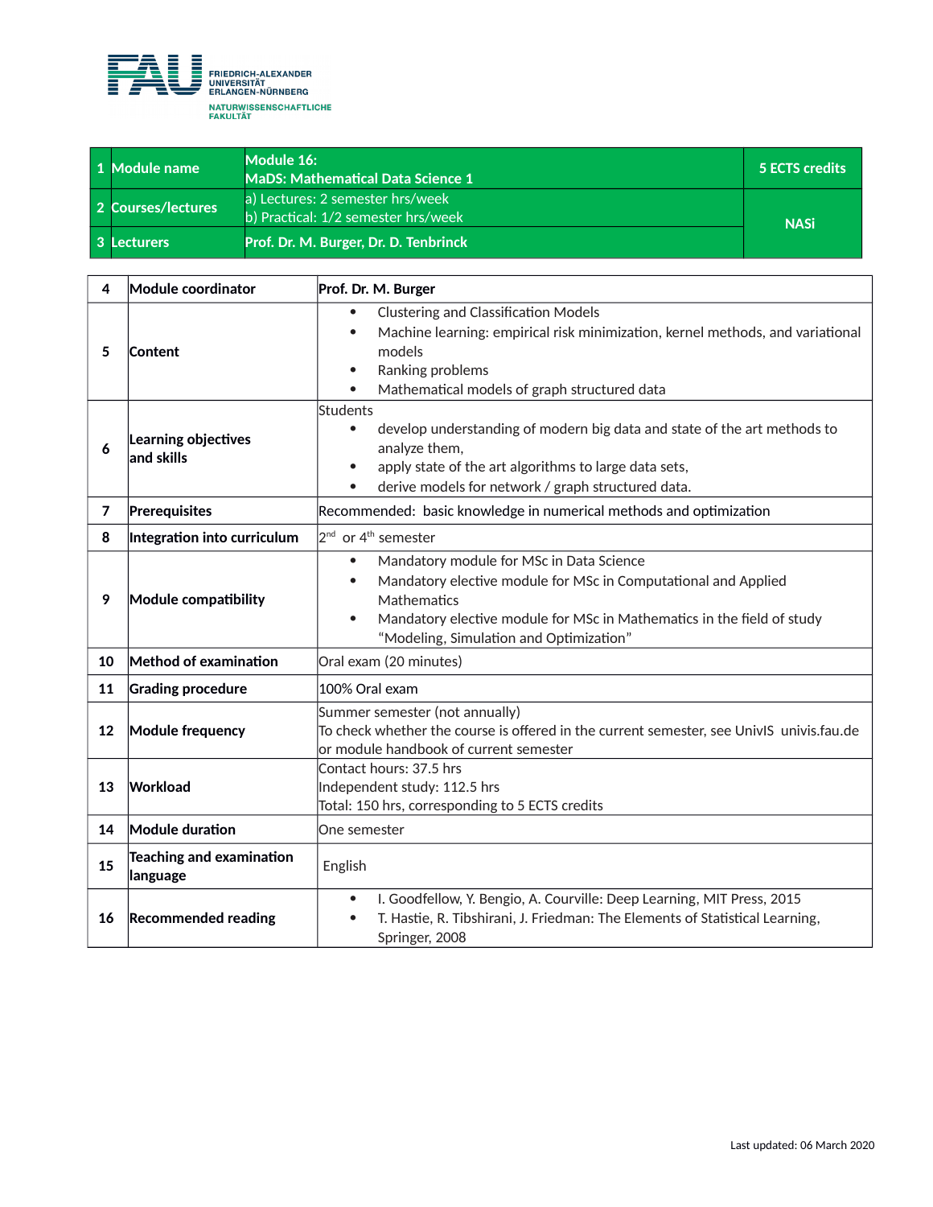FRIEDRICH-ALEXANDER UNIVERSITÄT ERLANGEN-NÜRNBERG
NATURWISSENSCHAFTLICHE FAKULTÄT

| 1 | Module name | Module 16: MaDS: Mathematical Data Science 1 | 5 ECTS credits |
|---|---|---|---|
| 2 | Courses/lectures | a) Lectures: 2 semester hrs/week<br>b) Practical: 1/2 semester hrs/week | NASi |
| 3 | Lecturers | Prof. Dr. M. Burger, Dr. D. Tenbrinck | |

| 4 | Module coordinator | Prof. Dr. M. Burger |
|---|---|---|
| 5 | Content | • Clustering and Classification Models<br>• Machine learning: empirical risk minimization, kernel methods, and variational models<br>• Ranking problems<br>• Mathematical models of graph structured data |
| 6 | Learning objectives and skills | Students<br>• develop understanding of modern big data and state of the art methods to analyze them,<br>• apply state of the art algorithms to large data sets,<br>• derive models for network / graph structured data. |
| 7 | Prerequisites | Recommended: basic knowledge in numerical methods and optimization |
| 8 | Integration into curriculum | 2nd or 4th semester |
| 9 | Module compatibility | • Mandatory module for MSc in Data Science<br>• Mandatory elective module for MSc in Computational and Applied Mathematics<br>• Mandatory elective module for MSc in Mathematics in the field of study “Modeling, Simulation and Optimization” |
| 10 | Method of examination | Oral exam (20 minutes) |
| 11 | Grading procedure | 100% Oral exam |
| 12 | Module frequency | Summer semester (not annually)<br>To check whether the course is offered in the current semester, see UnivIS univis.fau.de or module handbook of current semester |
| 13 | Workload | Contact hours: 37.5 hrs<br>Independent study: 112.5 hrs<br>Total: 150 hrs, corresponding to 5 ECTS credits |
| 14 | Module duration | One semester |
| 15 | Teaching and examination language | English |
| 16 | Recommended reading | • I. Goodfellow, Y. Bengio, A. Courville: Deep Learning, MIT Press, 2015<br>• T. Hastie, R. Tibshirani, J. Friedman: The Elements of Statistical Learning, Springer, 2008 |

Last updated: 06 March 2020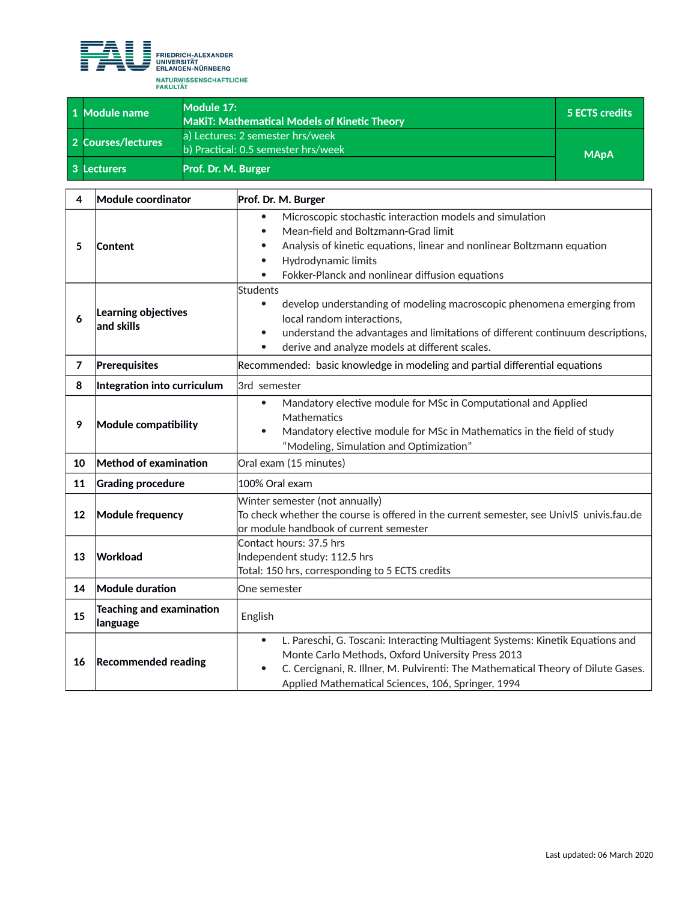FRIEDRICH-ALEXANDER UNIVERSITÄT ERLANGEN-NÜRNBERG
NATURWISSENSCHAFTLICHE FAKULTÄT

| 1 | Module name | Module 17: MaKiT: Mathematical Models of Kinetic Theory | 5 ECTS credits |
|---|---|---|---|
| 2 | Courses/lectures | a) Lectures: 2 semester hrs/week<br>b) Practical: 0.5 semester hrs/week | MApA |
| 3 | Lecturers | Prof. Dr. M. Burger | |

| 4 | Module coordinator | Prof. Dr. M. Burger |
|---|---|---|
| 5 | Content | • Microscopic stochastic interaction models and simulation<br>• Mean-field and Boltzmann-Grad limit<br>• Analysis of kinetic equations, linear and nonlinear Boltzmann equation<br>• Hydrodynamic limits<br>• Fokker-Planck and nonlinear diffusion equations |
| 6 | Learning objectives and skills | Students<br>• develop understanding of modeling macroscopic phenomena emerging from local random interactions,<br>• understand the advantages and limitations of different continuum descriptions,<br>• derive and analyze models at different scales. |
| 7 | Prerequisites | Recommended: basic knowledge in modeling and partial differential equations |
| 8 | Integration into curriculum | 3rd semester |
| 9 | Module compatibility | • Mandatory elective module for MSc in Computational and Applied Mathematics<br>• Mandatory elective module for MSc in Mathematics in the field of study “Modeling, Simulation and Optimization” |
| 10 | Method of examination | Oral exam (15 minutes) |
| 11 | Grading procedure | 100% Oral exam |
| 12 | Module frequency | Winter semester (not annually)<br>To check whether the course is offered in the current semester, see UnivIS univis.fau.de or module handbook of current semester |
| 13 | Workload | Contact hours: 37.5 hrs<br>Independent study: 112.5 hrs<br>Total: 150 hrs, corresponding to 5 ECTS credits |
| 14 | Module duration | One semester |
| 15 | Teaching and examination language | English |
| 16 | Recommended reading | • L. Pareschi, G. Toscani: Interacting Multiagent Systems: Kinetik Equations and Monte Carlo Methods, Oxford University Press 2013<br>• C. Cercignani, R. Illner, M. Pulvirenti: The Mathematical Theory of Dilute Gases. Applied Mathematical Sciences, 106, Springer, 1994 |

Last updated: 06 March 2020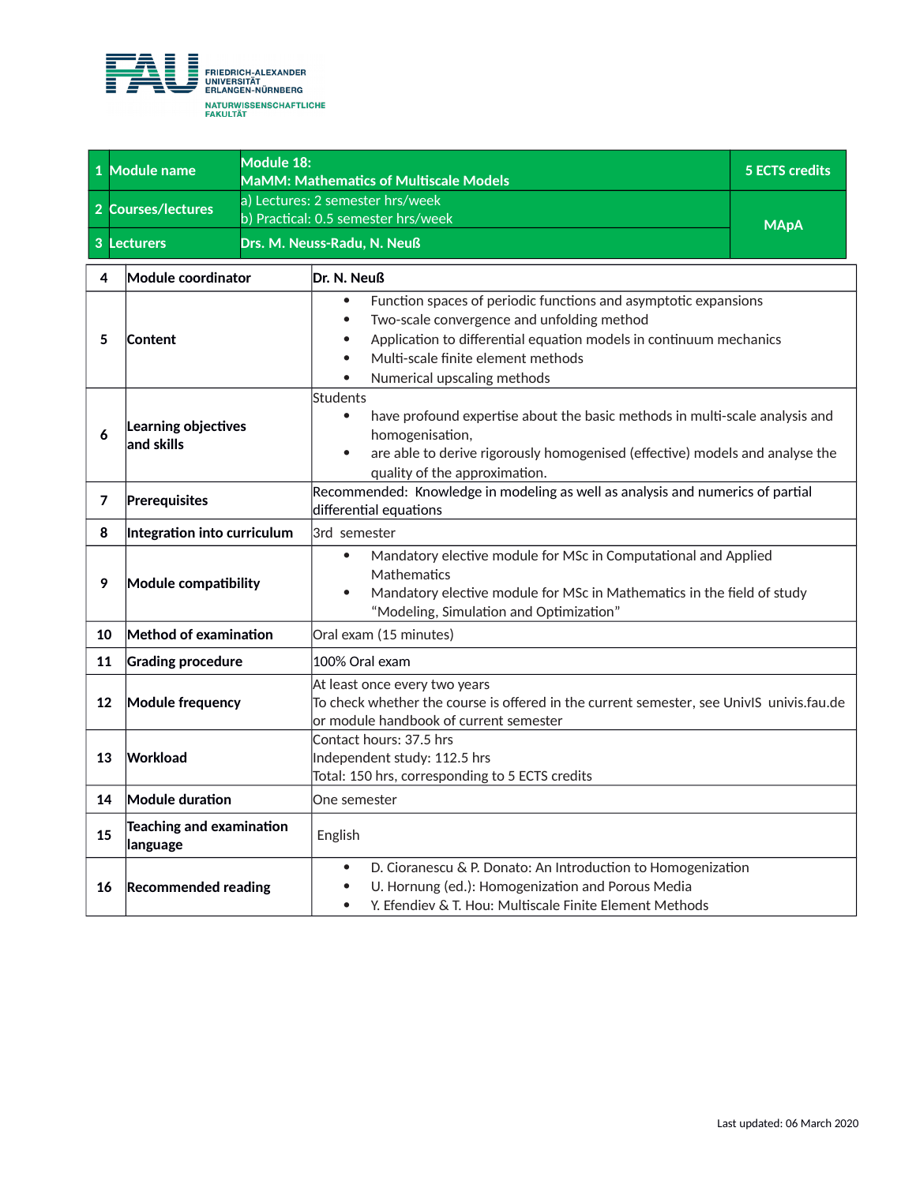FRIEDRICH-ALEXANDER UNIVERSITÄT ERLANGEN-NÜRNBERG
NATURWISSENSCHAFTLICHE FAKULTÄT

| 1 | Module name | Module 18: MaMM: Mathematics of Multiscale Models | 5 ECTS credits |
|---|---|---|---|
| 2 | Courses/lectures | a) Lectures: 2 semester hrs/week<br>b) Practical: 0.5 semester hrs/week | MApA |
| 3 | Lecturers | Drs. M. Neuss-Radu, N. Neuß | |

| | | |
|---|---|---|
| 4 | Module coordinator | Dr. N. Neuß |
| 5 | Content | • Function spaces of periodic functions and asymptotic expansions<br>• Two-scale convergence and unfolding method<br>• Application to differential equation models in continuum mechanics<br>• Multi-scale finite element methods<br>• Numerical upscaling methods |
| 6 | Learning objectives and skills | Students<br>• have profound expertise about the basic methods in multi-scale analysis and homogenisation,<br>• are able to derive rigorously homogenised (effective) models and analyse the quality of the approximation. |
| 7 | Prerequisites | Recommended: Knowledge in modeling as well as analysis and numerics of partial differential equations |
| 8 | Integration into curriculum | 3rd semester |
| 9 | Module compatibility | • Mandatory elective module for MSc in Computational and Applied Mathematics<br>• Mandatory elective module for MSc in Mathematics in the field of study “Modeling, Simulation and Optimization” |
| 10 | Method of examination | Oral exam (15 minutes) |
| 11 | Grading procedure | 100% Oral exam |
| 12 | Module frequency | At least once every two years<br>To check whether the course is offered in the current semester, see UnivIS univis.fau.de or module handbook of current semester |
| 13 | Workload | Contact hours: 37.5 hrs<br>Independent study: 112.5 hrs<br>Total: 150 hrs, corresponding to 5 ECTS credits |
| 14 | Module duration | One semester |
| 15 | Teaching and examination language | English |
| 16 | Recommended reading | • D. Cioranescu & P. Donato: An Introduction to Homogenization<br>• U. Hornung (ed.): Homogenization and Porous Media<br>• Y. Efendiev & T. Hou: Multiscale Finite Element Methods |

Last updated: 06 March 2020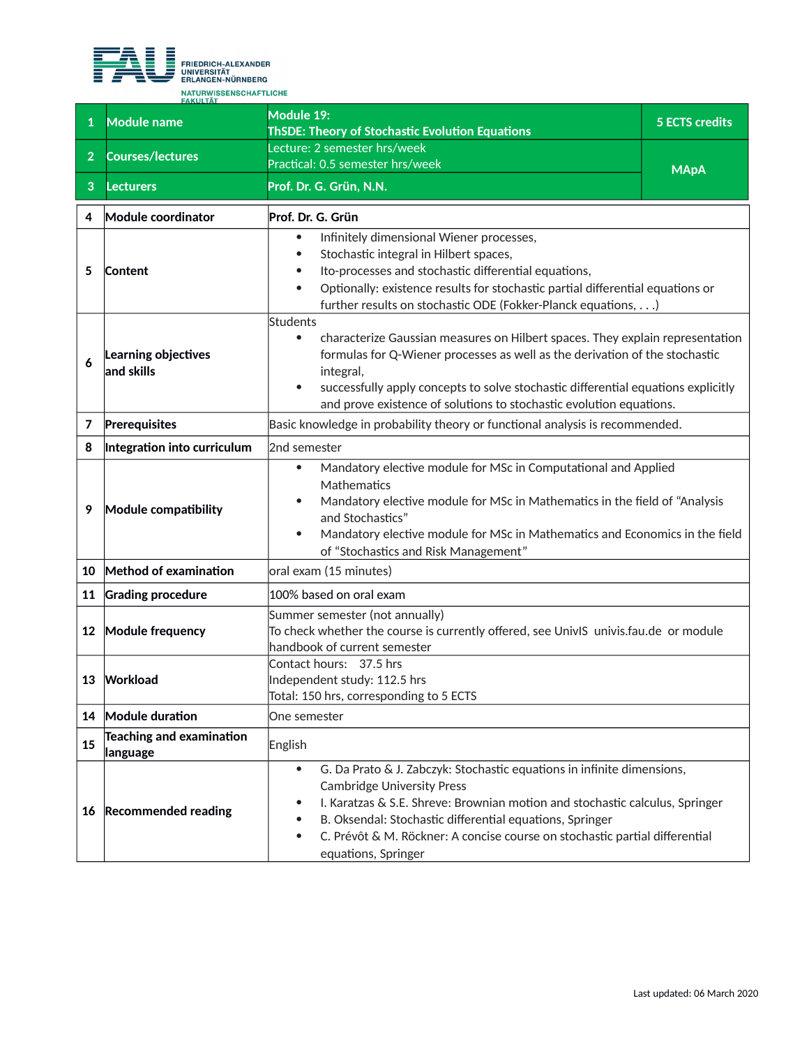| 1 | Module name | Module 19: ThSDE: Theory of Stochastic Evolution Equations | 5 ECTS credits |
|---|---|---|---|
| 2 | Courses/lectures | Lecture: 2 semester hrs/week<br>Practical: 0.5 semester hrs/week | MApA |
| 3 | Lecturers | Prof. Dr. G. Grün, N.N. | |

| 4 | Module coordinator | Prof. Dr. G. Grün |
|---|---|---|
| 5 | Content | • Infinitely dimensional Wiener processes,<br>• Stochastic integral in Hilbert spaces,<br>• Ito-processes and stochastic differential equations,<br>• Optionally: existence results for stochastic partial differential equations or further results on stochastic ODE (Fokker-Planck equations, . . .) |
| 6 | Learning objectives and skills | Students<br>• characterize Gaussian measures on Hilbert spaces. They explain representation formulas for Q-Wiener processes as well as the derivation of the stochastic integral,<br>• successfully apply concepts to solve stochastic differential equations explicitly and prove existence of solutions to stochastic evolution equations. |
| 7 | Prerequisites | Basic knowledge in probability theory or functional analysis is recommended. |
| 8 | Integration into curriculum | 2nd semester |
| 9 | Module compatibility | • Mandatory elective module for MSc in Computational and Applied Mathematics<br>• Mandatory elective module for MSc in Mathematics in the field of “Analysis and Stochastics”<br>• Mandatory elective module for MSc in Mathematics and Economics in the field of “Stochastics and Risk Management” |
| 10 | Method of examination | oral exam (15 minutes) |
| 11 | Grading procedure | 100% based on oral exam |
| 12 | Module frequency | Summer semester (not annually)<br>To check whether the course is currently offered, see UnivIS univis.fau.de or module handbook of current semester |
| 13 | Workload | Contact hours: 37.5 hrs<br>Independent study: 112.5 hrs<br>Total: 150 hrs, corresponding to 5 ECTS |
| 14 | Module duration | One semester |
| 15 | Teaching and examination language | English |
| 16 | Recommended reading | • G. Da Prato & J. Zabczyk: Stochastic equations in infinite dimensions, Cambridge University Press<br>• I. Karatzas & S.E. Shreve: Brownian motion and stochastic calculus, Springer<br>• B. Oksendal: Stochastic differential equations, Springer<br>• C. Prévôt & M. Röckner: A concise course on stochastic partial differential equations, Springer |

Last updated: 06 March 2020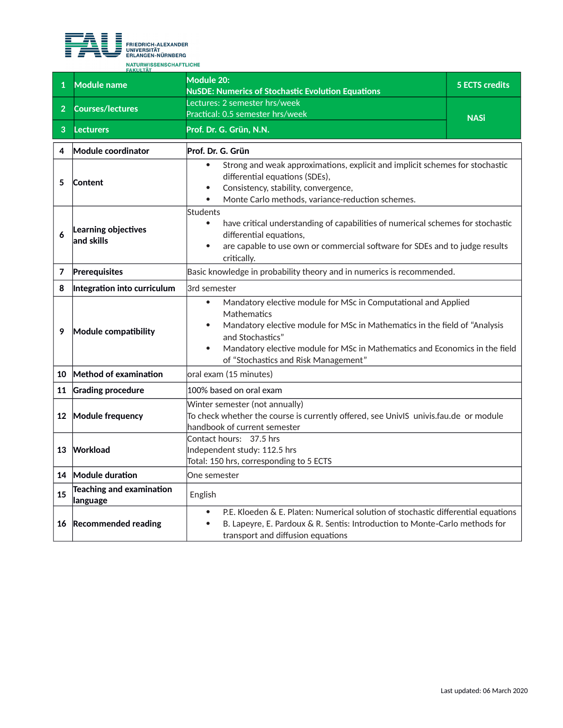FRIEDRICH-ALEXANDER UNIVERSITÄT ERLANGEN-NÜRNBERG
NATURWISSENSCHAFTLICHE FAKULTÄT

| 1 | Module name | Module 20:<br>NuSDE: Numerics of Stochastic Evolution Equations | 5 ECTS credits |
|---|---|---|---|
| 2 | Courses/lectures | Lectures: 2 semester hrs/week<br>Practical: 0.5 semester hrs/week | NASi |
| 3 | Lecturers | Prof. Dr. G. Grün, N.N. | |
| 4 | Module coordinator | Prof. Dr. G. Grün | |
| 5 | Content | • Strong and weak approximations, explicit and implicit schemes for stochastic differential equations (SDEs),<br>• Consistency, stability, convergence,<br>• Monte Carlo methods, variance-reduction schemes. | |
| 6 | Learning objectives and skills | Students<br>• have critical understanding of capabilities of numerical schemes for stochastic differential equations,<br>• are capable to use own or commercial software for SDEs and to judge results critically. | |
| 7 | Prerequisites | Basic knowledge in probability theory and in numerics is recommended. | |
| 8 | Integration into curriculum | 3rd semester | |
| 9 | Module compatibility | • Mandatory elective module for MSc in Computational and Applied Mathematics<br>• Mandatory elective module for MSc in Mathematics in the field of “Analysis and Stochastics”<br>• Mandatory elective module for MSc in Mathematics and Economics in the field of “Stochastics and Risk Management” | |
| 10 | Method of examination | oral exam (15 minutes) | |
| 11 | Grading procedure | 100% based on oral exam | |
| 12 | Module frequency | Winter semester (not annually)<br>To check whether the course is currently offered, see UnivIS univis.fau.de or module handbook of current semester | |
| 13 | Workload | Contact hours: 37.5 hrs<br>Independent study: 112.5 hrs<br>Total: 150 hrs, corresponding to 5 ECTS | |
| 14 | Module duration | One semester | |
| 15 | Teaching and examination language | English | |
| 16 | Recommended reading | • P.E. Kloeden & E. Platen: Numerical solution of stochastic differential equations<br>• B. Lapeyre, E. Pardoux & R. Sentis: Introduction to Monte-Carlo methods for transport and diffusion equations | |

Last updated: 06 March 2020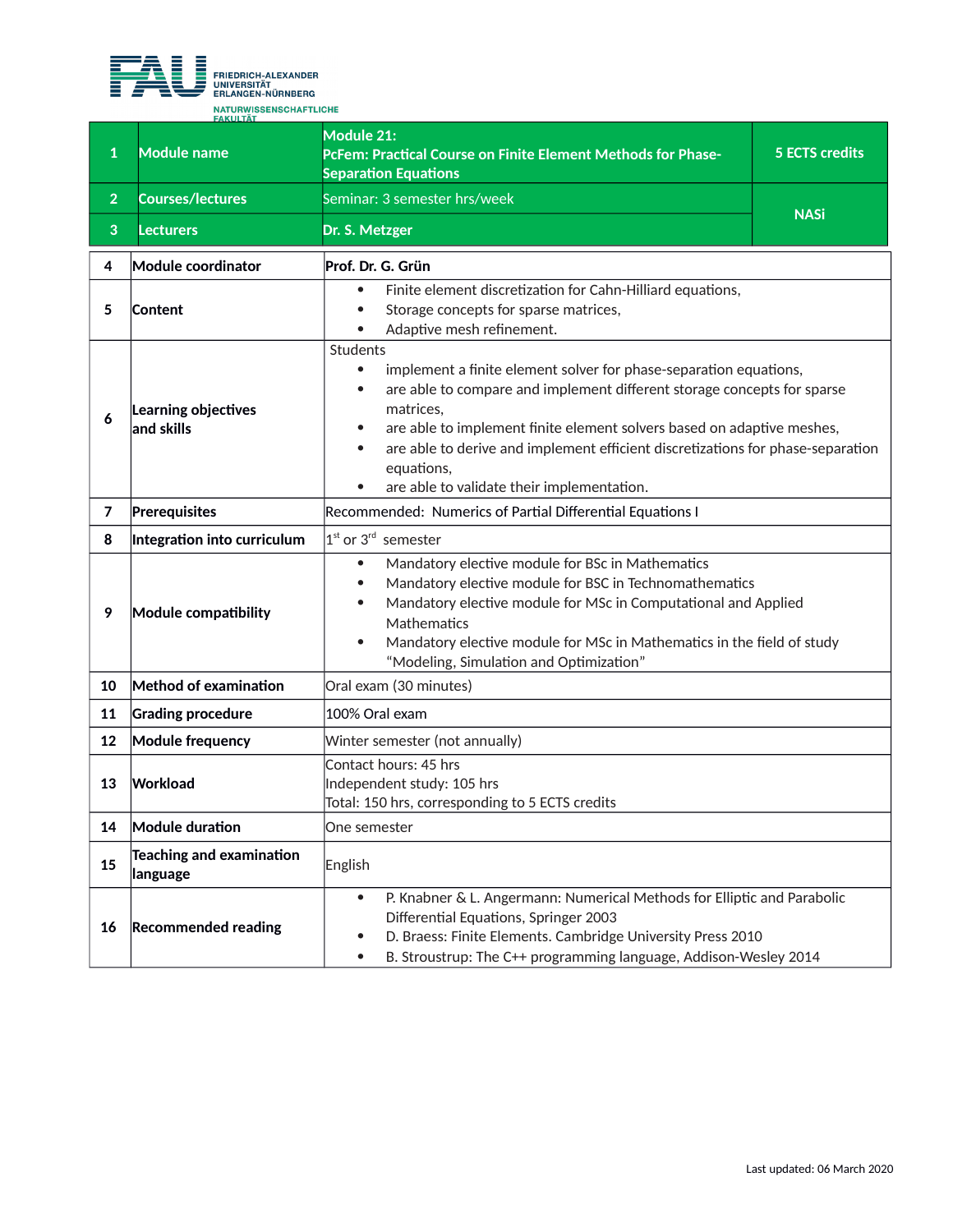FRIEDRICH-ALEXANDER UNIVERSITÄT ERLANGEN-NÜRNBERG
NATURWISSENSCHAFTLICHE FAKULTÄT

| 1 | Module name | Module 21: **PcFem: Practical Course on Finite Element Methods for Phase-Separation Equations** | 5 ECTS credits |
|---|---|---|---|
| 2 | Courses/lectures | Seminar: 3 semester hrs/week | NASi |
| 3 | Lecturers | Dr. S. Metzger | |

| 4 | Module coordinator | Prof. Dr. G. Grün |
|---|---|---|
| 5 | Content | • Finite element discretization for Cahn-Hilliard equations,<br>• Storage concepts for sparse matrices,<br>• Adaptive mesh refinement. |
| 6 | Learning objectives and skills | Students<br>• implement a finite element solver for phase-separation equations,<br>• are able to compare and implement different storage concepts for sparse matrices,<br>• are able to implement finite element solvers based on adaptive meshes,<br>• are able to derive and implement efficient discretizations for phase-separation equations,<br>• are able to validate their implementation. |
| 7 | Prerequisites | Recommended: Numerics of Partial Differential Equations I |
| 8 | Integration into curriculum | 1st or 3rd semester |
| 9 | Module compatibility | • Mandatory elective module for BSc in Mathematics<br>• Mandatory elective module for BSC in Technomathematics<br>• Mandatory elective module for MSc in Computational and Applied Mathematics<br>• Mandatory elective module for MSc in Mathematics in the field of study "Modeling, Simulation and Optimization" |
| 10 | Method of examination | Oral exam (30 minutes) |
| 11 | Grading procedure | 100% Oral exam |
| 12 | Module frequency | Winter semester (not annually) |
| 13 | Workload | Contact hours: 45 hrs<br>Independent study: 105 hrs<br>Total: 150 hrs, corresponding to 5 ECTS credits |
| 14 | Module duration | One semester |
| 15 | Teaching and examination language | English |
| 16 | Recommended reading | • P. Knabner & L. Angermann: Numerical Methods for Elliptic and Parabolic Differential Equations, Springer 2003<br>• D. Braess: Finite Elements. Cambridge University Press 2010<br>• B. Stroustrup: The C++ programming language, Addison-Wesley 2014 |

Last updated: 06 March 2020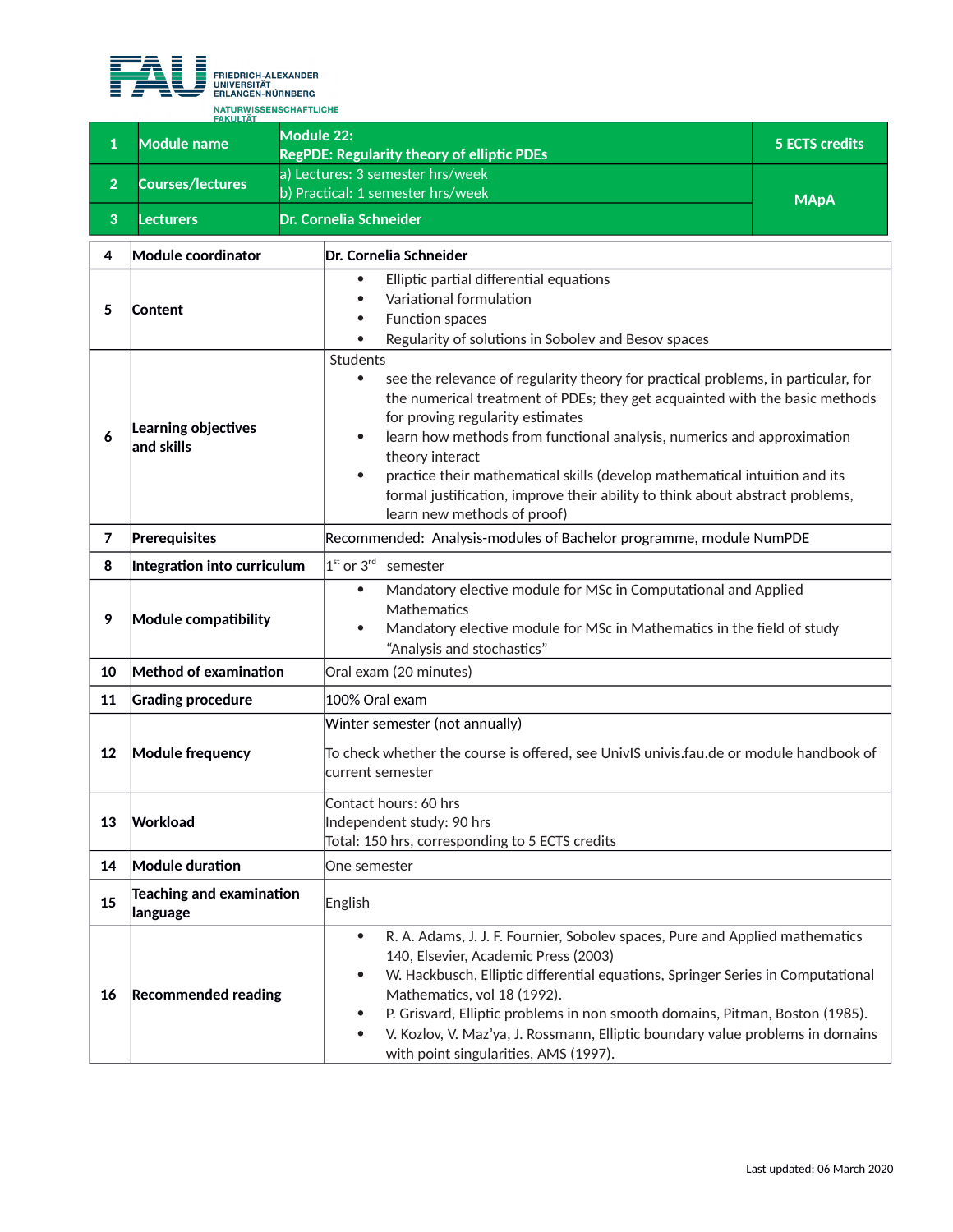| 1 | Module name | Module 22:<br>RegPDE: Regularity theory of elliptic PDEs | 5 ECTS credits |
|---|---|---|---|
| 2 | Courses/lectures | a) Lectures: 3 semester hrs/week<br>b) Practical: 1 semester hrs/week | MApA |
| 3 | Lecturers | Dr. Cornelia Schneider | |

| | | |
|---|---|---|
| 4 | **Module coordinator** | **Dr. Cornelia Schneider** |
| 5 | **Content** | • Elliptic partial differential equations<br>• Variational formulation<br>• Function spaces<br>• Regularity of solutions in Sobolev and Besov spaces |
| 6 | **Learning objectives and skills** | Students<br>• see the relevance of regularity theory for practical problems, in particular, for the numerical treatment of PDEs; they get acquainted with the basic methods for proving regularity estimates<br>• learn how methods from functional analysis, numerics and approximation theory interact<br>• practice their mathematical skills (develop mathematical intuition and its formal justification, improve their ability to think about abstract problems, learn new methods of proof) |
| 7 | **Prerequisites** | Recommended: Analysis-modules of Bachelor programme, module NumPDE |
| 8 | **Integration into curriculum** | 1st or 3rd semester |
| 9 | **Module compatibility** | • Mandatory elective module for MSc in Computational and Applied Mathematics<br>• Mandatory elective module for MSc in Mathematics in the field of study "Analysis and stochastics" |
| 10 | **Method of examination** | Oral exam (20 minutes) |
| 11 | **Grading procedure** | 100% Oral exam |
| 12 | **Module frequency** | Winter semester (not annually)<br><br>To check whether the course is offered, see UnivIS univis.fau.de or module handbook of current semester |
| 13 | **Workload** | Contact hours: 60 hrs<br>Independent study: 90 hrs<br>Total: 150 hrs, corresponding to 5 ECTS credits |
| 14 | **Module duration** | One semester |
| 15 | **Teaching and examination language** | English |
| 16 | **Recommended reading** | • R. A. Adams, J. J. F. Fournier, Sobolev spaces, Pure and Applied mathematics 140, Elsevier, Academic Press (2003)<br>• W. Hackbusch, Elliptic differential equations, Springer Series in Computational Mathematics, vol 18 (1992).<br>• P. Grisvard, Elliptic problems in non smooth domains, Pitman, Boston (1985).<br>• V. Kozlov, V. Maz'ya, J. Rossmann, Elliptic boundary value problems in domains with point singularities, AMS (1997). |

Last updated: 06 March 2020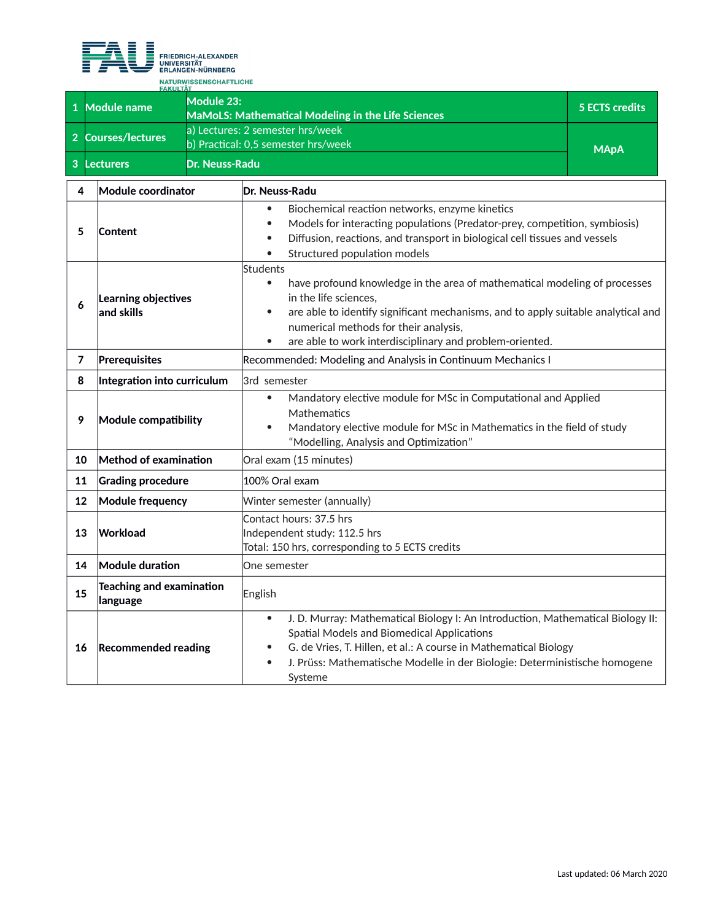FRIEDRICH-ALEXANDER UNIVERSITÄT ERLANGEN-NÜRNBERG
NATURWISSENSCHAFTLICHE FAKULTÄT

| | | | |
|---|---|---|---|
| 1 | **Module name** | **Module 23: MaMoLS: Mathematical Modeling in the Life Sciences** | **5 ECTS credits** |
| 2 | **Courses/lectures** | a) Lectures: 2 semester hrs/week<br>b) Practical: 0,5 semester hrs/week | **MApA** |
| 3 | **Lecturers** | **Dr. Neuss-Radu** | |

| | | |
|---|---|---|
| 4 | **Module coordinator** | **Dr. Neuss-Radu** |
| 5 | **Content** | • Biochemical reaction networks, enzyme kinetics<br>• Models for interacting populations (Predator-prey, competition, symbiosis)<br>• Diffusion, reactions, and transport in biological cell tissues and vessels<br>• Structured population models |
| 6 | **Learning objectives and skills** | Students<br>• have profound knowledge in the area of mathematical modeling of processes in the life sciences,<br>• are able to identify significant mechanisms, and to apply suitable analytical and numerical methods for their analysis,<br>• are able to work interdisciplinary and problem-oriented. |
| 7 | **Prerequisites** | Recommended: Modeling and Analysis in Continuum Mechanics I |
| 8 | **Integration into curriculum** | 3rd semester |
| 9 | **Module compatibility** | • Mandatory elective module for MSc in Computational and Applied Mathematics<br>• Mandatory elective module for MSc in Mathematics in the field of study "Modelling, Analysis and Optimization" |
| 10 | **Method of examination** | Oral exam (15 minutes) |
| 11 | **Grading procedure** | 100% Oral exam |
| 12 | **Module frequency** | Winter semester (annually) |
| 13 | **Workload** | Contact hours: 37.5 hrs<br>Independent study: 112.5 hrs<br>Total: 150 hrs, corresponding to 5 ECTS credits |
| 14 | **Module duration** | One semester |
| 15 | **Teaching and examination language** | English |
| 16 | **Recommended reading** | • J. D. Murray: Mathematical Biology I: An Introduction, Mathematical Biology II: Spatial Models and Biomedical Applications<br>• G. de Vries, T. Hillen, et al.: A course in Mathematical Biology<br>• J. Prüss: Mathematische Modelle in der Biologie: Deterministische homogene Systeme |

Last updated: 06 March 2020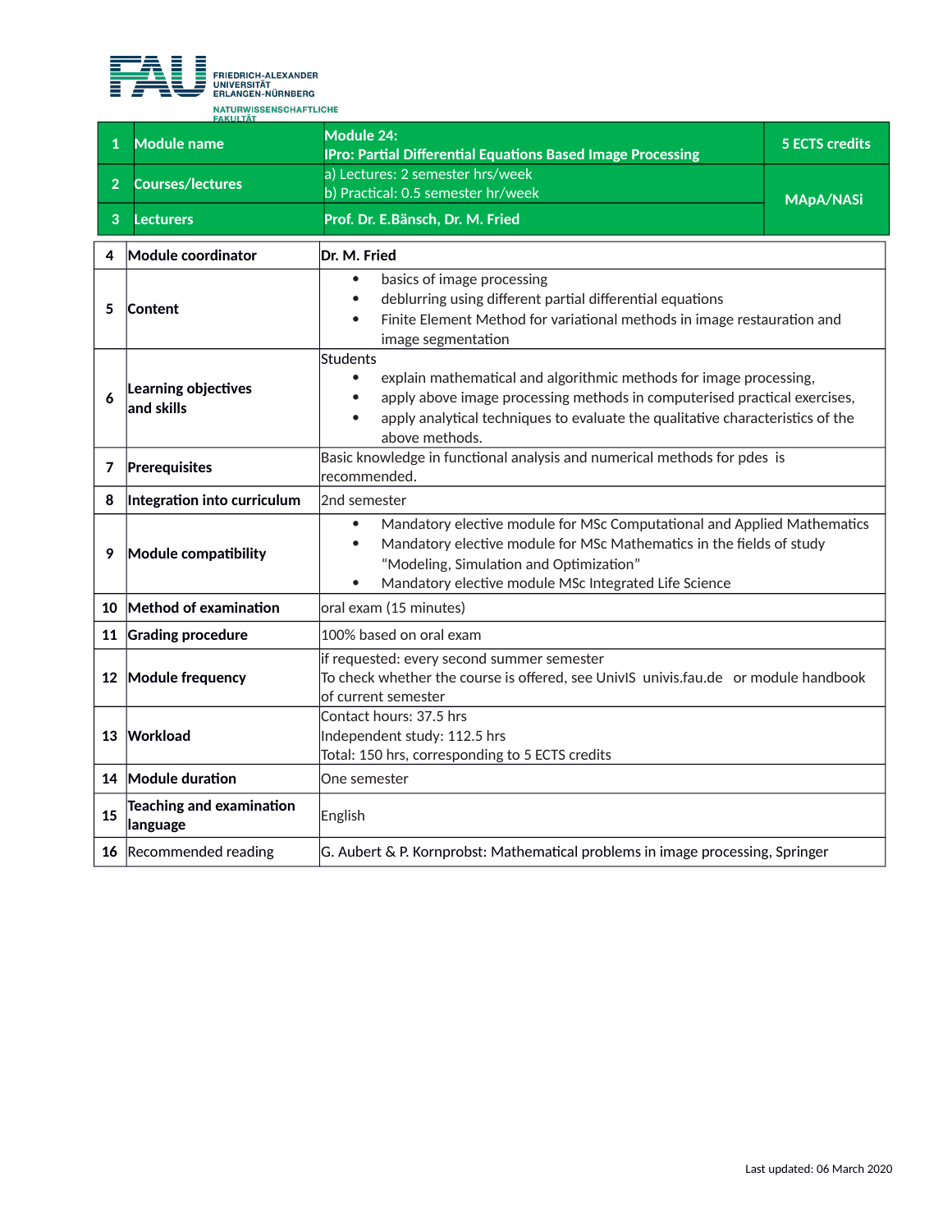FRIEDRICH-ALEXANDER UNIVERSITÄT ERLANGEN-NÜRNBERG
NATURWISSENSCHAFTLICHE FAKULTÄT

| 1 | Module name | Module 24: IPro: Partial Differential Equations Based Image Processing | 5 ECTS credits |
|---|---|---|---|
| 2 | Courses/lectures | a) Lectures: 2 semester hrs/week<br>b) Practical: 0.5 semester hr/week | MApA/NASi |
| 3 | Lecturers | Prof. Dr. E.Bänsch, Dr. M. Fried | |

| | | |
|---|---|---|
| 4 | Module coordinator | Dr. M. Fried |
| 5 | Content | • basics of image processing<br>• deblurring using different partial differential equations<br>• Finite Element Method for variational methods in image restauration and image segmentation |
| 6 | Learning objectives and skills | Students<br>• explain mathematical and algorithmic methods for image processing,<br>• apply above image processing methods in computerised practical exercises,<br>• apply analytical techniques to evaluate the qualitative characteristics of the above methods. |
| 7 | Prerequisites | Basic knowledge in functional analysis and numerical methods for pdes is recommended. |
| 8 | Integration into curriculum | 2nd semester |
| 9 | Module compatibility | • Mandatory elective module for MSc Computational and Applied Mathematics<br>• Mandatory elective module for MSc Mathematics in the fields of study “Modeling, Simulation and Optimization”<br>• Mandatory elective module MSc Integrated Life Science |
| 10 | Method of examination | oral exam (15 minutes) |
| 11 | Grading procedure | 100% based on oral exam |
| 12 | Module frequency | if requested: every second summer semester<br>To check whether the course is offered, see UnivIS univis.fau.de or module handbook of current semester |
| 13 | Workload | Contact hours: 37.5 hrs<br>Independent study: 112.5 hrs<br>Total: 150 hrs, corresponding to 5 ECTS credits |
| 14 | Module duration | One semester |
| 15 | Teaching and examination language | English |
| 16 | Recommended reading | G. Aubert & P. Kornprobst: Mathematical problems in image processing, Springer |

Last updated: 06 March 2020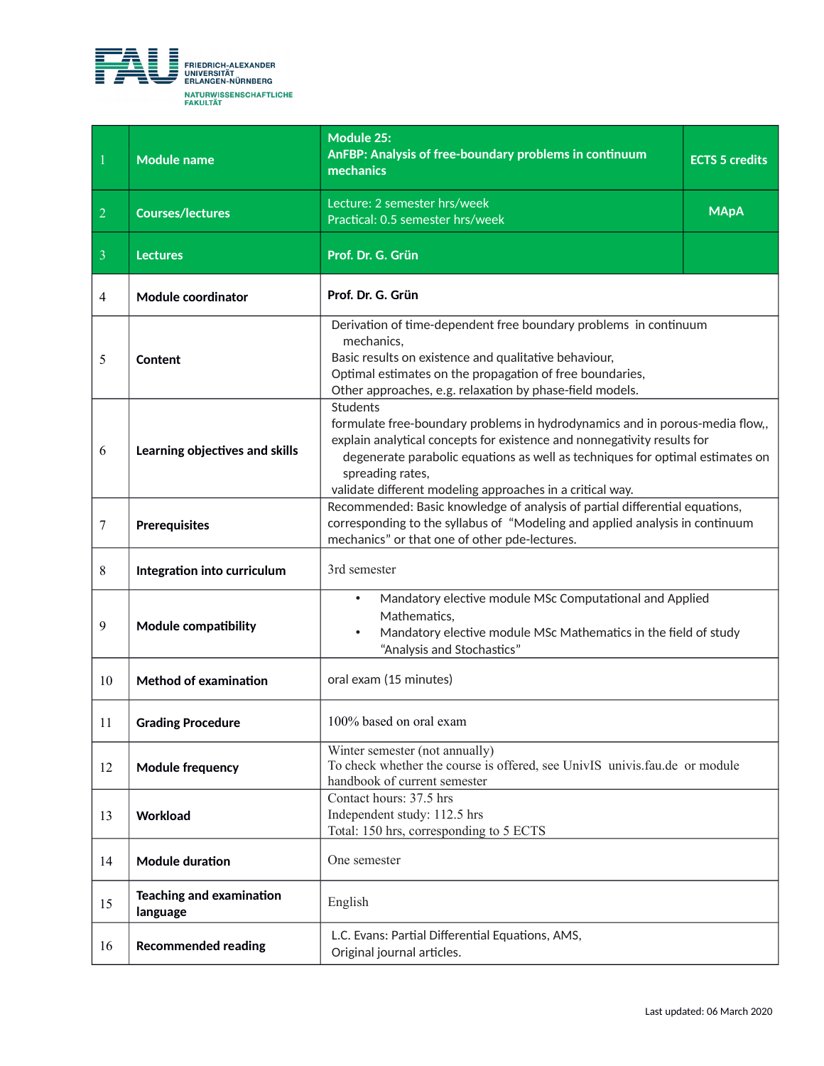| | | | |
|---|---|---|---|
| 1 | **Module name** | **Module 25:**<br>**AnFBP: Analysis of free-boundary problems in continuum mechanics** | **ECTS 5 credits** |
| 2 | **Courses/lectures** | Lecture: 2 semester hrs/week<br>Practical: 0.5 semester hrs/week | **MApA** |
| 3 | **Lectures** | **Prof. Dr. G. Grün** | |
| 4 | **Module coordinator** | **Prof. Dr. G. Grün** | |
| 5 | **Content** | Derivation of time-dependent free boundary problems in continuum mechanics,<br>Basic results on existence and qualitative behaviour,<br>Optimal estimates on the propagation of free boundaries,<br>Other approaches, e.g. relaxation by phase-field models. | |
| 6 | **Learning objectives and skills** | Students<br>formulate free-boundary problems in hydrodynamics and in porous-media flow,,<br>explain analytical concepts for existence and nonnegativity results for degenerate parabolic equations as well as techniques for optimal estimates on spreading rates,<br>validate different modeling approaches in a critical way. | |
| 7 | **Prerequisites** | Recommended: Basic knowledge of analysis of partial differential equations, corresponding to the syllabus of "Modeling and applied analysis in continuum mechanics" or that one of other pde-lectures. | |
| 8 | **Integration into curriculum** | 3rd semester | |
| 9 | **Module compatibility** | • Mandatory elective module MSc Computational and Applied Mathematics,<br>• Mandatory elective module MSc Mathematics in the field of study "Analysis and Stochastics" | |
| 10 | **Method of examination** | oral exam (15 minutes) | |
| 11 | **Grading Procedure** | 100% based on oral exam | |
| 12 | **Module frequency** | Winter semester (not annually)<br>To check whether the course is offered, see UnivIS univis.fau.de or module handbook of current semester | |
| 13 | **Workload** | Contact hours: 37.5 hrs<br>Independent study: 112.5 hrs<br>Total: 150 hrs, corresponding to 5 ECTS | |
| 14 | **Module duration** | One semester | |
| 15 | **Teaching and examination language** | English | |
| 16 | **Recommended reading** | L.C. Evans: Partial Differential Equations, AMS,<br>Original journal articles. | |

Last updated: 06 March 2020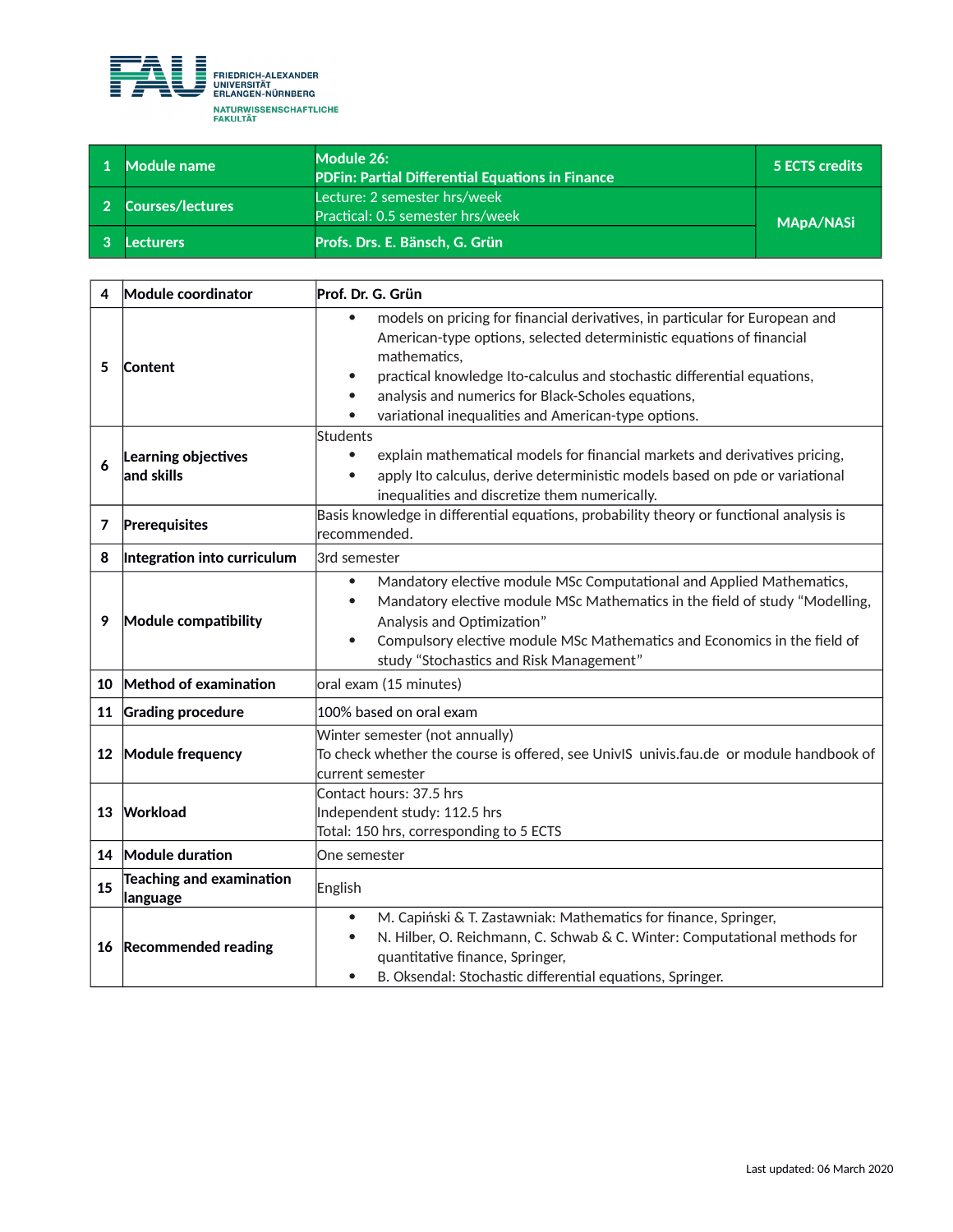| 1 | Module name | Module 26:<br>PDFin: Partial Differential Equations in Finance | 5 ECTS credits |
|---|---|---|---|
| 2 | Courses/lectures | Lecture: 2 semester hrs/week<br>Practical: 0.5 semester hrs/week | MApA/NASi |
| 3 | Lecturers | Profs. Drs. E. Bänsch, G. Grün | |

| 4 | Module coordinator | Prof. Dr. G. Grün |
|---|---|---|
| 5 | Content | • models on pricing for financial derivatives, in particular for European and American-type options, selected deterministic equations of financial mathematics,<br>• practical knowledge Ito-calculus and stochastic differential equations,<br>• analysis and numerics for Black-Scholes equations,<br>• variational inequalities and American-type options. |
| 6 | Learning objectives and skills | Students<br>• explain mathematical models for financial markets and derivatives pricing,<br>• apply Ito calculus, derive deterministic models based on pde or variational inequalities and discretize them numerically. |
| 7 | Prerequisites | Basis knowledge in differential equations, probability theory or functional analysis is recommended. |
| 8 | Integration into curriculum | 3rd semester |
| 9 | Module compatibility | • Mandatory elective module MSc Computational and Applied Mathematics,<br>• Mandatory elective module MSc Mathematics in the field of study “Modelling, Analysis and Optimization”<br>• Compulsory elective module MSc Mathematics and Economics in the field of study “Stochastics and Risk Management” |
| 10 | Method of examination | oral exam (15 minutes) |
| 11 | Grading procedure | 100% based on oral exam |
| 12 | Module frequency | Winter semester (not annually)<br>To check whether the course is offered, see UnivIS univis.fau.de or module handbook of current semester |
| 13 | Workload | Contact hours: 37.5 hrs<br>Independent study: 112.5 hrs<br>Total: 150 hrs, corresponding to 5 ECTS |
| 14 | Module duration | One semester |
| 15 | Teaching and examination language | English |
| 16 | Recommended reading | • M. Capiński & T. Zastawniak: Mathematics for finance, Springer,<br>• N. Hilber, O. Reichmann, C. Schwab & C. Winter: Computational methods for quantitative finance, Springer,<br>• B. Oksendal: Stochastic differential equations, Springer. |

Last updated: 06 March 2020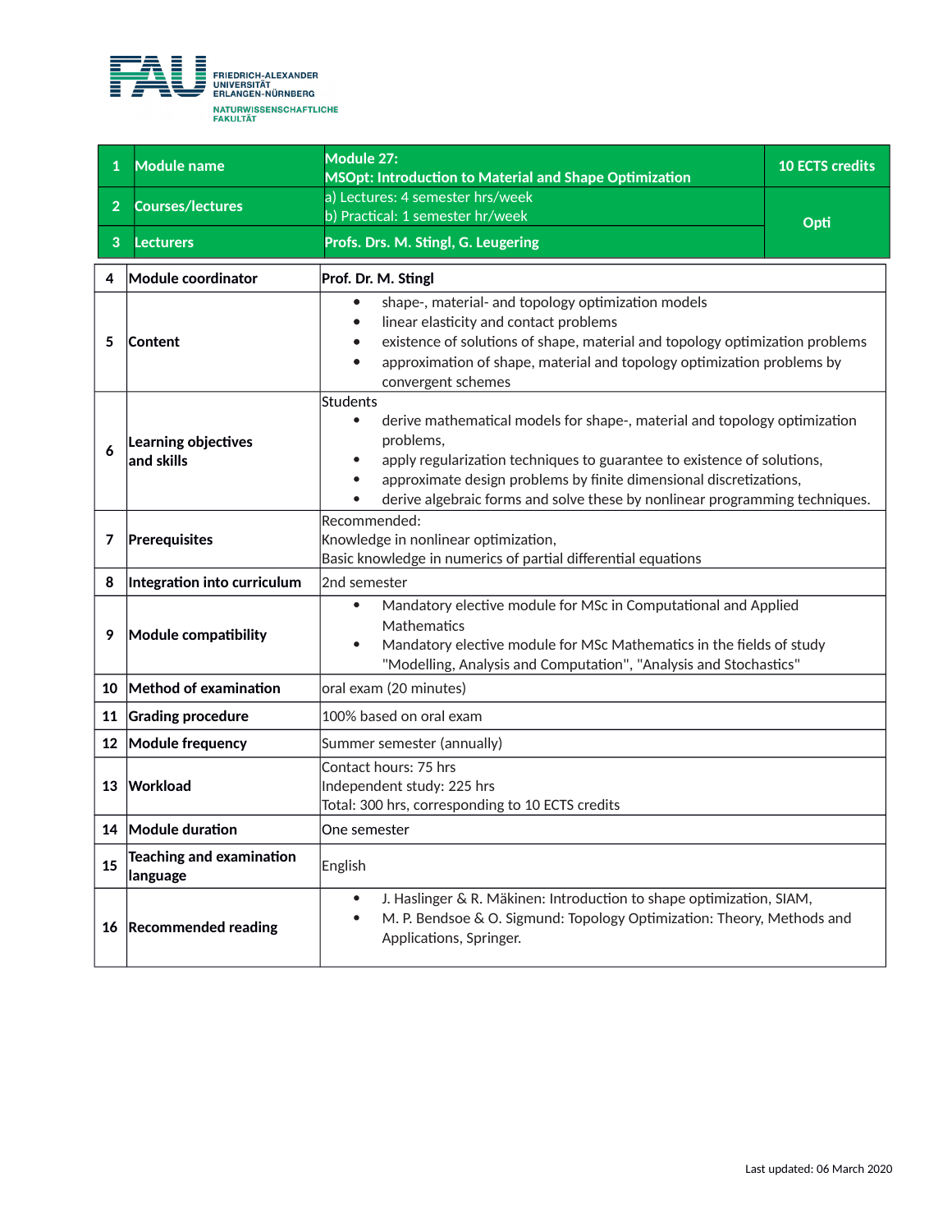FRIEDRICH-ALEXANDER UNIVERSITÄT ERLANGEN-NÜRNBERG
NATURWISSENSCHAFTLICHE FAKULTÄT

| | | | |
|---|---|---|---|
| 1 | **Module name** | **Module 27: MSOpt: Introduction to Material and Shape Optimization** | **10 ECTS credits** |
| 2 | **Courses/lectures** | a) Lectures: 4 semester hrs/week<br>b) Practical: 1 semester hr/week | **Opti** |
| 3 | **Lecturers** | **Profs. Drs. M. Stingl, G. Leugering** | |

| | | |
|---|---|---|
| 4 | **Module coordinator** | **Prof. Dr. M. Stingl** |
| 5 | **Content** | • shape-, material- and topology optimization models<br>• linear elasticity and contact problems<br>• existence of solutions of shape, material and topology optimization problems<br>• approximation of shape, material and topology optimization problems by convergent schemes |
| 6 | **Learning objectives and skills** | Students<br>• derive mathematical models for shape-, material and topology optimization problems,<br>• apply regularization techniques to guarantee to existence of solutions,<br>• approximate design problems by finite dimensional discretizations,<br>• derive algebraic forms and solve these by nonlinear programming techniques. |
| 7 | **Prerequisites** | Recommended:<br>Knowledge in nonlinear optimization,<br>Basic knowledge in numerics of partial differential equations |
| 8 | **Integration into curriculum** | 2nd semester |
| 9 | **Module compatibility** | • Mandatory elective module for MSc in Computational and Applied Mathematics<br>• Mandatory elective module for MSc Mathematics in the fields of study "Modelling, Analysis and Computation", "Analysis and Stochastics" |
| 10 | **Method of examination** | oral exam (20 minutes) |
| 11 | **Grading procedure** | 100% based on oral exam |
| 12 | **Module frequency** | Summer semester (annually) |
| 13 | **Workload** | Contact hours: 75 hrs<br>Independent study: 225 hrs<br>Total: 300 hrs, corresponding to 10 ECTS credits |
| 14 | **Module duration** | One semester |
| 15 | **Teaching and examination language** | English |
| 16 | **Recommended reading** | • J. Haslinger & R. Mäkinen: Introduction to shape optimization, SIAM,<br>• M. P. Bendsoe & O. Sigmund: Topology Optimization: Theory, Methods and Applications, Springer. |

Last updated: 06 March 2020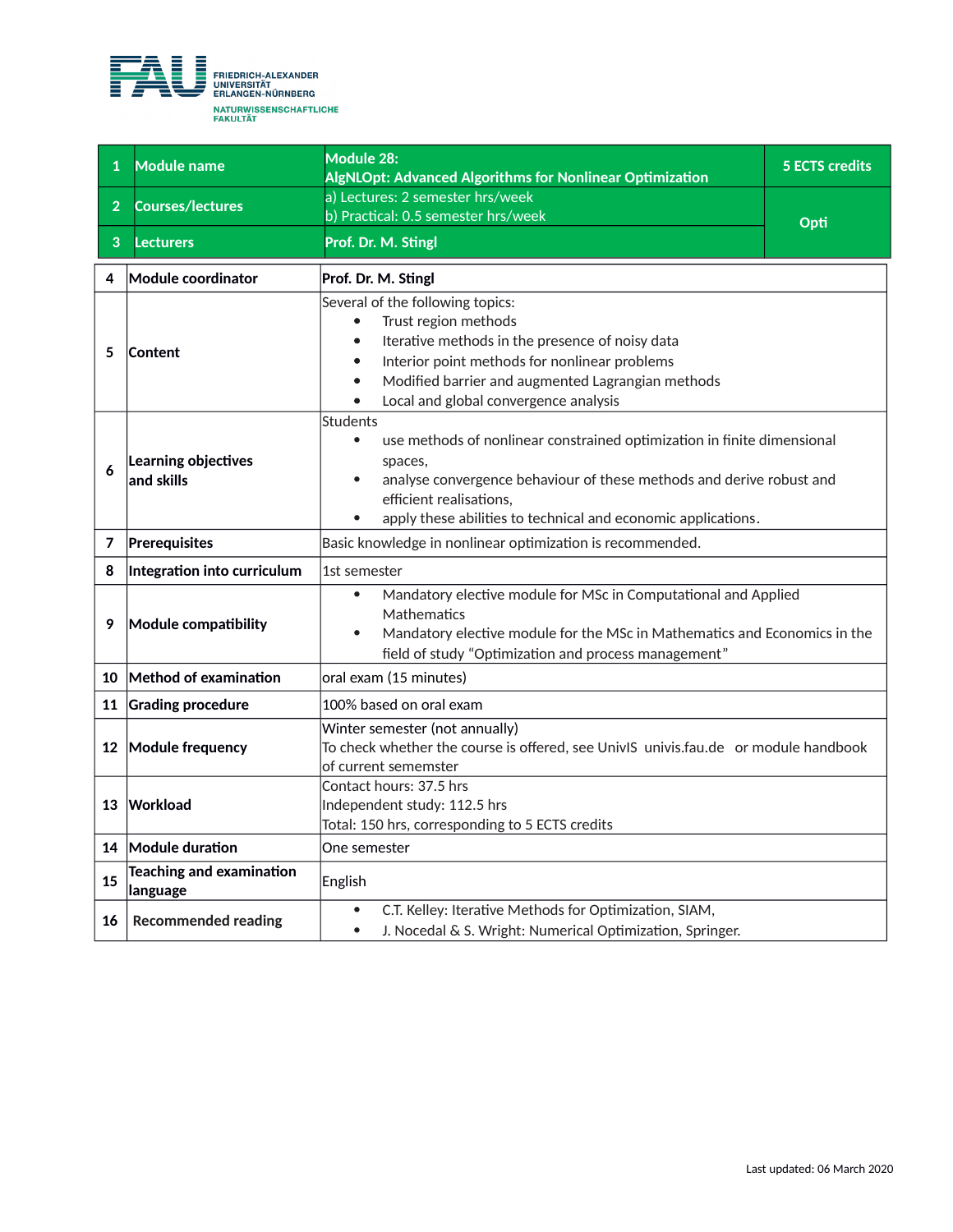FRIEDRICH-ALEXANDER UNIVERSITÄT ERLANGEN-NÜRNBERG
NATURWISSENSCHAFTLICHE FAKULTÄT

| | | | |
|---|---|---|---|
| 1 | **Module name** | **Module 28: AlgNLOpt: Advanced Algorithms for Nonlinear Optimization** | **5 ECTS credits** |
| 2 | **Courses/lectures** | a) Lectures: 2 semester hrs/week<br>b) Practical: 0.5 semester hrs/week | **Opti** |
| 3 | **Lecturers** | **Prof. Dr. M. Stingl** | |

| | | |
|---|---|---|
| 4 | **Module coordinator** | **Prof. Dr. M. Stingl** |
| 5 | **Content** | Several of the following topics:<br>• Trust region methods<br>• Iterative methods in the presence of noisy data<br>• Interior point methods for nonlinear problems<br>• Modified barrier and augmented Lagrangian methods<br>• Local and global convergence analysis |
| 6 | **Learning objectives and skills** | Students<br>• use methods of nonlinear constrained optimization in finite dimensional spaces,<br>• analyse convergence behaviour of these methods and derive robust and efficient realisations,<br>• apply these abilities to technical and economic applications. |
| 7 | **Prerequisites** | Basic knowledge in nonlinear optimization is recommended. |
| 8 | **Integration into curriculum** | 1st semester |
| 9 | **Module compatibility** | • Mandatory elective module for MSc in Computational and Applied Mathematics<br>• Mandatory elective module for the MSc in Mathematics and Economics in the field of study “Optimization and process management” |
| 10 | **Method of examination** | oral exam (15 minutes) |
| 11 | **Grading procedure** | 100% based on oral exam |
| 12 | **Module frequency** | Winter semester (not annually)<br>To check whether the course is offered, see UnivIS univis.fau.de or module handbook of current sememster |
| 13 | **Workload** | Contact hours: 37.5 hrs<br>Independent study: 112.5 hrs<br>Total: 150 hrs, corresponding to 5 ECTS credits |
| 14 | **Module duration** | One semester |
| 15 | **Teaching and examination language** | English |
| 16 | **Recommended reading** | • C.T. Kelley: Iterative Methods for Optimization, SIAM,<br>• J. Nocedal & S. Wright: Numerical Optimization, Springer. |

Last updated: 06 March 2020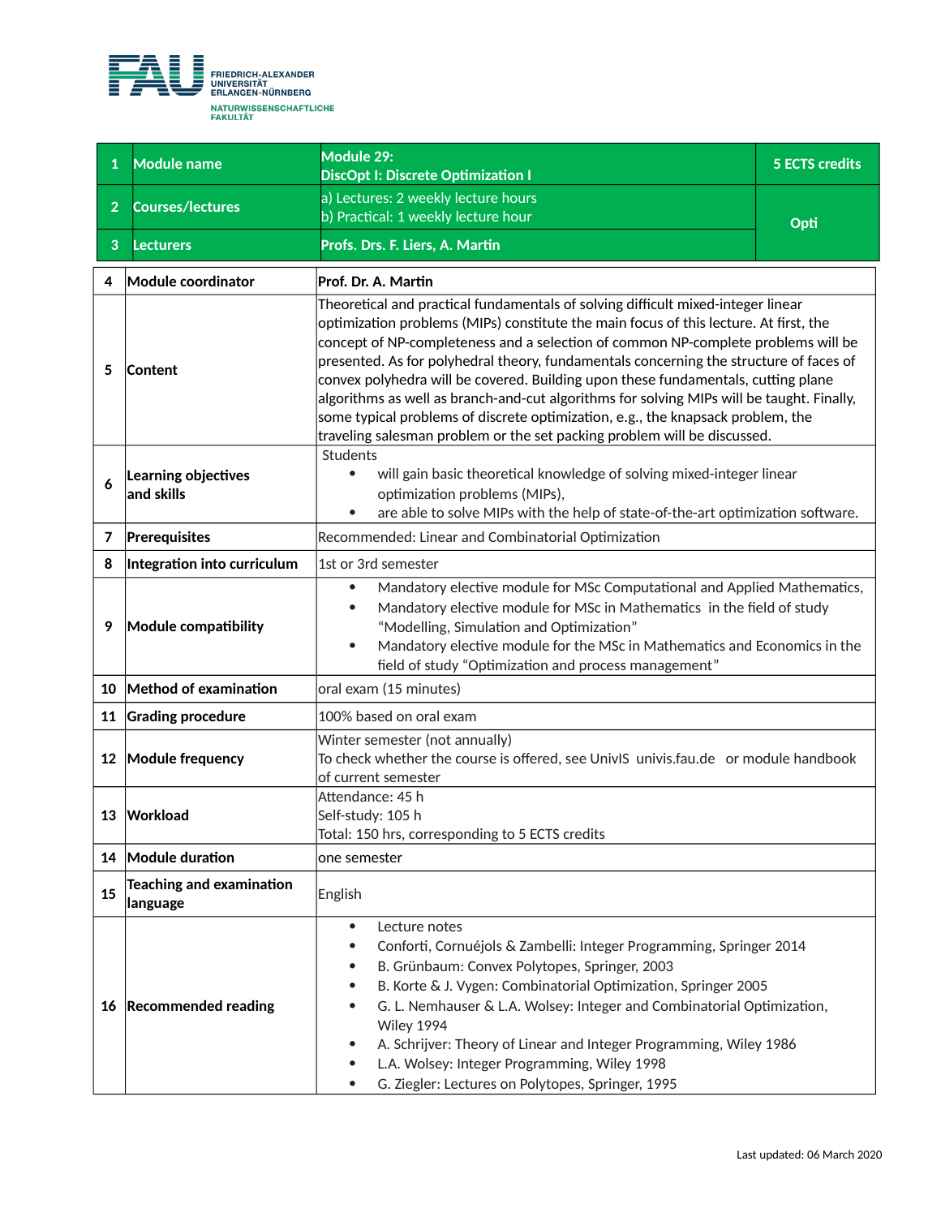FRIEDRICH-ALEXANDER UNIVERSITÄT ERLANGEN-NÜRNBERG
NATURWISSENSCHAFTLICHE FAKULTÄT

| 1 | Module name | Module 29: DiscOpt I: Discrete Optimization I | 5 ECTS credits |
|---|---|---|---|
| 2 | Courses/lectures | a) Lectures: 2 weekly lecture hours<br>b) Practical: 1 weekly lecture hour | Opti |
| 3 | Lecturers | Profs. Drs. F. Liers, A. Martin | |

| 4 | Module coordinator | Prof. Dr. A. Martin |
|---|---|---|
| 5 | Content | Theoretical and practical fundamentals of solving difficult mixed-integer linear optimization problems (MIPs) constitute the main focus of this lecture. At first, the concept of NP-completeness and a selection of common NP-complete problems will be presented. As for polyhedral theory, fundamentals concerning the structure of faces of convex polyhedra will be covered. Building upon these fundamentals, cutting plane algorithms as well as branch-and-cut algorithms for solving MIPs will be taught. Finally, some typical problems of discrete optimization, e.g., the knapsack problem, the traveling salesman problem or the set packing problem will be discussed. |
| 6 | Learning objectives and skills | Students<br>• will gain basic theoretical knowledge of solving mixed-integer linear optimization problems (MIPs),<br>• are able to solve MIPs with the help of state-of-the-art optimization software. |
| 7 | Prerequisites | Recommended: Linear and Combinatorial Optimization |
| 8 | Integration into curriculum | 1st or 3rd semester |
| 9 | Module compatibility | • Mandatory elective module for MSc Computational and Applied Mathematics,<br>• Mandatory elective module for MSc in Mathematics in the field of study “Modelling, Simulation and Optimization”<br>• Mandatory elective module for the MSc in Mathematics and Economics in the field of study “Optimization and process management” |
| 10 | Method of examination | oral exam (15 minutes) |
| 11 | Grading procedure | 100% based on oral exam |
| 12 | Module frequency | Winter semester (not annually)<br>To check whether the course is offered, see UnivIS univis.fau.de or module handbook of current semester |
| 13 | Workload | Attendance: 45 h<br>Self-study: 105 h<br>Total: 150 hrs, corresponding to 5 ECTS credits |
| 14 | Module duration | one semester |
| 15 | Teaching and examination language | English |
| 16 | Recommended reading | • Lecture notes<br>• Conforti, Cornuéjols & Zambelli: Integer Programming, Springer 2014<br>• B. Grünbaum: Convex Polytopes, Springer, 2003<br>• B. Korte & J. Vygen: Combinatorial Optimization, Springer 2005<br>• G. L. Nemhauser & L.A. Wolsey: Integer and Combinatorial Optimization, Wiley 1994<br>• A. Schrijver: Theory of Linear and Integer Programming, Wiley 1986<br>• L.A. Wolsey: Integer Programming, Wiley 1998<br>• G. Ziegler: Lectures on Polytopes, Springer, 1995 |

Last updated: 06 March 2020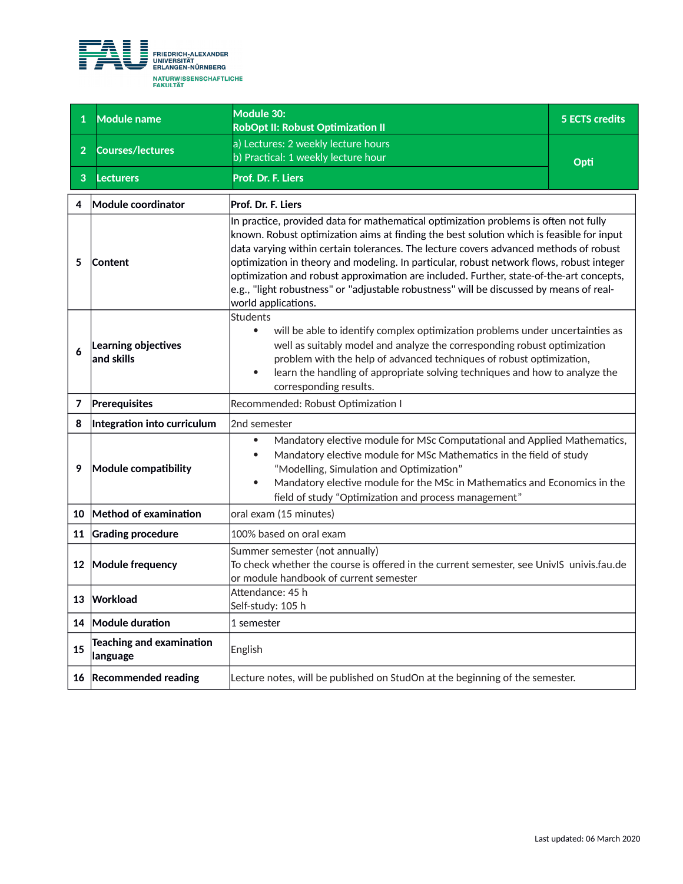| 1 | Module name | Module 30: RobOpt II: Robust Optimization II | 5 ECTS credits |
|---|---|---|---|
| 2 | Courses/lectures | a) Lectures: 2 weekly lecture hours<br>b) Practical: 1 weekly lecture hour | Opti |
| 3 | Lecturers | Prof. Dr. F. Liers | |

| 4 | Module coordinator | Prof. Dr. F. Liers |
|---|---|---|
| 5 | Content | In practice, provided data for mathematical optimization problems is often not fully known. Robust optimization aims at finding the best solution which is feasible for input data varying within certain tolerances. The lecture covers advanced methods of robust optimization in theory and modeling. In particular, robust network flows, robust integer optimization and robust approximation are included. Further, state-of-the-art concepts, e.g., "light robustness" or "adjustable robustness" will be discussed by means of real-world applications. |
| 6 | Learning objectives and skills | Students<br>• will be able to identify complex optimization problems under uncertainties as well as suitably model and analyze the corresponding robust optimization problem with the help of advanced techniques of robust optimization,<br>• learn the handling of appropriate solving techniques and how to analyze the corresponding results. |
| 7 | Prerequisites | Recommended: Robust Optimization I |
| 8 | Integration into curriculum | 2nd semester |
| 9 | Module compatibility | • Mandatory elective module for MSc Computational and Applied Mathematics,<br>• Mandatory elective module for MSc Mathematics in the field of study "Modelling, Simulation and Optimization"<br>• Mandatory elective module for the MSc in Mathematics and Economics in the field of study "Optimization and process management" |
| 10 | Method of examination | oral exam (15 minutes) |
| 11 | Grading procedure | 100% based on oral exam |
| 12 | Module frequency | Summer semester (not annually)<br>To check whether the course is offered in the current semester, see UnivIS univis.fau.de or module handbook of current semester |
| 13 | Workload | Attendance: 45 h<br>Self-study: 105 h |
| 14 | Module duration | 1 semester |
| 15 | Teaching and examination language | English |
| 16 | Recommended reading | Lecture notes, will be published on StudOn at the beginning of the semester. |

Last updated: 06 March 2020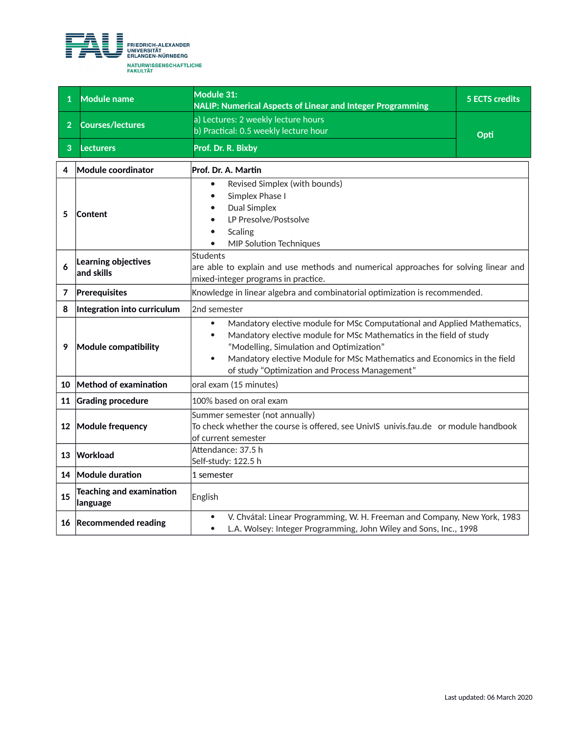FRIEDRICH-ALEXANDER UNIVERSITÄT ERLANGEN-NÜRNBERG
NATURWISSENSCHAFTLICHE FAKULTÄT

| | | | |
|---|---|---|---|
| 1 | **Module name** | **Module 31: NALIP: Numerical Aspects of Linear and Integer Programming** | **5 ECTS credits** |
| 2 | **Courses/lectures** | a) Lectures: 2 weekly lecture hours<br>b) Practical: 0.5 weekly lecture hour | **Opti** |
| 3 | **Lecturers** | **Prof. Dr. R. Bixby** | |

| | | |
|---|---|---|
| 4 | **Module coordinator** | **Prof. Dr. A. Martin** |
| 5 | **Content** | • Revised Simplex (with bounds)<br>• Simplex Phase I<br>• Dual Simplex<br>• LP Presolve/Postsolve<br>• Scaling<br>• MIP Solution Techniques |
| 6 | **Learning objectives and skills** | Students<br>are able to explain and use methods and numerical approaches for solving linear and mixed-integer programs in practice. |
| 7 | **Prerequisites** | Knowledge in linear algebra and combinatorial optimization is recommended. |
| 8 | **Integration into curriculum** | 2nd semester |
| 9 | **Module compatibility** | • Mandatory elective module for MSc Computational and Applied Mathematics,<br>• Mandatory elective module for MSc Mathematics in the field of study “Modelling, Simulation and Optimization”<br>• Mandatory elective Module for MSc Mathematics and Economics in the field of study “Optimization and Process Management” |
| 10 | **Method of examination** | oral exam (15 minutes) |
| 11 | **Grading procedure** | 100% based on oral exam |
| 12 | **Module frequency** | Summer semester (not annually)<br>To check whether the course is offered, see UnivIS univis.fau.de or module handbook of current semester |
| 13 | **Workload** | Attendance: 37.5 h<br>Self-study: 122.5 h |
| 14 | **Module duration** | 1 semester |
| 15 | **Teaching and examination language** | English |
| 16 | **Recommended reading** | • V. Chvátal: Linear Programming, W. H. Freeman and Company, New York, 1983<br>• L.A. Wolsey: Integer Programming, John Wiley and Sons, Inc., 1998 |

Last updated: 06 March 2020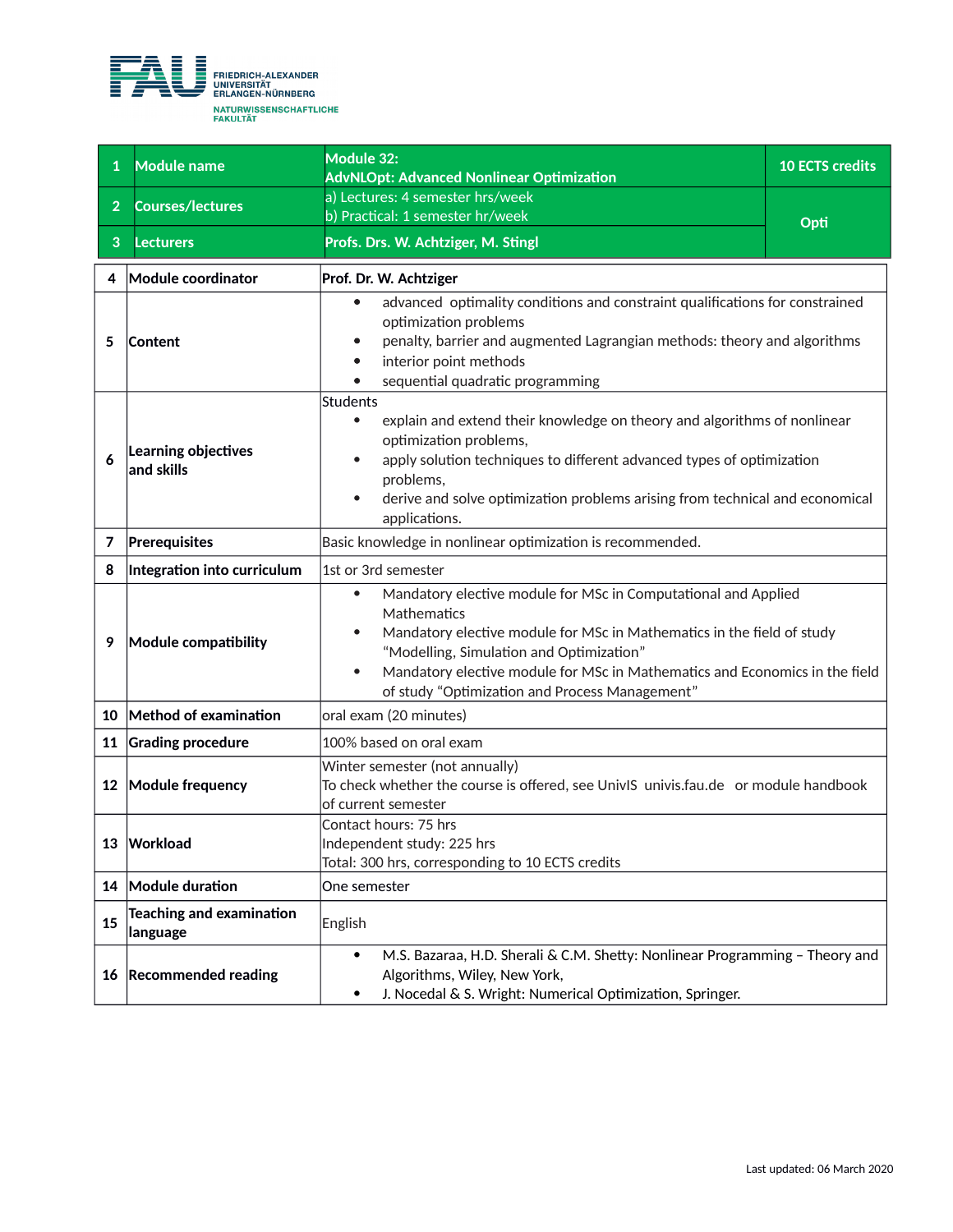FRIEDRICH-ALEXANDER UNIVERSITÄT ERLANGEN-NÜRNBERG
NATURWISSENSCHAFTLICHE FAKULTÄT

| 1 | Module name | Module 32: AdvNLOpt: Advanced Nonlinear Optimization | 10 ECTS credits |
|---|---|---|---|
| 2 | Courses/lectures | a) Lectures: 4 semester hrs/week<br>b) Practical: 1 semester hr/week | Opti |
| 3 | Lecturers | Profs. Drs. W. Achtziger, M. Stingl | |

| | | |
|---|---|---|
| 4 | **Module coordinator** | **Prof. Dr. W. Achtziger** |
| 5 | **Content** | • advanced optimality conditions and constraint qualifications for constrained optimization problems<br>• penalty, barrier and augmented Lagrangian methods: theory and algorithms<br>• interior point methods<br>• sequential quadratic programming |
| 6 | **Learning objectives and skills** | Students<br>• explain and extend their knowledge on theory and algorithms of nonlinear optimization problems,<br>• apply solution techniques to different advanced types of optimization problems,<br>• derive and solve optimization problems arising from technical and economical applications. |
| 7 | **Prerequisites** | Basic knowledge in nonlinear optimization is recommended. |
| 8 | **Integration into curriculum** | 1st or 3rd semester |
| 9 | **Module compatibility** | • Mandatory elective module for MSc in Computational and Applied Mathematics<br>• Mandatory elective module for MSc in Mathematics in the field of study "Modelling, Simulation and Optimization"<br>• Mandatory elective module for MSc in Mathematics and Economics in the field of study "Optimization and Process Management" |
| 10 | **Method of examination** | oral exam (20 minutes) |
| 11 | **Grading procedure** | 100% based on oral exam |
| 12 | **Module frequency** | Winter semester (not annually)<br>To check whether the course is offered, see UnivIS univis.fau.de or module handbook of current semester |
| 13 | **Workload** | Contact hours: 75 hrs<br>Independent study: 225 hrs<br>Total: 300 hrs, corresponding to 10 ECTS credits |
| 14 | **Module duration** | One semester |
| 15 | **Teaching and examination language** | English |
| 16 | **Recommended reading** | • M.S. Bazaraa, H.D. Sherali & C.M. Shetty: Nonlinear Programming – Theory and Algorithms, Wiley, New York,<br>• J. Nocedal & S. Wright: Numerical Optimization, Springer. |

Last updated: 06 March 2020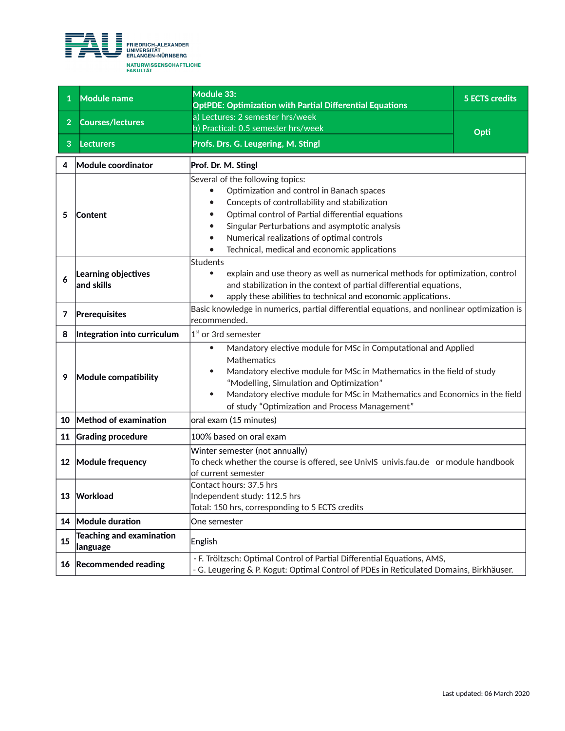| 1 | Module name | Module 33: **OptPDE: Optimization with Partial Differential Equations** | 5 ECTS credits |
|---|---|---|---|
| 2 | Courses/lectures | a) Lectures: 2 semester hrs/week<br>b) Practical: 0.5 semester hrs/week | Opti |
| 3 | Lecturers | Profs. Drs. G. Leugering, M. Stingl | |

| | | |
|---|---|---|
| 4 | **Module coordinator** | **Prof. Dr. M. Stingl** |
| 5 | **Content** | Several of the following topics:<br>• Optimization and control in Banach spaces<br>• Concepts of controllability and stabilization<br>• Optimal control of Partial differential equations<br>• Singular Perturbations and asymptotic analysis<br>• Numerical realizations of optimal controls<br>• Technical, medical and economic applications |
| 6 | **Learning objectives and skills** | Students<br>• explain and use theory as well as numerical methods for optimization, control and stabilization in the context of partial differential equations,<br>• apply these abilities to technical and economic applications. |
| 7 | **Prerequisites** | Basic knowledge in numerics, partial differential equations, and nonlinear optimization is recommended. |
| 8 | **Integration into curriculum** | 1st or 3rd semester |
| 9 | **Module compatibility** | • Mandatory elective module for MSc in Computational and Applied Mathematics<br>• Mandatory elective module for MSc in Mathematics in the field of study “Modelling, Simulation and Optimization”<br>• Mandatory elective module for MSc in Mathematics and Economics in the field of study “Optimization and Process Management” |
| 10 | **Method of examination** | oral exam (15 minutes) |
| 11 | **Grading procedure** | 100% based on oral exam |
| 12 | **Module frequency** | Winter semester (not annually)<br>To check whether the course is offered, see UnivIS univis.fau.de or module handbook of current semester |
| 13 | **Workload** | Contact hours: 37.5 hrs<br>Independent study: 112.5 hrs<br>Total: 150 hrs, corresponding to 5 ECTS credits |
| 14 | **Module duration** | One semester |
| 15 | **Teaching and examination language** | English |
| 16 | **Recommended reading** | - F. Tröltzsch: Optimal Control of Partial Differential Equations, AMS,<br>- G. Leugering & P. Kogut: Optimal Control of PDEs in Reticulated Domains, Birkhäuser. |

Last updated: 06 March 2020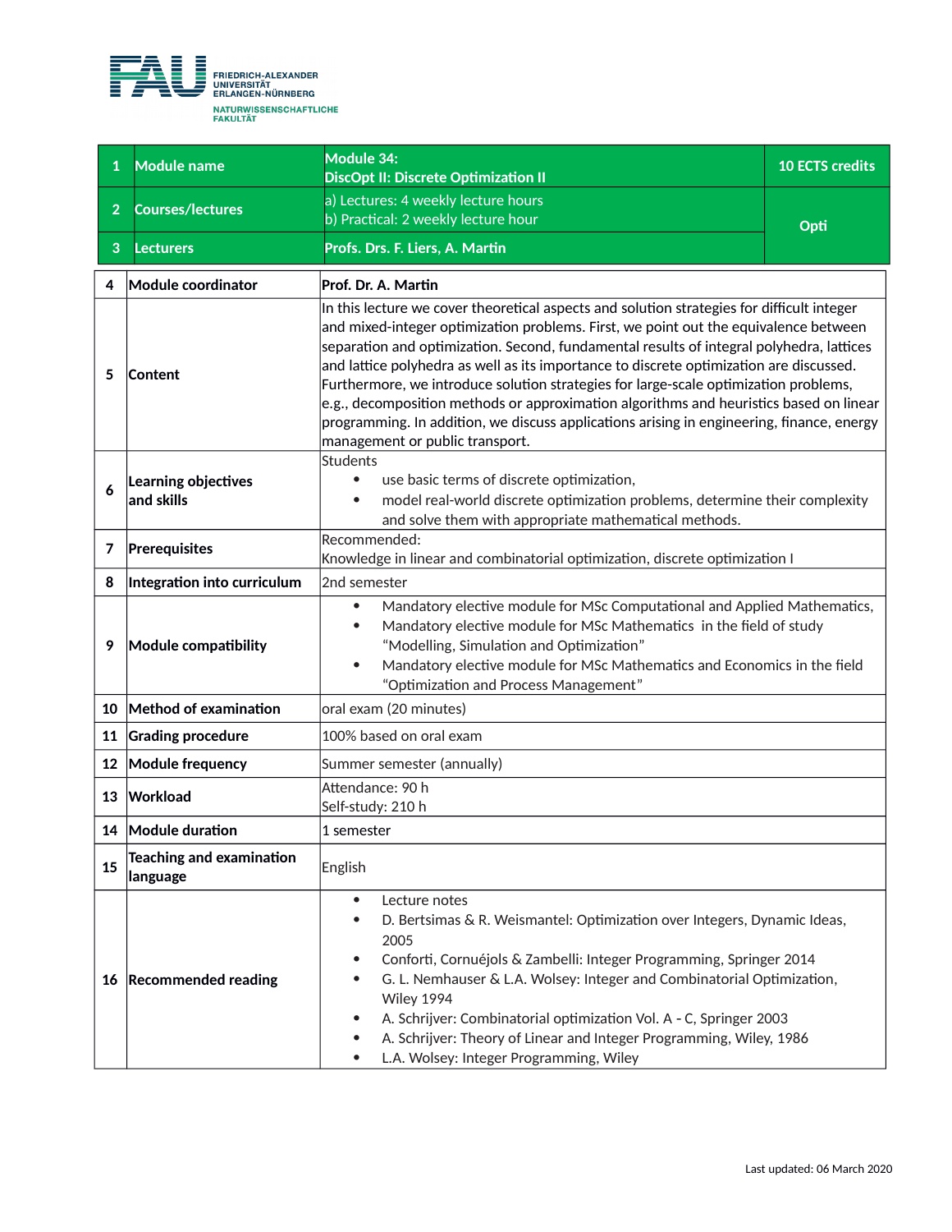FRIEDRICH-ALEXANDER UNIVERSITÄT ERLANGEN-NÜRNBERG
NATURWISSENSCHAFTLICHE FAKULTÄT

| 1 | Module name | Module 34: DiscOpt II: Discrete Optimization II | 10 ECTS credits |
|---|---|---|---|
| 2 | Courses/lectures | a) Lectures: 4 weekly lecture hours<br>b) Practical: 2 weekly lecture hour | Opti |
| 3 | Lecturers | Profs. Drs. F. Liers, A. Martin | |

| | | |
|---|---|---|
| 4 | Module coordinator | Prof. Dr. A. Martin |
| 5 | Content | In this lecture we cover theoretical aspects and solution strategies for difficult integer and mixed-integer optimization problems. First, we point out the equivalence between separation and optimization. Second, fundamental results of integral polyhedra, lattices and lattice polyhedra as well as its importance to discrete optimization are discussed. Furthermore, we introduce solution strategies for large-scale optimization problems, e.g., decomposition methods or approximation algorithms and heuristics based on linear programming. In addition, we discuss applications arising in engineering, finance, energy management or public transport. |
| 6 | Learning objectives and skills | Students<br>• use basic terms of discrete optimization,<br>• model real-world discrete optimization problems, determine their complexity and solve them with appropriate mathematical methods. |
| 7 | Prerequisites | Recommended:<br>Knowledge in linear and combinatorial optimization, discrete optimization I |
| 8 | Integration into curriculum | 2nd semester |
| 9 | Module compatibility | • Mandatory elective module for MSc Computational and Applied Mathematics,<br>• Mandatory elective module for MSc Mathematics in the field of study "Modelling, Simulation and Optimization"<br>• Mandatory elective module for MSc Mathematics and Economics in the field "Optimization and Process Management" |
| 10 | Method of examination | oral exam (20 minutes) |
| 11 | Grading procedure | 100% based on oral exam |
| 12 | Module frequency | Summer semester (annually) |
| 13 | Workload | Attendance: 90 h<br>Self-study: 210 h |
| 14 | Module duration | 1 semester |
| 15 | Teaching and examination language | English |
| 16 | Recommended reading | • Lecture notes<br>• D. Bertsimas & R. Weismantel: Optimization over Integers, Dynamic Ideas, 2005<br>• Conforti, Cornuéjols & Zambelli: Integer Programming, Springer 2014<br>• G. L. Nemhauser & L.A. Wolsey: Integer and Combinatorial Optimization, Wiley 1994<br>• A. Schrijver: Combinatorial optimization Vol. A - C, Springer 2003<br>• A. Schrijver: Theory of Linear and Integer Programming, Wiley, 1986<br>• L.A. Wolsey: Integer Programming, Wiley |

Last updated: 06 March 2020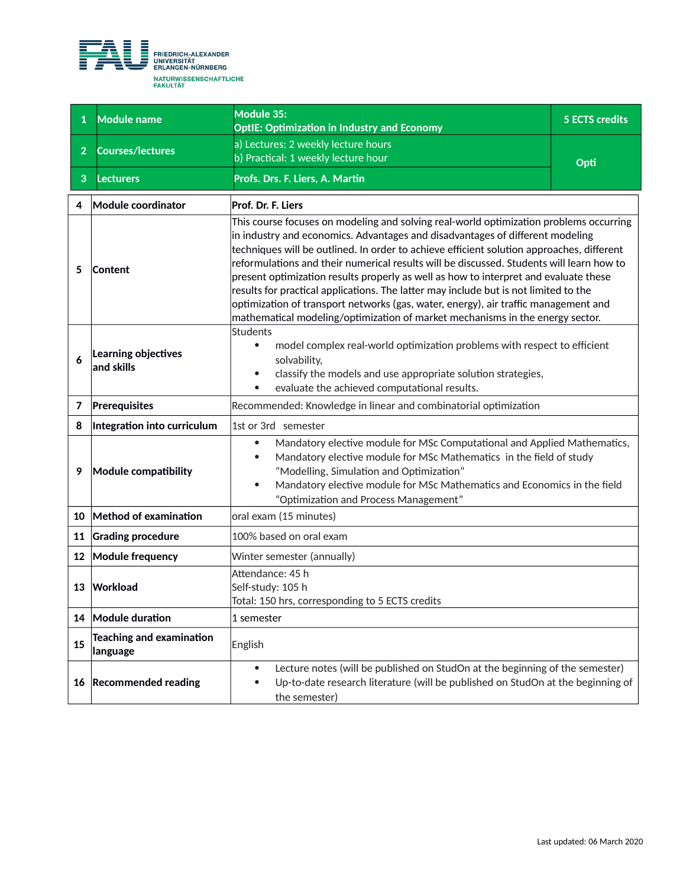FRIEDRICH-ALEXANDER UNIVERSITÄT ERLANGEN-NÜRNBERG
NATURWISSENSCHAFTLICHE FAKULTÄT

| 1 | Module name | Module 35: OptIE: Optimization in Industry and Economy | 5 ECTS credits |
|---|---|---|---|
| 2 | Courses/lectures | a) Lectures: 2 weekly lecture hours<br>b) Practical: 1 weekly lecture hour | Opti |
| 3 | Lecturers | Profs. Drs. F. Liers, A. Martin | |

| | | |
|---|---|---|
| 4 | Module coordinator | Prof. Dr. F. Liers |
| 5 | Content | This course focuses on modeling and solving real-world optimization problems occurring in industry and economics. Advantages and disadvantages of different modeling techniques will be outlined. In order to achieve efficient solution approaches, different reformulations and their numerical results will be discussed. Students will learn how to present optimization results properly as well as how to interpret and evaluate these results for practical applications. The latter may include but is not limited to the optimization of transport networks (gas, water, energy), air traffic management and mathematical modeling/optimization of market mechanisms in the energy sector. |
| 6 | Learning objectives and skills | Students<br>• model complex real-world optimization problems with respect to efficient solvability,<br>• classify the models and use appropriate solution strategies,<br>• evaluate the achieved computational results. |
| 7 | Prerequisites | Recommended: Knowledge in linear and combinatorial optimization |
| 8 | Integration into curriculum | 1st or 3rd semester |
| 9 | Module compatibility | • Mandatory elective module for MSc Computational and Applied Mathematics,<br>• Mandatory elective module for MSc Mathematics in the field of study "Modelling, Simulation and Optimization"<br>• Mandatory elective module for MSc Mathematics and Economics in the field "Optimization and Process Management" |
| 10 | Method of examination | oral exam (15 minutes) |
| 11 | Grading procedure | 100% based on oral exam |
| 12 | Module frequency | Winter semester (annually) |
| 13 | Workload | Attendance: 45 h<br>Self-study: 105 h<br>Total: 150 hrs, corresponding to 5 ECTS credits |
| 14 | Module duration | 1 semester |
| 15 | Teaching and examination language | English |
| 16 | Recommended reading | • Lecture notes (will be published on StudOn at the beginning of the semester)<br>• Up-to-date research literature (will be published on StudOn at the beginning of the semester) |

Last updated: 06 March 2020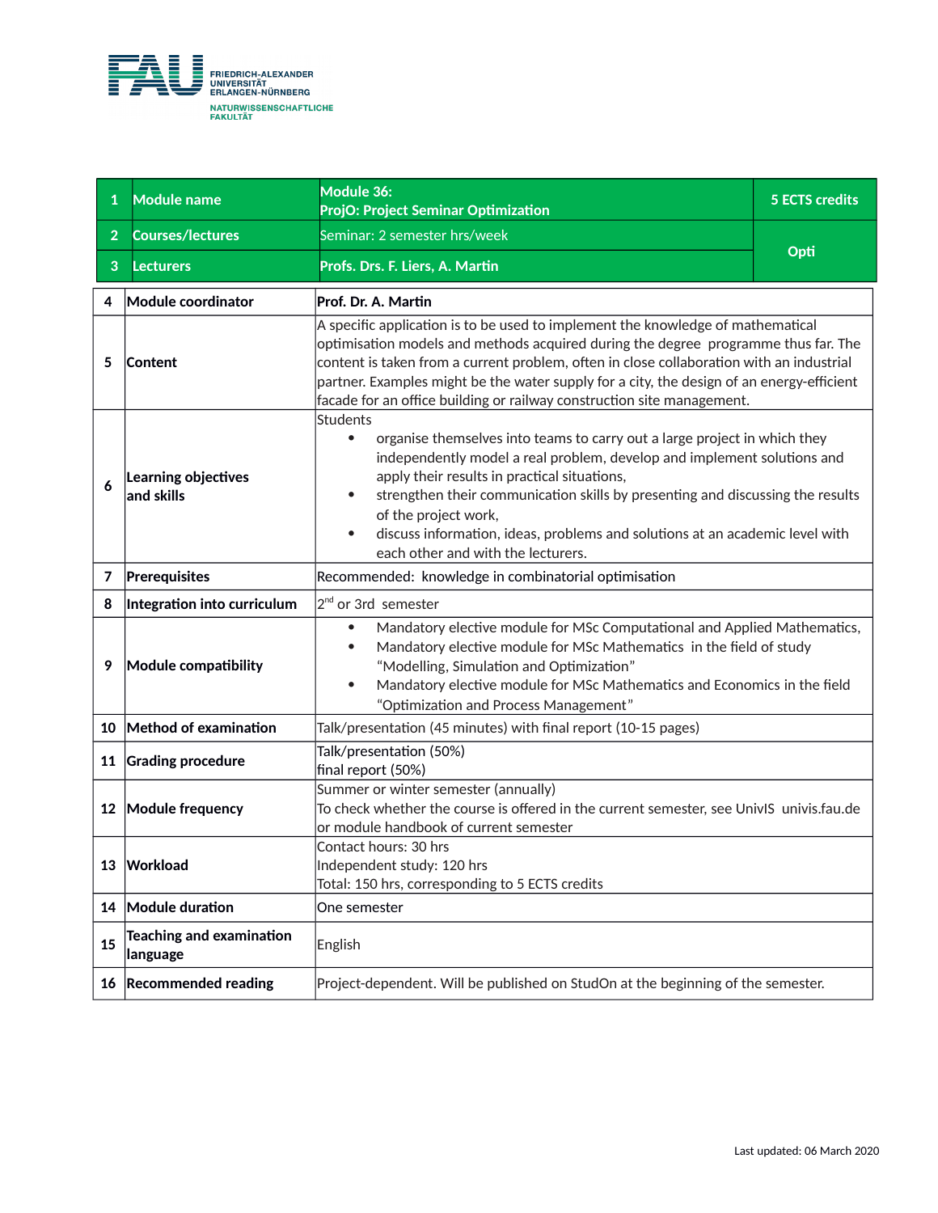FRIEDRICH-ALEXANDER UNIVERSITÄT ERLANGEN-NÜRNBERG
NATURWISSENSCHAFTLICHE FAKULTÄT

| 1 | Module name | Module 36:<br>ProjO: Project Seminar Optimization | 5 ECTS credits |
|---|---|---|---|
| 2 | Courses/lectures | Seminar: 2 semester hrs/week | Opti |
| 3 | Lecturers | Profs. Drs. F. Liers, A. Martin | |

| | | |
|---|---|---|
| 4 | Module coordinator | Prof. Dr. A. Martin |
| 5 | Content | A specific application is to be used to implement the knowledge of mathematical optimisation models and methods acquired during the degree programme thus far. The content is taken from a current problem, often in close collaboration with an industrial partner. Examples might be the water supply for a city, the design of an energy-efficient facade for an office building or railway construction site management. |
| 6 | Learning objectives and skills | Students<br>• organise themselves into teams to carry out a large project in which they independently model a real problem, develop and implement solutions and apply their results in practical situations,<br>• strengthen their communication skills by presenting and discussing the results of the project work,<br>• discuss information, ideas, problems and solutions at an academic level with each other and with the lecturers. |
| 7 | Prerequisites | Recommended: knowledge in combinatorial optimisation |
| 8 | Integration into curriculum | 2nd or 3rd semester |
| 9 | Module compatibility | • Mandatory elective module for MSc Computational and Applied Mathematics,<br>• Mandatory elective module for MSc Mathematics in the field of study "Modelling, Simulation and Optimization"<br>• Mandatory elective module for MSc Mathematics and Economics in the field "Optimization and Process Management" |
| 10 | Method of examination | Talk/presentation (45 minutes) with final report (10-15 pages) |
| 11 | Grading procedure | Talk/presentation (50%)<br>final report (50%) |
| 12 | Module frequency | Summer or winter semester (annually)<br>To check whether the course is offered in the current semester, see UnivIS univis.fau.de or module handbook of current semester |
| 13 | Workload | Contact hours: 30 hrs<br>Independent study: 120 hrs<br>Total: 150 hrs, corresponding to 5 ECTS credits |
| 14 | Module duration | One semester |
| 15 | Teaching and examination language | English |
| 16 | Recommended reading | Project-dependent. Will be published on StudOn at the beginning of the semester. |

Last updated: 06 March 2020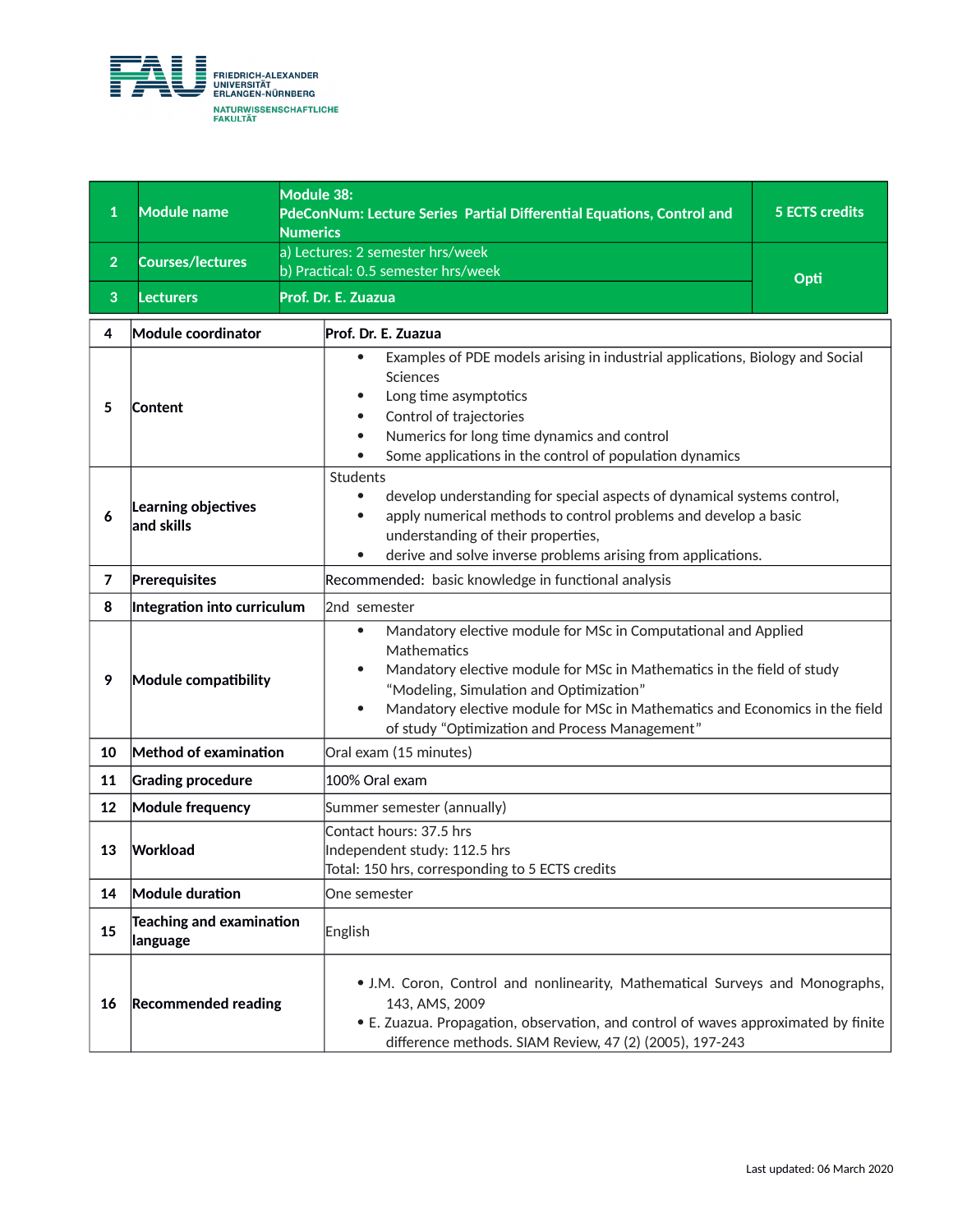FRIEDRICH-ALEXANDER UNIVERSITÄT ERLANGEN-NÜRNBERG
NATURWISSENSCHAFTLICHE FAKULTÄT

| 1 | Module name | Module 38: PdeConNum: Lecture Series Partial Differential Equations, Control and Numerics | 5 ECTS credits |
|---|---|---|---|
| 2 | Courses/lectures | a) Lectures: 2 semester hrs/week<br>b) Practical: 0.5 semester hrs/week | Opti |
| 3 | Lecturers | Prof. Dr. E. Zuazua | |

| 4 | Module coordinator | Prof. Dr. E. Zuazua |
|---|---|---|
| 5 | Content | • Examples of PDE models arising in industrial applications, Biology and Social Sciences<br>• Long time asymptotics<br>• Control of trajectories<br>• Numerics for long time dynamics and control<br>• Some applications in the control of population dynamics |
| 6 | Learning objectives and skills | Students<br>• develop understanding for special aspects of dynamical systems control,<br>• apply numerical methods to control problems and develop a basic understanding of their properties,<br>• derive and solve inverse problems arising from applications. |
| 7 | Prerequisites | Recommended: basic knowledge in functional analysis |
| 8 | Integration into curriculum | 2nd semester |
| 9 | Module compatibility | • Mandatory elective module for MSc in Computational and Applied Mathematics<br>• Mandatory elective module for MSc in Mathematics in the field of study "Modeling, Simulation and Optimization"<br>• Mandatory elective module for MSc in Mathematics and Economics in the field of study "Optimization and Process Management" |
| 10 | Method of examination | Oral exam (15 minutes) |
| 11 | Grading procedure | 100% Oral exam |
| 12 | Module frequency | Summer semester (annually) |
| 13 | Workload | Contact hours: 37.5 hrs<br>Independent study: 112.5 hrs<br>Total: 150 hrs, corresponding to 5 ECTS credits |
| 14 | Module duration | One semester |
| 15 | Teaching and examination language | English |
| 16 | Recommended reading | • J.M. Coron, Control and nonlinearity, Mathematical Surveys and Monographs, 143, AMS, 2009<br>• E. Zuazua. Propagation, observation, and control of waves approximated by finite difference methods. SIAM Review, 47 (2) (2005), 197-243 |

Last updated: 06 March 2020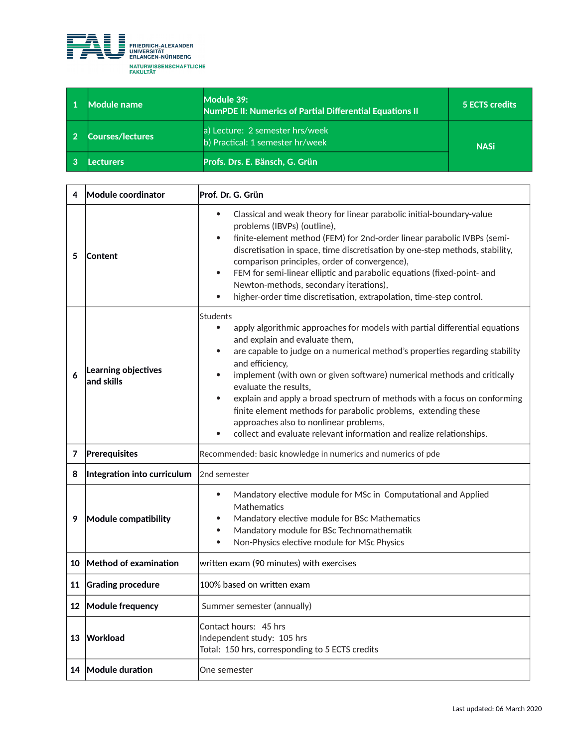FRIEDRICH-ALEXANDER UNIVERSITÄT ERLANGEN-NÜRNBERG
NATURWISSENSCHAFTLICHE FAKULTÄT

| 1 | Module name | Module 39:<br>NumPDE II: Numerics of Partial Differential Equations II | 5 ECTS credits |
|---|---|---|---|
| 2 | Courses/lectures | a) Lecture: 2 semester hrs/week<br>b) Practical: 1 semester hr/week | NASi |
| 3 | Lecturers | Profs. Drs. E. Bänsch, G. Grün | |

| | | |
|---|---|---|
| 4 | **Module coordinator** | **Prof. Dr. G. Grün** |
| 5 | **Content** | • Classical and weak theory for linear parabolic initial-boundary-value problems (IBVPs) (outline),<br>• finite-element method (FEM) for 2nd-order linear parabolic IVBPs (semi-discretisation in space, time discretisation by one-step methods, stability, comparison principles, order of convergence),<br>• FEM for semi-linear elliptic and parabolic equations (fixed-point- and Newton-methods, secondary iterations),<br>• higher-order time discretisation, extrapolation, time-step control. |
| 6 | **Learning objectives and skills** | Students<br>• apply algorithmic approaches for models with partial differential equations and explain and evaluate them,<br>• are capable to judge on a numerical method's properties regarding stability and efficiency,<br>• implement (with own or given software) numerical methods and critically evaluate the results,<br>• explain and apply a broad spectrum of methods with a focus on conforming finite element methods for parabolic problems, extending these approaches also to nonlinear problems,<br>• collect and evaluate relevant information and realize relationships. |
| 7 | **Prerequisites** | Recommended: basic knowledge in numerics and numerics of pde |
| 8 | **Integration into curriculum** | 2nd semester |
| 9 | **Module compatibility** | • Mandatory elective module for MSc in Computational and Applied Mathematics<br>• Mandatory elective module for BSc Mathematics<br>• Mandatory module for BSc Technomathematik<br>• Non-Physics elective module for MSc Physics |
| 10 | **Method of examination** | written exam (90 minutes) with exercises |
| 11 | **Grading procedure** | 100% based on written exam |
| 12 | **Module frequency** | Summer semester (annually) |
| 13 | **Workload** | Contact hours: 45 hrs<br>Independent study: 105 hrs<br>Total: 150 hrs, corresponding to 5 ECTS credits |
| 14 | **Module duration** | One semester |

Last updated: 06 March 2020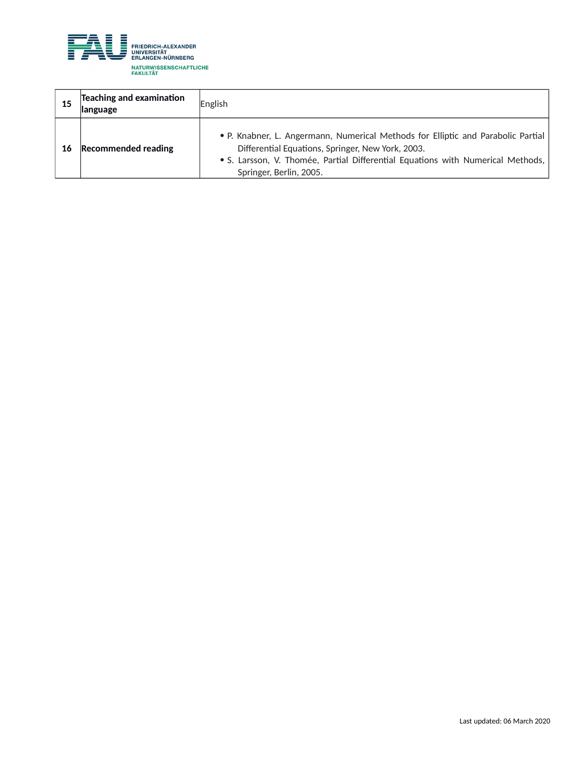| | | |
|---|---|---|
| **15** | **Teaching and examination language** | English |
| **16** | **Recommended reading** | • P. Knabner, L. Angermann, Numerical Methods for Elliptic and Parabolic Partial Differential Equations, Springer, New York, 2003.<br>• S. Larsson, V. Thomée, Partial Differential Equations with Numerical Methods, Springer, Berlin, 2005. |

Last updated: 06 March 2020